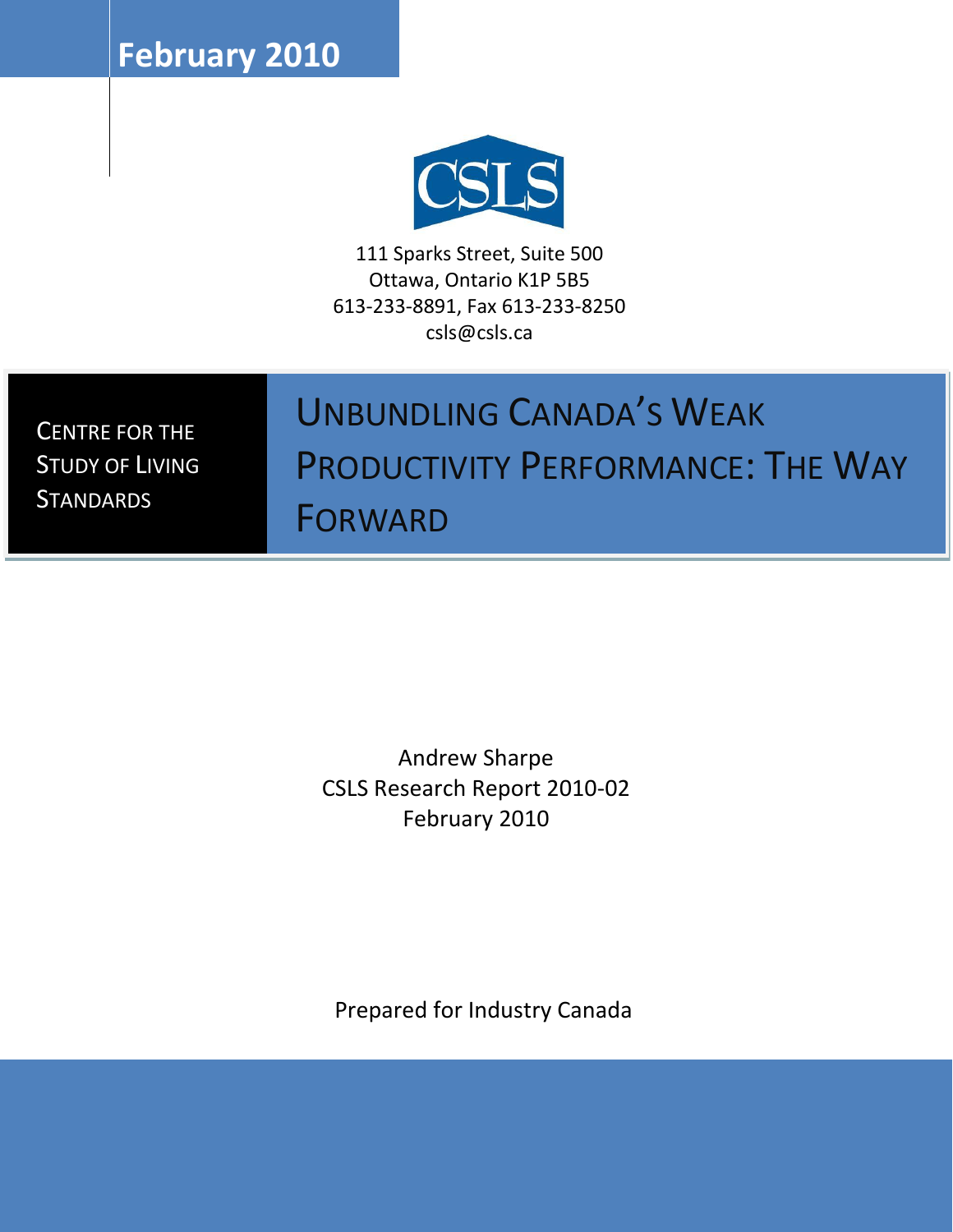February 2010

CSLS

111 Sparks Street, Suite 500
Ottawa, Ontario K1P 5B5
613-233-8891, Fax 613-233-8250
csls@csls.ca

CENTRE FOR THE STUDY OF LIVING STANDARDS

# UNBUNDLING CANADA'S WEAK PRODUCTIVITY PERFORMANCE: THE WAY FORWARD

Andrew Sharpe
CSLS Research Report 2010-02
February 2010

Prepared for Industry Canada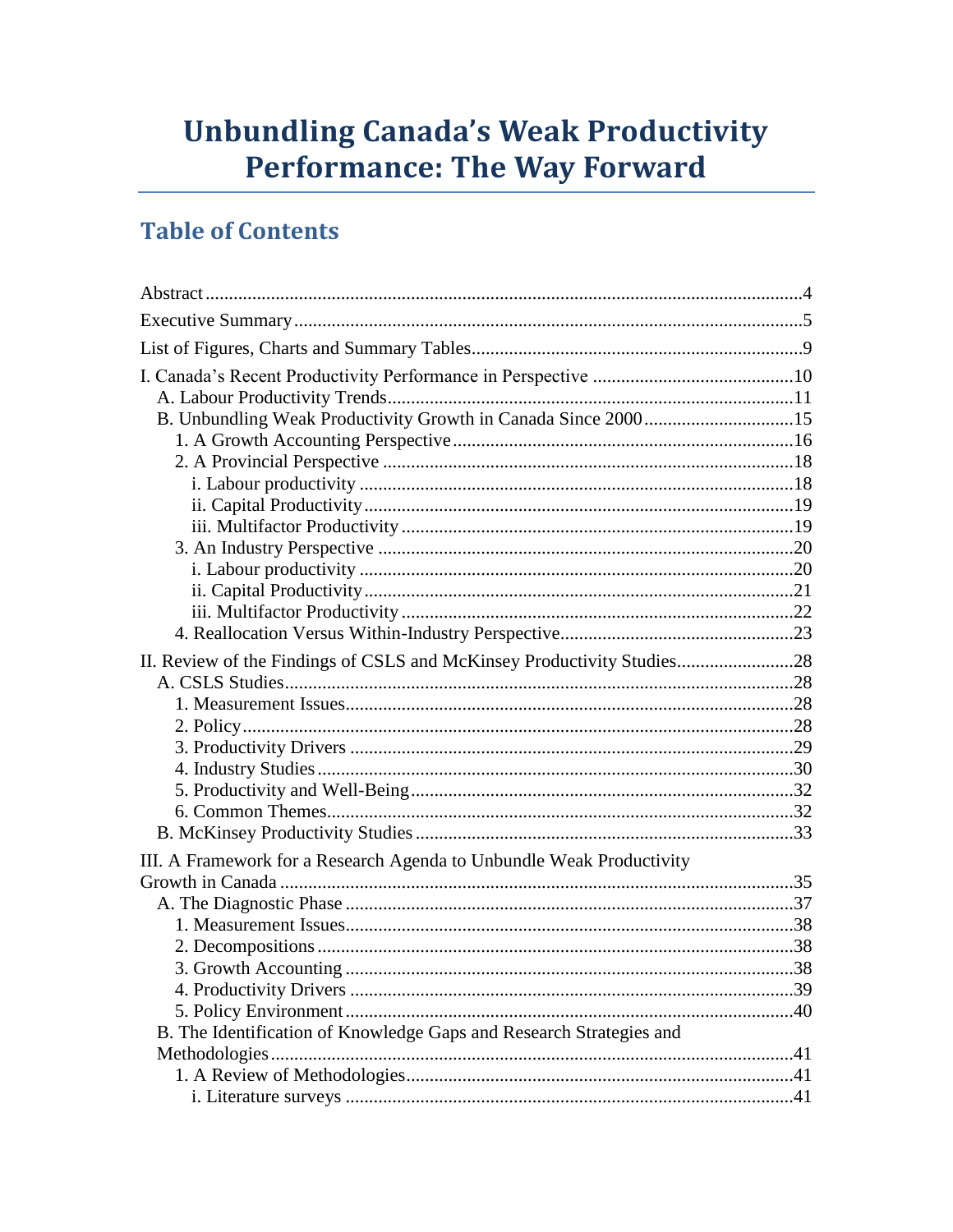# Unbundling Canada's Weak Productivity Performance: The Way Forward

## Table of Contents

Abstract....4

Executive Summary....5

List of Figures, Charts and Summary Tables....9

I. Canada's Recent Productivity Performance in Perspective....10
- A. Labour Productivity Trends....11
- B. Unbundling Weak Productivity Growth in Canada Since 2000....15
  - 1. A Growth Accounting Perspective....16
  - 2. A Provincial Perspective....18
    - i. Labour productivity....18
    - ii. Capital Productivity....19
    - iii. Multifactor Productivity....19
  - 3. An Industry Perspective....20
    - i. Labour productivity....20
    - ii. Capital Productivity....21
    - iii. Multifactor Productivity....22
  - 4. Reallocation Versus Within-Industry Perspective....23

II. Review of the Findings of CSLS and McKinsey Productivity Studies....28
- A. CSLS Studies....28
  - 1. Measurement Issues....28
  - 2. Policy....28
  - 3. Productivity Drivers....29
  - 4. Industry Studies....30
  - 5. Productivity and Well-Being....32
  - 6. Common Themes....32
- B. McKinsey Productivity Studies....33

III. A Framework for a Research Agenda to Unbundle Weak Productivity Growth in Canada....35
- A. The Diagnostic Phase....37
  - 1. Measurement Issues....38
  - 2. Decompositions....38
  - 3. Growth Accounting....38
  - 4. Productivity Drivers....39
  - 5. Policy Environment....40
- B. The Identification of Knowledge Gaps and Research Strategies and Methodologies....41
  - 1. A Review of Methodologies....41
    - i. Literature surveys....41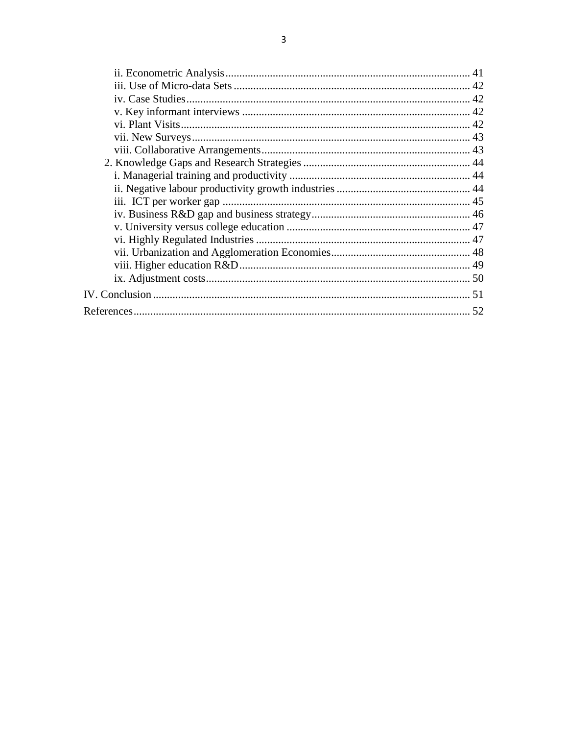ii. Econometric Analysis ........................................................................................ 41
iii. Use of Micro-data Sets ..................................................................................... 42
iv. Case Studies ...................................................................................................... 42
v. Key informant interviews .................................................................................. 42
vi. Plant Visits ........................................................................................................ 42
vii. New Surveys .................................................................................................... 43
viii. Collaborative Arrangements ........................................................................... 43
2. Knowledge Gaps and Research Strategies ............................................................ 44
i. Managerial training and productivity ................................................................. 44
ii. Negative labour productivity growth industries ................................................ 44
iii. ICT per worker gap ......................................................................................... 45
iv. Business R&D gap and business strategy ......................................................... 46
v. University versus college education .................................................................. 47
vi. Highly Regulated Industries ............................................................................. 47
vii. Urbanization and Agglomeration Economies .................................................. 48
viii. Higher education R&D ................................................................................... 49
ix. Adjustment costs ............................................................................................... 50

IV. Conclusion ................................................................................................................. 51

References ........................................................................................................................ 52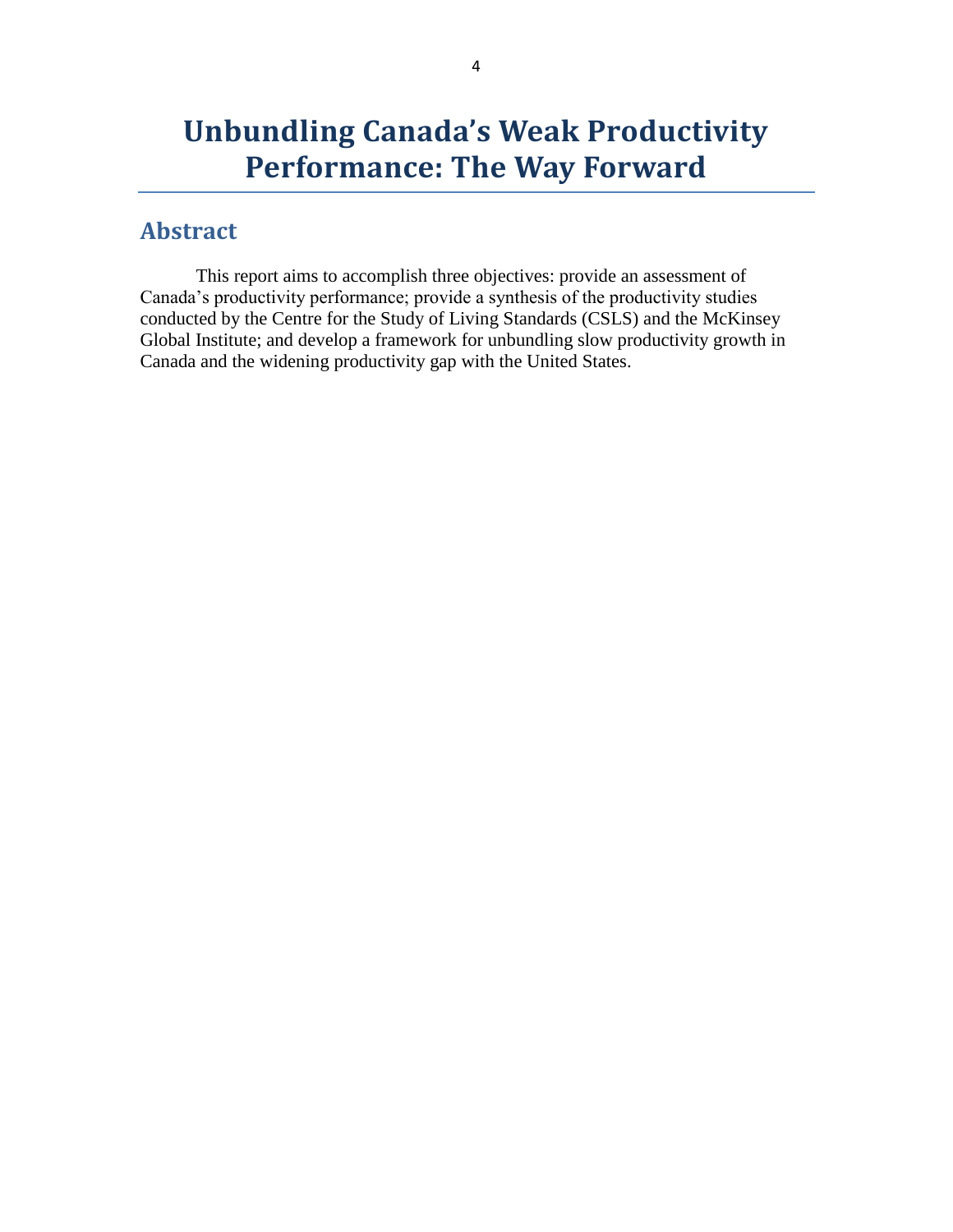# Unbundling Canada's Weak Productivity Performance: The Way Forward

## Abstract

This report aims to accomplish three objectives: provide an assessment of Canada's productivity performance; provide a synthesis of the productivity studies conducted by the Centre for the Study of Living Standards (CSLS) and the McKinsey Global Institute; and develop a framework for unbundling slow productivity growth in Canada and the widening productivity gap with the United States.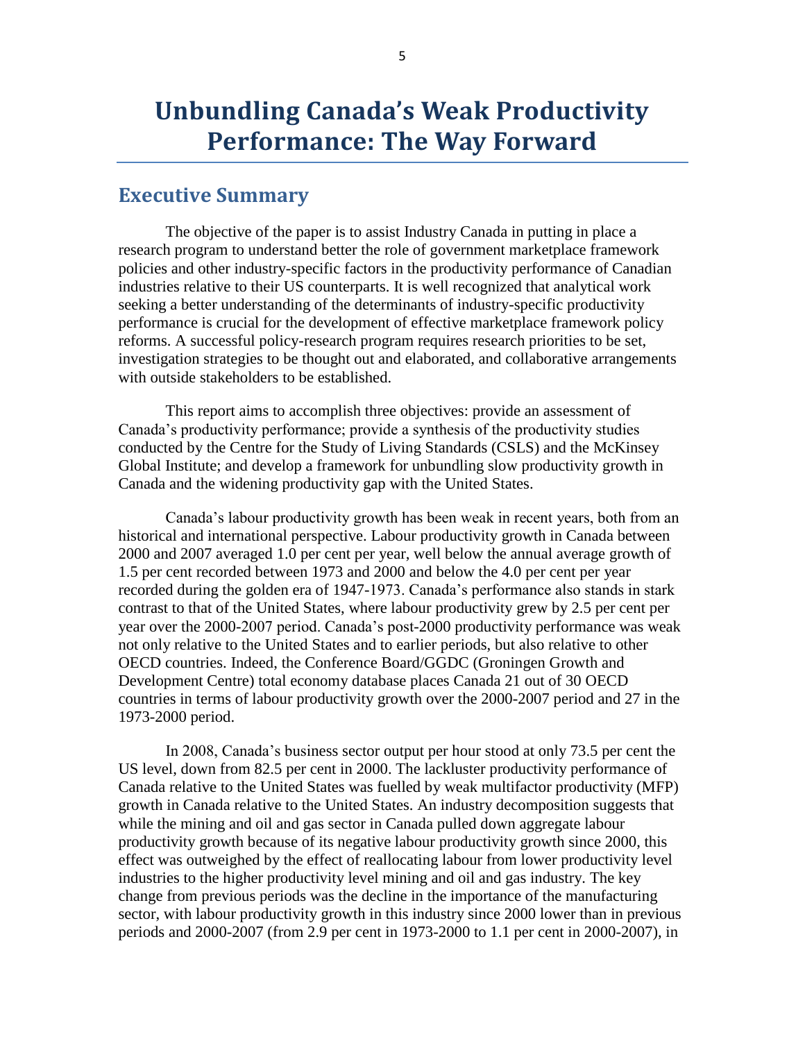# Unbundling Canada's Weak Productivity Performance: The Way Forward

## Executive Summary

The objective of the paper is to assist Industry Canada in putting in place a research program to understand better the role of government marketplace framework policies and other industry-specific factors in the productivity performance of Canadian industries relative to their US counterparts. It is well recognized that analytical work seeking a better understanding of the determinants of industry-specific productivity performance is crucial for the development of effective marketplace framework policy reforms. A successful policy-research program requires research priorities to be set, investigation strategies to be thought out and elaborated, and collaborative arrangements with outside stakeholders to be established.

This report aims to accomplish three objectives: provide an assessment of Canada's productivity performance; provide a synthesis of the productivity studies conducted by the Centre for the Study of Living Standards (CSLS) and the McKinsey Global Institute; and develop a framework for unbundling slow productivity growth in Canada and the widening productivity gap with the United States.

Canada's labour productivity growth has been weak in recent years, both from an historical and international perspective. Labour productivity growth in Canada between 2000 and 2007 averaged 1.0 per cent per year, well below the annual average growth of 1.5 per cent recorded between 1973 and 2000 and below the 4.0 per cent per year recorded during the golden era of 1947-1973. Canada's performance also stands in stark contrast to that of the United States, where labour productivity grew by 2.5 per cent per year over the 2000-2007 period. Canada's post-2000 productivity performance was weak not only relative to the United States and to earlier periods, but also relative to other OECD countries. Indeed, the Conference Board/GGDC (Groningen Growth and Development Centre) total economy database places Canada 21 out of 30 OECD countries in terms of labour productivity growth over the 2000-2007 period and 27 in the 1973-2000 period.

In 2008, Canada's business sector output per hour stood at only 73.5 per cent the US level, down from 82.5 per cent in 2000. The lackluster productivity performance of Canada relative to the United States was fuelled by weak multifactor productivity (MFP) growth in Canada relative to the United States. An industry decomposition suggests that while the mining and oil and gas sector in Canada pulled down aggregate labour productivity growth because of its negative labour productivity growth since 2000, this effect was outweighed by the effect of reallocating labour from lower productivity level industries to the higher productivity level mining and oil and gas industry. The key change from previous periods was the decline in the importance of the manufacturing sector, with labour productivity growth in this industry since 2000 lower than in previous periods and 2000-2007 (from 2.9 per cent in 1973-2000 to 1.1 per cent in 2000-2007), in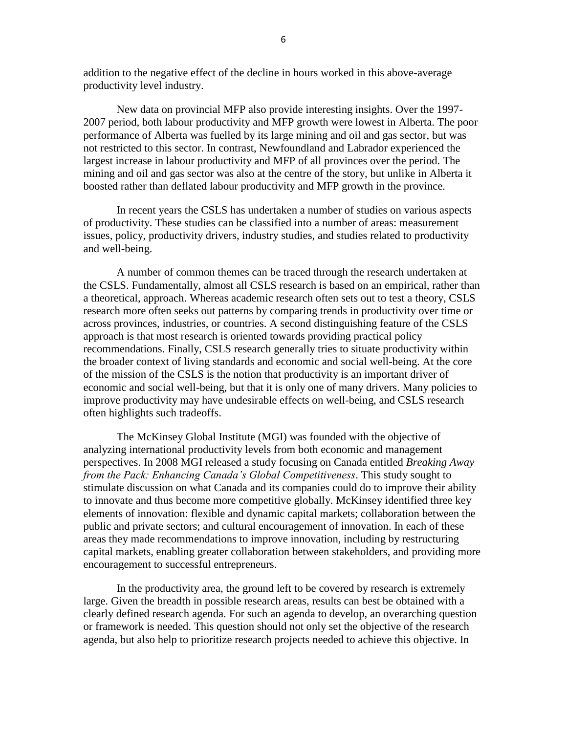addition to the negative effect of the decline in hours worked in this above-average productivity level industry.

New data on provincial MFP also provide interesting insights. Over the 1997-2007 period, both labour productivity and MFP growth were lowest in Alberta. The poor performance of Alberta was fuelled by its large mining and oil and gas sector, but was not restricted to this sector. In contrast, Newfoundland and Labrador experienced the largest increase in labour productivity and MFP of all provinces over the period. The mining and oil and gas sector was also at the centre of the story, but unlike in Alberta it boosted rather than deflated labour productivity and MFP growth in the province.

In recent years the CSLS has undertaken a number of studies on various aspects of productivity. These studies can be classified into a number of areas: measurement issues, policy, productivity drivers, industry studies, and studies related to productivity and well-being.

A number of common themes can be traced through the research undertaken at the CSLS. Fundamentally, almost all CSLS research is based on an empirical, rather than a theoretical, approach. Whereas academic research often sets out to test a theory, CSLS research more often seeks out patterns by comparing trends in productivity over time or across provinces, industries, or countries. A second distinguishing feature of the CSLS approach is that most research is oriented towards providing practical policy recommendations. Finally, CSLS research generally tries to situate productivity within the broader context of living standards and economic and social well-being. At the core of the mission of the CSLS is the notion that productivity is an important driver of economic and social well-being, but that it is only one of many drivers. Many policies to improve productivity may have undesirable effects on well-being, and CSLS research often highlights such tradeoffs.

The McKinsey Global Institute (MGI) was founded with the objective of analyzing international productivity levels from both economic and management perspectives. In 2008 MGI released a study focusing on Canada entitled *Breaking Away from the Pack: Enhancing Canada's Global Competitiveness*. This study sought to stimulate discussion on what Canada and its companies could do to improve their ability to innovate and thus become more competitive globally. McKinsey identified three key elements of innovation: flexible and dynamic capital markets; collaboration between the public and private sectors; and cultural encouragement of innovation. In each of these areas they made recommendations to improve innovation, including by restructuring capital markets, enabling greater collaboration between stakeholders, and providing more encouragement to successful entrepreneurs.

In the productivity area, the ground left to be covered by research is extremely large. Given the breadth in possible research areas, results can best be obtained with a clearly defined research agenda. For such an agenda to develop, an overarching question or framework is needed. This question should not only set the objective of the research agenda, but also help to prioritize research projects needed to achieve this objective. In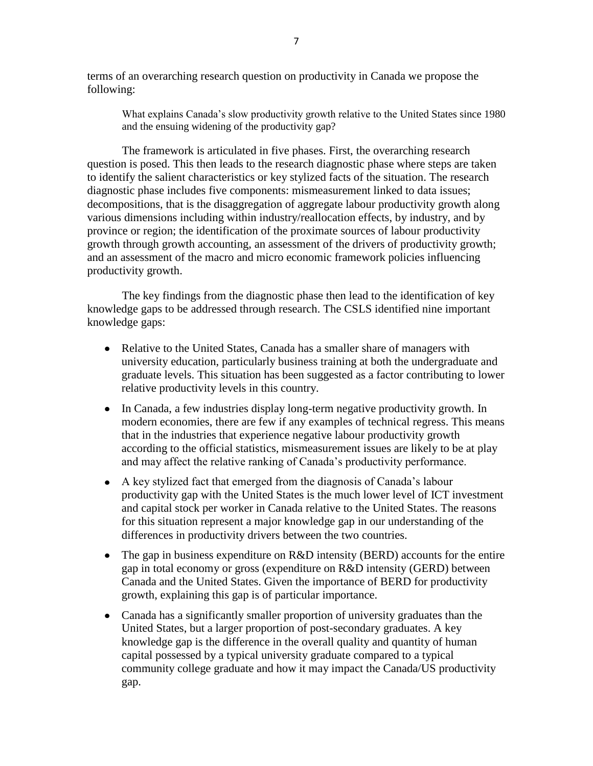terms of an overarching research question on productivity in Canada we propose the following:

> What explains Canada's slow productivity growth relative to the United States since 1980 and the ensuing widening of the productivity gap?

The framework is articulated in five phases. First, the overarching research question is posed. This then leads to the research diagnostic phase where steps are taken to identify the salient characteristics or key stylized facts of the situation. The research diagnostic phase includes five components: mismeasurement linked to data issues; decompositions, that is the disaggregation of aggregate labour productivity growth along various dimensions including within industry/reallocation effects, by industry, and by province or region; the identification of the proximate sources of labour productivity growth through growth accounting, an assessment of the drivers of productivity growth; and an assessment of the macro and micro economic framework policies influencing productivity growth.

The key findings from the diagnostic phase then lead to the identification of key knowledge gaps to be addressed through research. The CSLS identified nine important knowledge gaps:

- Relative to the United States, Canada has a smaller share of managers with university education, particularly business training at both the undergraduate and graduate levels. This situation has been suggested as a factor contributing to lower relative productivity levels in this country.
- In Canada, a few industries display long-term negative productivity growth. In modern economies, there are few if any examples of technical regress. This means that in the industries that experience negative labour productivity growth according to the official statistics, mismeasurement issues are likely to be at play and may affect the relative ranking of Canada's productivity performance.
- A key stylized fact that emerged from the diagnosis of Canada's labour productivity gap with the United States is the much lower level of ICT investment and capital stock per worker in Canada relative to the United States. The reasons for this situation represent a major knowledge gap in our understanding of the differences in productivity drivers between the two countries.
- The gap in business expenditure on R&D intensity (BERD) accounts for the entire gap in total economy or gross (expenditure on R&D intensity (GERD) between Canada and the United States. Given the importance of BERD for productivity growth, explaining this gap is of particular importance.
- Canada has a significantly smaller proportion of university graduates than the United States, but a larger proportion of post-secondary graduates. A key knowledge gap is the difference in the overall quality and quantity of human capital possessed by a typical university graduate compared to a typical community college graduate and how it may impact the Canada/US productivity gap.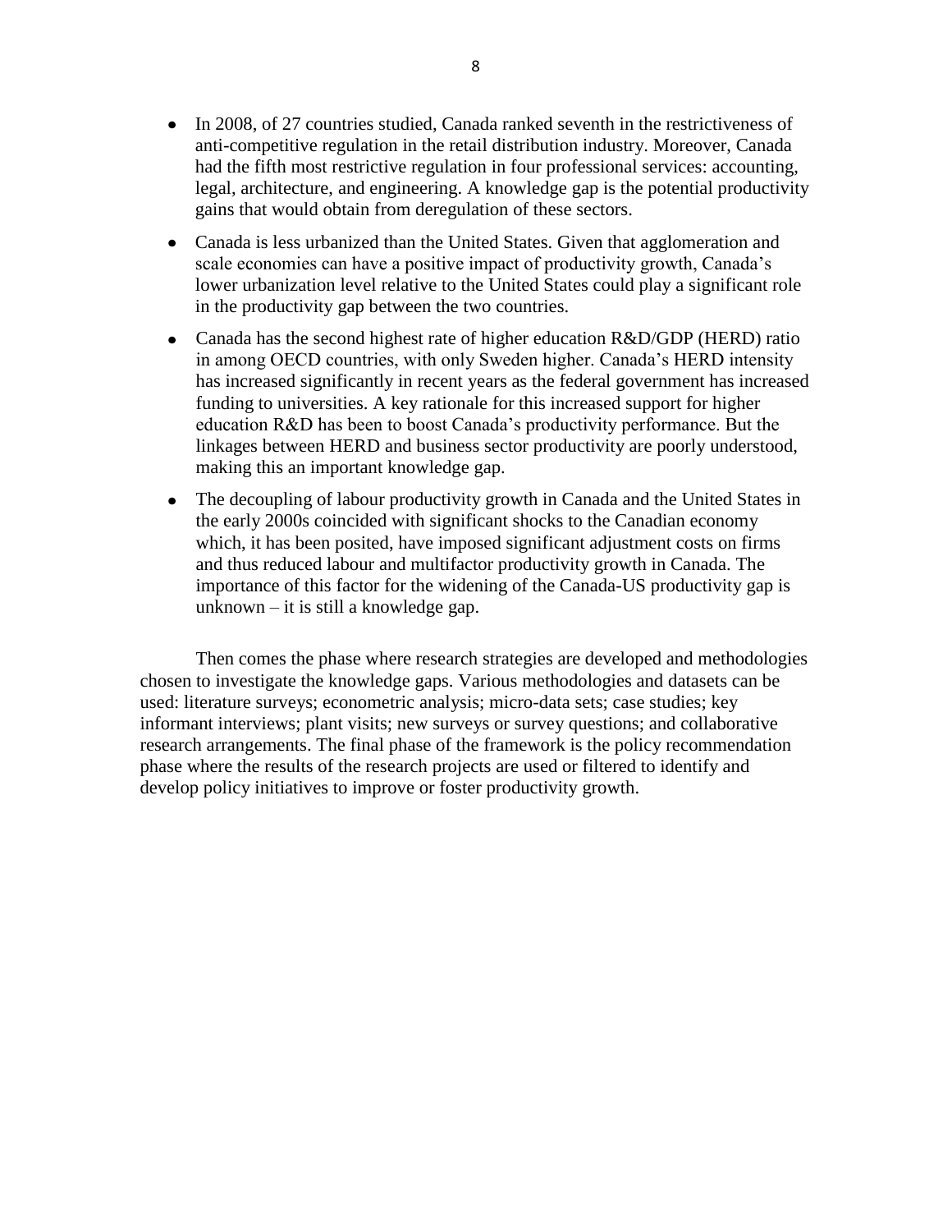- In 2008, of 27 countries studied, Canada ranked seventh in the restrictiveness of anti-competitive regulation in the retail distribution industry. Moreover, Canada had the fifth most restrictive regulation in four professional services: accounting, legal, architecture, and engineering. A knowledge gap is the potential productivity gains that would obtain from deregulation of these sectors.
- Canada is less urbanized than the United States. Given that agglomeration and scale economies can have a positive impact of productivity growth, Canada's lower urbanization level relative to the United States could play a significant role in the productivity gap between the two countries.
- Canada has the second highest rate of higher education R&D/GDP (HERD) ratio in among OECD countries, with only Sweden higher. Canada's HERD intensity has increased significantly in recent years as the federal government has increased funding to universities. A key rationale for this increased support for higher education R&D has been to boost Canada's productivity performance. But the linkages between HERD and business sector productivity are poorly understood, making this an important knowledge gap.
- The decoupling of labour productivity growth in Canada and the United States in the early 2000s coincided with significant shocks to the Canadian economy which, it has been posited, have imposed significant adjustment costs on firms and thus reduced labour and multifactor productivity growth in Canada. The importance of this factor for the widening of the Canada-US productivity gap is unknown – it is still a knowledge gap.

Then comes the phase where research strategies are developed and methodologies chosen to investigate the knowledge gaps. Various methodologies and datasets can be used: literature surveys; econometric analysis; micro-data sets; case studies; key informant interviews; plant visits; new surveys or survey questions; and collaborative research arrangements. The final phase of the framework is the policy recommendation phase where the results of the research projects are used or filtered to identify and develop policy initiatives to improve or foster productivity growth.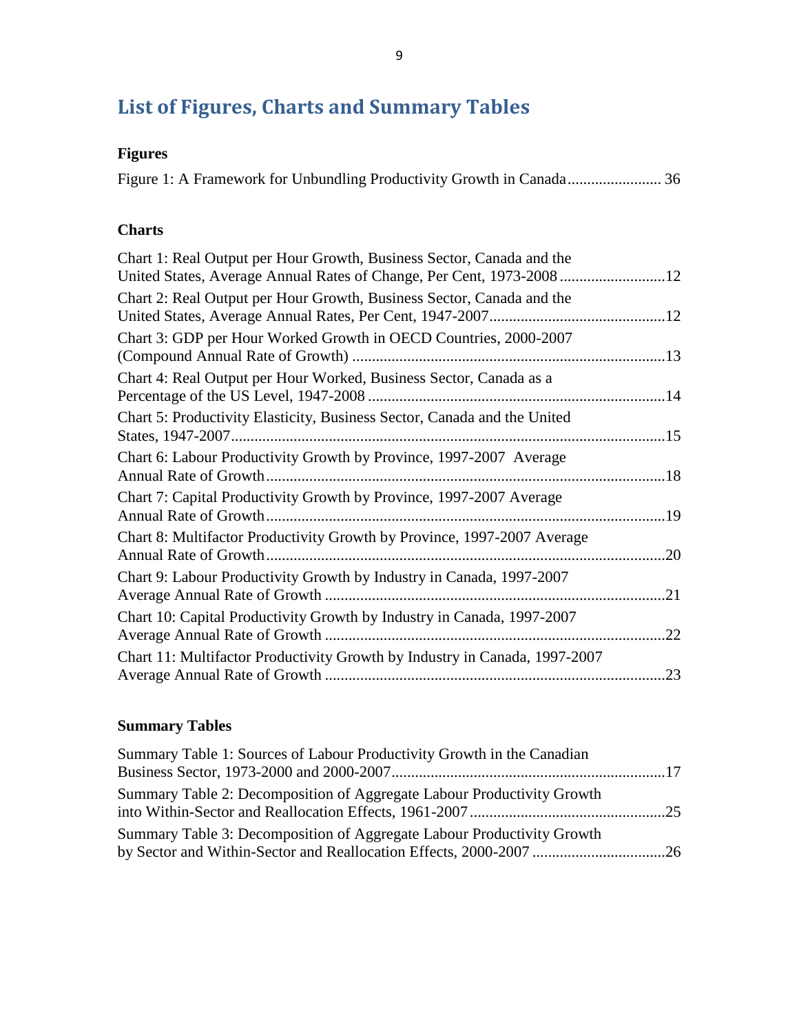# List of Figures, Charts and Summary Tables

### Figures

Figure 1: A Framework for Unbundling Productivity Growth in Canada........................ 36

### Charts

Chart 1: Real Output per Hour Growth, Business Sector, Canada and the United States, Average Annual Rates of Change, Per Cent, 1973-2008...........................12

Chart 2: Real Output per Hour Growth, Business Sector, Canada and the United States, Average Annual Rates, Per Cent, 1947-2007.............................................12

Chart 3: GDP per Hour Worked Growth in OECD Countries, 2000-2007 (Compound Annual Rate of Growth) ...............................................................................13

Chart 4: Real Output per Hour Worked, Business Sector, Canada as a Percentage of the US Level, 1947-2008 ...........................................................................14

Chart 5: Productivity Elasticity, Business Sector, Canada and the United States, 1947-2007...............................................................................................................15

Chart 6: Labour Productivity Growth by Province, 1997-2007 Average Annual Rate of Growth.....................................................................................................18

Chart 7: Capital Productivity Growth by Province, 1997-2007 Average Annual Rate of Growth.....................................................................................................19

Chart 8: Multifactor Productivity Growth by Province, 1997-2007 Average Annual Rate of Growth.....................................................................................................20

Chart 9: Labour Productivity Growth by Industry in Canada, 1997-2007 Average Annual Rate of Growth ......................................................................................21

Chart 10: Capital Productivity Growth by Industry in Canada, 1997-2007 Average Annual Rate of Growth ......................................................................................22

Chart 11: Multifactor Productivity Growth by Industry in Canada, 1997-2007 Average Annual Rate of Growth ......................................................................................23

### Summary Tables

Summary Table 1: Sources of Labour Productivity Growth in the Canadian Business Sector, 1973-2000 and 2000-2007.....................................................................17

Summary Table 2: Decomposition of Aggregate Labour Productivity Growth into Within-Sector and Reallocation Effects, 1961-2007.................................................25

Summary Table 3: Decomposition of Aggregate Labour Productivity Growth by Sector and Within-Sector and Reallocation Effects, 2000-2007 .................................26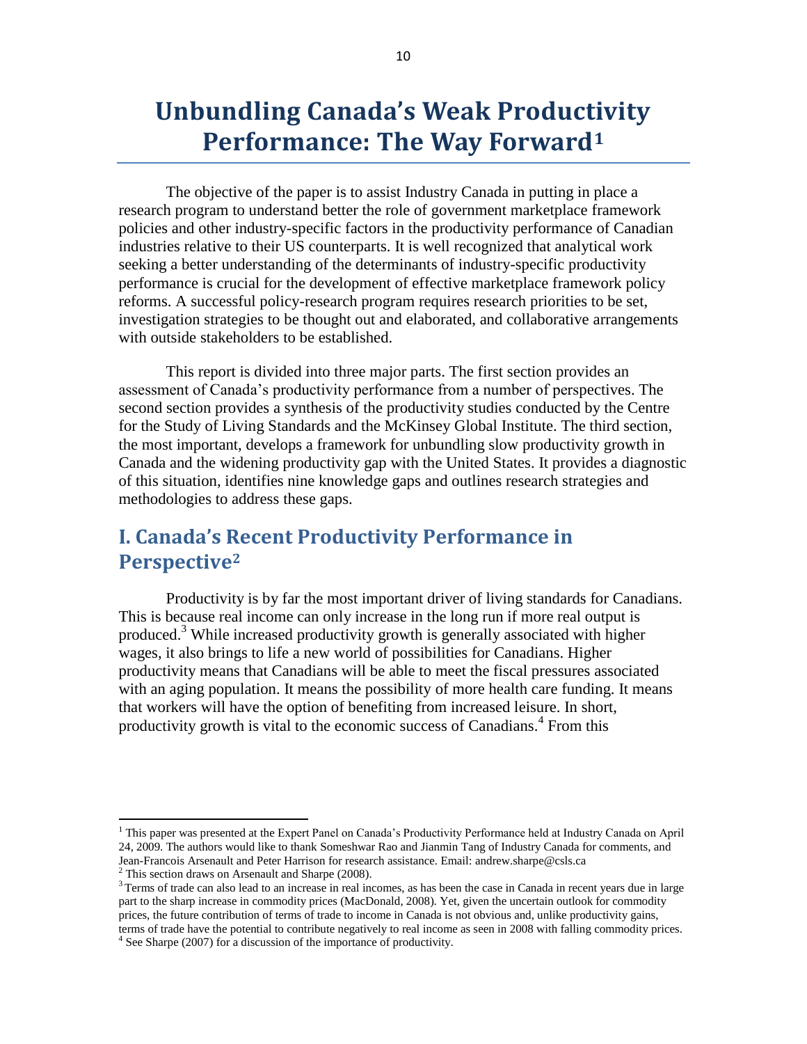# Unbundling Canada's Weak Productivity Performance: The Way Forward[1]

The objective of the paper is to assist Industry Canada in putting in place a research program to understand better the role of government marketplace framework policies and other industry-specific factors in the productivity performance of Canadian industries relative to their US counterparts. It is well recognized that analytical work seeking a better understanding of the determinants of industry-specific productivity performance is crucial for the development of effective marketplace framework policy reforms. A successful policy-research program requires research priorities to be set, investigation strategies to be thought out and elaborated, and collaborative arrangements with outside stakeholders to be established.

This report is divided into three major parts. The first section provides an assessment of Canada's productivity performance from a number of perspectives. The second section provides a synthesis of the productivity studies conducted by the Centre for the Study of Living Standards and the McKinsey Global Institute. The third section, the most important, develops a framework for unbundling slow productivity growth in Canada and the widening productivity gap with the United States. It provides a diagnostic of this situation, identifies nine knowledge gaps and outlines research strategies and methodologies to address these gaps.

## I. Canada's Recent Productivity Performance in Perspective[2]

Productivity is by far the most important driver of living standards for Canadians. This is because real income can only increase in the long run if more real output is produced.[3] While increased productivity growth is generally associated with higher wages, it also brings to life a new world of possibilities for Canadians. Higher productivity means that Canadians will be able to meet the fiscal pressures associated with an aging population. It means the possibility of more health care funding. It means that workers will have the option of benefiting from increased leisure. In short, productivity growth is vital to the economic success of Canadians.[4] From this

---

[1] This paper was presented at the Expert Panel on Canada's Productivity Performance held at Industry Canada on April 24, 2009. The authors would like to thank Someshwar Rao and Jianmin Tang of Industry Canada for comments, and Jean-Francois Arsenault and Peter Harrison for research assistance. Email: andrew.sharpe@csls.ca

[2] This section draws on Arsenault and Sharpe (2008).

[3] Terms of trade can also lead to an increase in real incomes, as has been the case in Canada in recent years due in large part to the sharp increase in commodity prices (MacDonald, 2008). Yet, given the uncertain outlook for commodity prices, the future contribution of terms of trade to income in Canada is not obvious and, unlike productivity gains, terms of trade have the potential to contribute negatively to real income as seen in 2008 with falling commodity prices.

[4] See Sharpe (2007) for a discussion of the importance of productivity.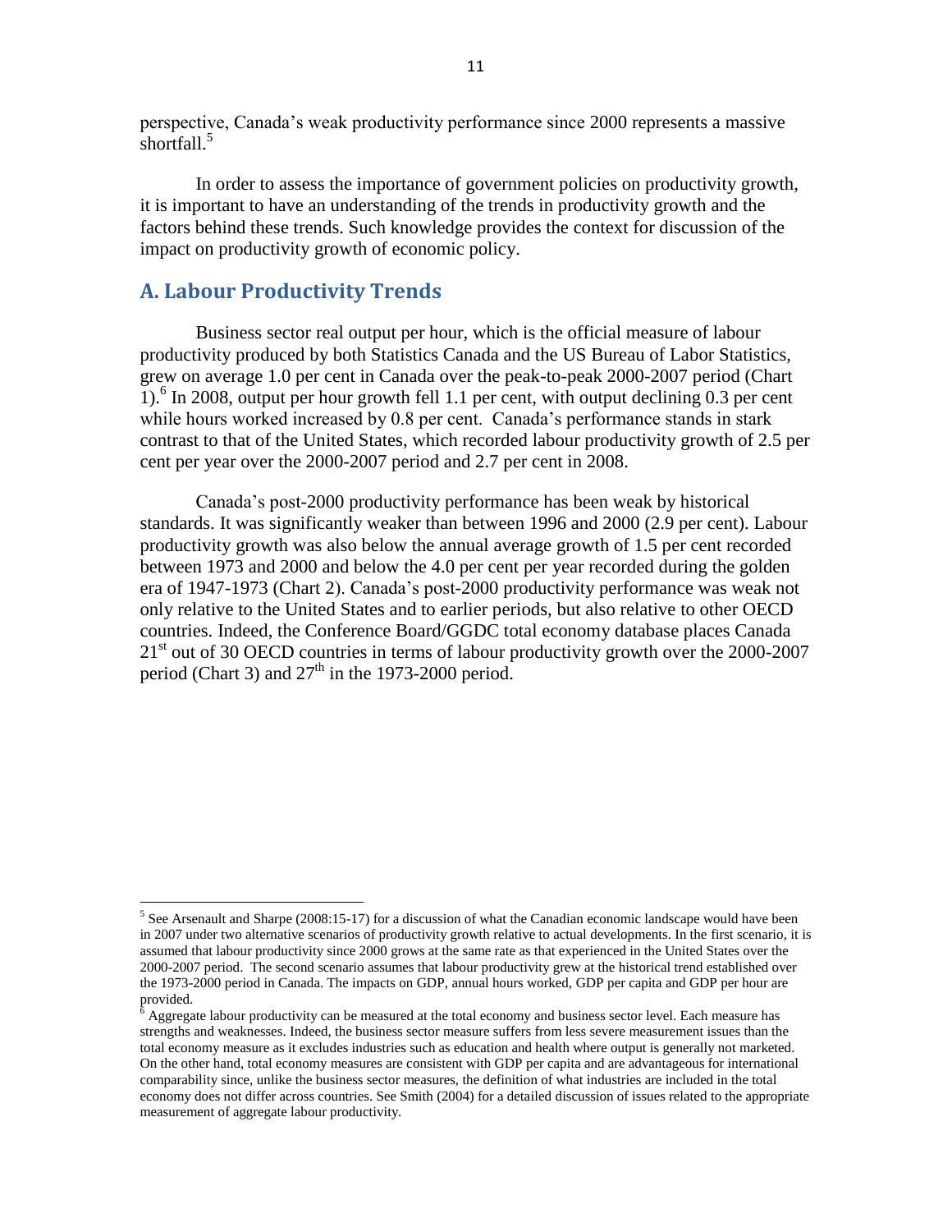perspective, Canada's weak productivity performance since 2000 represents a massive shortfall.[5]

In order to assess the importance of government policies on productivity growth, it is important to have an understanding of the trends in productivity growth and the factors behind these trends. Such knowledge provides the context for discussion of the impact on productivity growth of economic policy.

## A. Labour Productivity Trends

Business sector real output per hour, which is the official measure of labour productivity produced by both Statistics Canada and the US Bureau of Labor Statistics, grew on average 1.0 per cent in Canada over the peak-to-peak 2000-2007 period (Chart 1).[6] In 2008, output per hour growth fell 1.1 per cent, with output declining 0.3 per cent while hours worked increased by 0.8 per cent. Canada's performance stands in stark contrast to that of the United States, which recorded labour productivity growth of 2.5 per cent per year over the 2000-2007 period and 2.7 per cent in 2008.

Canada's post-2000 productivity performance has been weak by historical standards. It was significantly weaker than between 1996 and 2000 (2.9 per cent). Labour productivity growth was also below the annual average growth of 1.5 per cent recorded between 1973 and 2000 and below the 4.0 per cent per year recorded during the golden era of 1947-1973 (Chart 2). Canada's post-2000 productivity performance was weak not only relative to the United States and to earlier periods, but also relative to other OECD countries. Indeed, the Conference Board/GGDC total economy database places Canada 21st out of 30 OECD countries in terms of labour productivity growth over the 2000-2007 period (Chart 3) and 27th in the 1973-2000 period.

---

[5] See Arsenault and Sharpe (2008:15-17) for a discussion of what the Canadian economic landscape would have been in 2007 under two alternative scenarios of productivity growth relative to actual developments. In the first scenario, it is assumed that labour productivity since 2000 grows at the same rate as that experienced in the United States over the 2000-2007 period. The second scenario assumes that labour productivity grew at the historical trend established over the 1973-2000 period in Canada. The impacts on GDP, annual hours worked, GDP per capita and GDP per hour are provided.

[6] Aggregate labour productivity can be measured at the total economy and business sector level. Each measure has strengths and weaknesses. Indeed, the business sector measure suffers from less severe measurement issues than the total economy measure as it excludes industries such as education and health where output is generally not marketed. On the other hand, total economy measures are consistent with GDP per capita and are advantageous for international comparability since, unlike the business sector measures, the definition of what industries are included in the total economy does not differ across countries. See Smith (2004) for a detailed discussion of issues related to the appropriate measurement of aggregate labour productivity.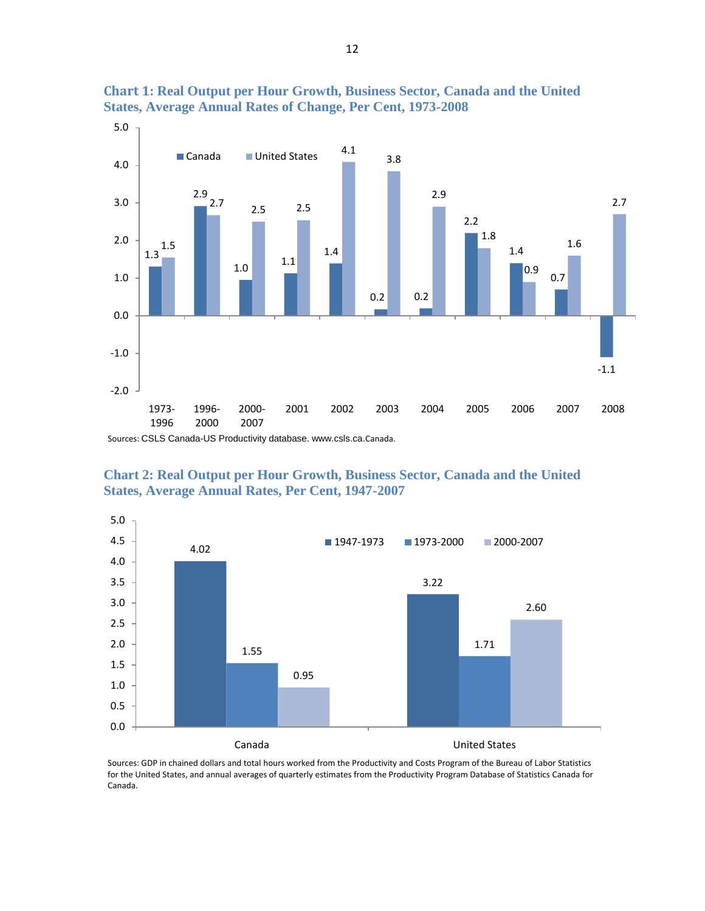### Chart 1: Real Output per Hour Growth, Business Sector, Canada and the United States, Average Annual Rates of Change, Per Cent, 1973-2008

| Period | Canada | United States |
|---|---|---|
| 1973-1996 | 1.3 | 1.5 |
| 1996-2000 | 2.9 | 2.7 |
| 2000-2007 | 1.0 | 2.5 |
| 2001 | 1.1 | 2.5 |
| 2002 | 1.4 | 4.1 |
| 2003 | 0.2 | 3.8 |
| 2004 | 0.2 | 2.9 |
| 2005 | 2.2 | 1.8 |
| 2006 | 1.4 | 0.9 |
| 2007 | 0.7 | 1.6 |
| 2008 | -1.1 | 2.7 |

Sources: CSLS Canada-US Productivity database. www.csls.ca.Canada.

### Chart 2: Real Output per Hour Growth, Business Sector, Canada and the United States, Average Annual Rates, Per Cent, 1947-2007

| | 1947-1973 | 1973-2000 | 2000-2007 |
|---|---|---|---|
| Canada | 4.02 | 1.55 | 0.95 |
| United States | 3.22 | 1.71 | 2.60 |

Sources: GDP in chained dollars and total hours worked from the Productivity and Costs Program of the Bureau of Labor Statistics for the United States, and annual averages of quarterly estimates from the Productivity Program Database of Statistics Canada for Canada.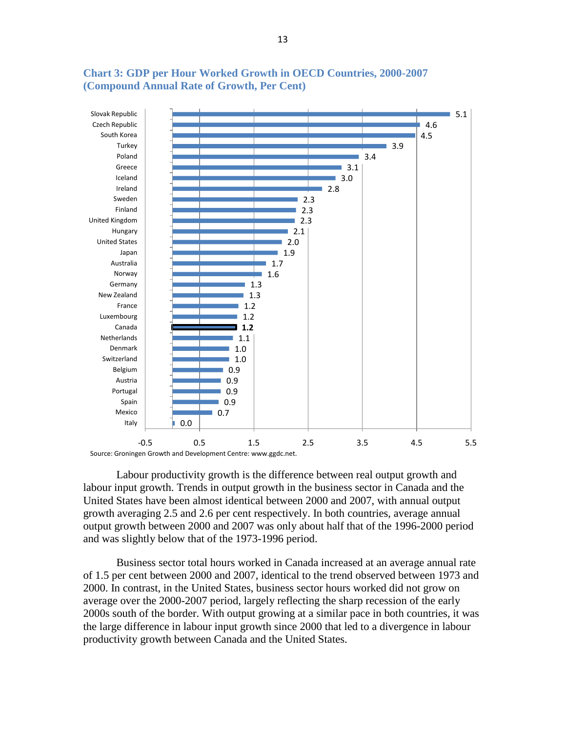**Chart 3: GDP per Hour Worked Growth in OECD Countries, 2000-2007 (Compound Annual Rate of Growth, Per Cent)**

| Country | Growth |
|---|---|
| Slovak Republic | 5.1 |
| Czech Republic | 4.6 |
| South Korea | 4.5 |
| Turkey | 3.9 |
| Poland | 3.4 |
| Greece | 3.1 |
| Iceland | 3.0 |
| Ireland | 2.8 |
| Sweden | 2.3 |
| Finland | 2.3 |
| United Kingdom | 2.3 |
| Hungary | 2.1 |
| United States | 2.0 |
| Japan | 1.9 |
| Australia | 1.7 |
| Norway | 1.6 |
| Germany | 1.3 |
| New Zealand | 1.3 |
| France | 1.2 |
| Luxembourg | 1.2 |
| **Canada** | **1.2** |
| Netherlands | 1.1 |
| Denmark | 1.0 |
| Switzerland | 1.0 |
| Belgium | 0.9 |
| Austria | 0.9 |
| Portugal | 0.9 |
| Spain | 0.9 |
| Mexico | 0.7 |
| Italy | 0.0 |

Source: Groningen Growth and Development Centre: www.ggdc.net.

Labour productivity growth is the difference between real output growth and labour input growth. Trends in output growth in the business sector in Canada and the United States have been almost identical between 2000 and 2007, with annual output growth averaging 2.5 and 2.6 per cent respectively. In both countries, average annual output growth between 2000 and 2007 was only about half that of the 1996-2000 period and was slightly below that of the 1973-1996 period.

Business sector total hours worked in Canada increased at an average annual rate of 1.5 per cent between 2000 and 2007, identical to the trend observed between 1973 and 2000. In contrast, in the United States, business sector hours worked did not grow on average over the 2000-2007 period, largely reflecting the sharp recession of the early 2000s south of the border. With output growing at a similar pace in both countries, it was the large difference in labour input growth since 2000 that led to a divergence in labour productivity growth between Canada and the United States.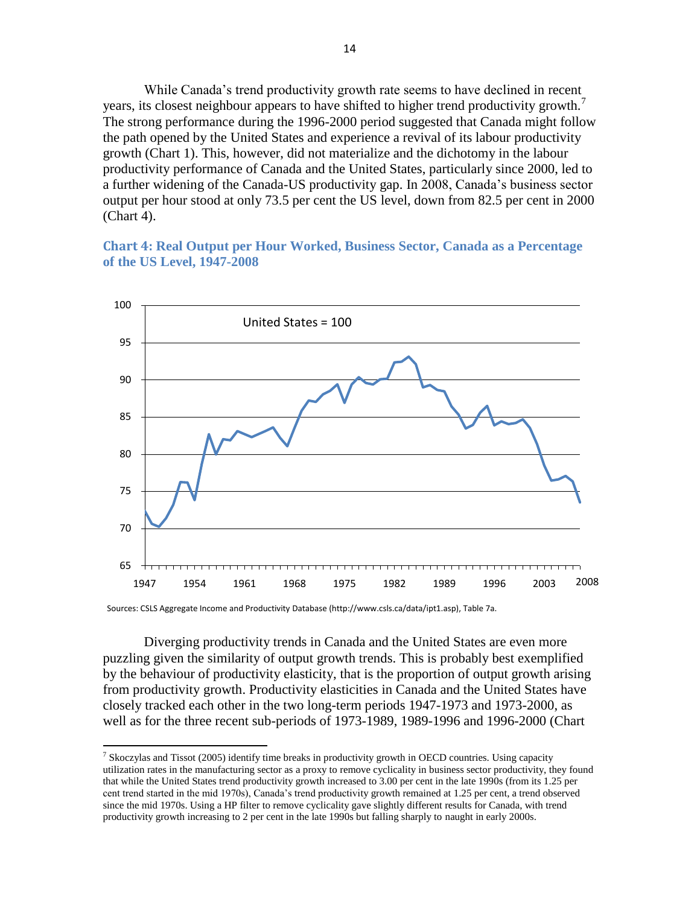While Canada's trend productivity growth rate seems to have declined in recent years, its closest neighbour appears to have shifted to higher trend productivity growth.[7] The strong performance during the 1996-2000 period suggested that Canada might follow the path opened by the United States and experience a revival of its labour productivity growth (Chart 1). This, however, did not materialize and the dichotomy in the labour productivity performance of Canada and the United States, particularly since 2000, led to a further widening of the Canada-US productivity gap. In 2008, Canada's business sector output per hour stood at only 73.5 per cent the US level, down from 82.5 per cent in 2000 (Chart 4).

**Chart 4: Real Output per Hour Worked, Business Sector, Canada as a Percentage of the US Level, 1947-2008**

Sources: CSLS Aggregate Income and Productivity Database (http://www.csls.ca/data/ipt1.asp), Table 7a.

Diverging productivity trends in Canada and the United States are even more puzzling given the similarity of output growth trends. This is probably best exemplified by the behaviour of productivity elasticity, that is the proportion of output growth arising from productivity growth. Productivity elasticities in Canada and the United States have closely tracked each other in the two long-term periods 1947-1973 and 1973-2000, as well as for the three recent sub-periods of 1973-1989, 1989-1996 and 1996-2000 (Chart

---

[7] Skoczylas and Tissot (2005) identify time breaks in productivity growth in OECD countries. Using capacity utilization rates in the manufacturing sector as a proxy to remove cyclicality in business sector productivity, they found that while the United States trend productivity growth increased to 3.00 per cent in the late 1990s (from its 1.25 per cent trend started in the mid 1970s), Canada's trend productivity growth remained at 1.25 per cent, a trend observed since the mid 1970s. Using a HP filter to remove cyclicality gave slightly different results for Canada, with trend productivity growth increasing to 2 per cent in the late 1990s but falling sharply to naught in early 2000s.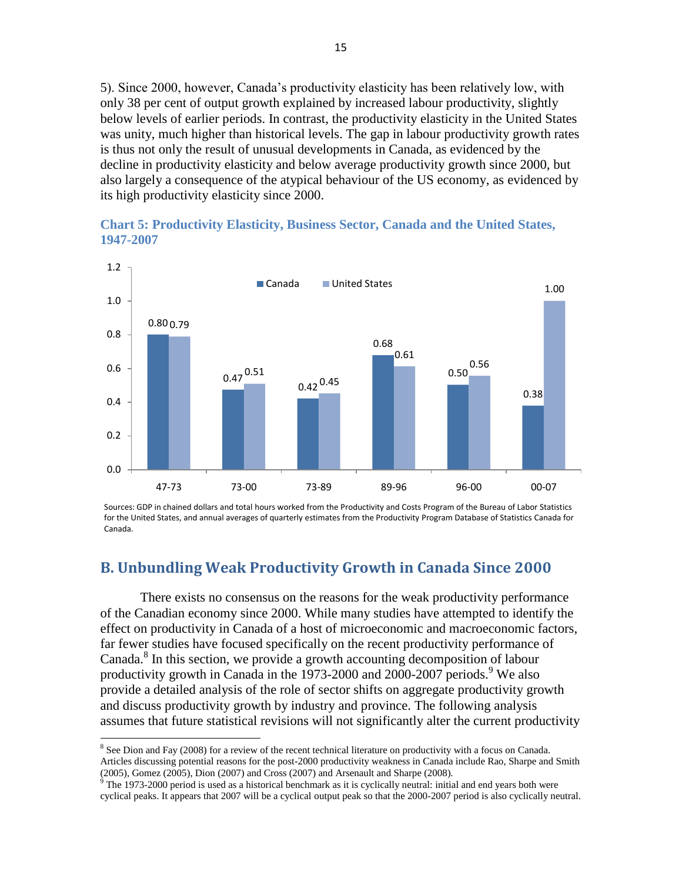5). Since 2000, however, Canada's productivity elasticity has been relatively low, with only 38 per cent of output growth explained by increased labour productivity, slightly below levels of earlier periods. In contrast, the productivity elasticity in the United States was unity, much higher than historical levels. The gap in labour productivity growth rates is thus not only the result of unusual developments in Canada, as evidenced by the decline in productivity elasticity and below average productivity growth since 2000, but also largely a consequence of the atypical behaviour of the US economy, as evidenced by its high productivity elasticity since 2000.

**Chart 5: Productivity Elasticity, Business Sector, Canada and the United States, 1947-2007**

| Period | Canada | United States |
|---|---|---|
| 47-73 | 0.80 | 0.79 |
| 73-00 | 0.47 | 0.51 |
| 73-89 | 0.42 | 0.45 |
| 89-96 | 0.68 | 0.61 |
| 96-00 | 0.50 | 0.56 |
| 00-07 | 0.38 | 1.00 |

Sources: GDP in chained dollars and total hours worked from the Productivity and Costs Program of the Bureau of Labor Statistics for the United States, and annual averages of quarterly estimates from the Productivity Program Database of Statistics Canada for Canada.

## B. Unbundling Weak Productivity Growth in Canada Since 2000

There exists no consensus on the reasons for the weak productivity performance of the Canadian economy since 2000. While many studies have attempted to identify the effect on productivity in Canada of a host of microeconomic and macroeconomic factors, far fewer studies have focused specifically on the recent productivity performance of Canada.[8] In this section, we provide a growth accounting decomposition of labour productivity growth in Canada in the 1973-2000 and 2000-2007 periods.[9] We also provide a detailed analysis of the role of sector shifts on aggregate productivity growth and discuss productivity growth by industry and province. The following analysis assumes that future statistical revisions will not significantly alter the current productivity

[8] See Dion and Fay (2008) for a review of the recent technical literature on productivity with a focus on Canada. Articles discussing potential reasons for the post-2000 productivity weakness in Canada include Rao, Sharpe and Smith (2005), Gomez (2005), Dion (2007) and Cross (2007) and Arsenault and Sharpe (2008).

[9] The 1973-2000 period is used as a historical benchmark as it is cyclically neutral: initial and end years both were cyclical peaks. It appears that 2007 will be a cyclical output peak so that the 2000-2007 period is also cyclically neutral.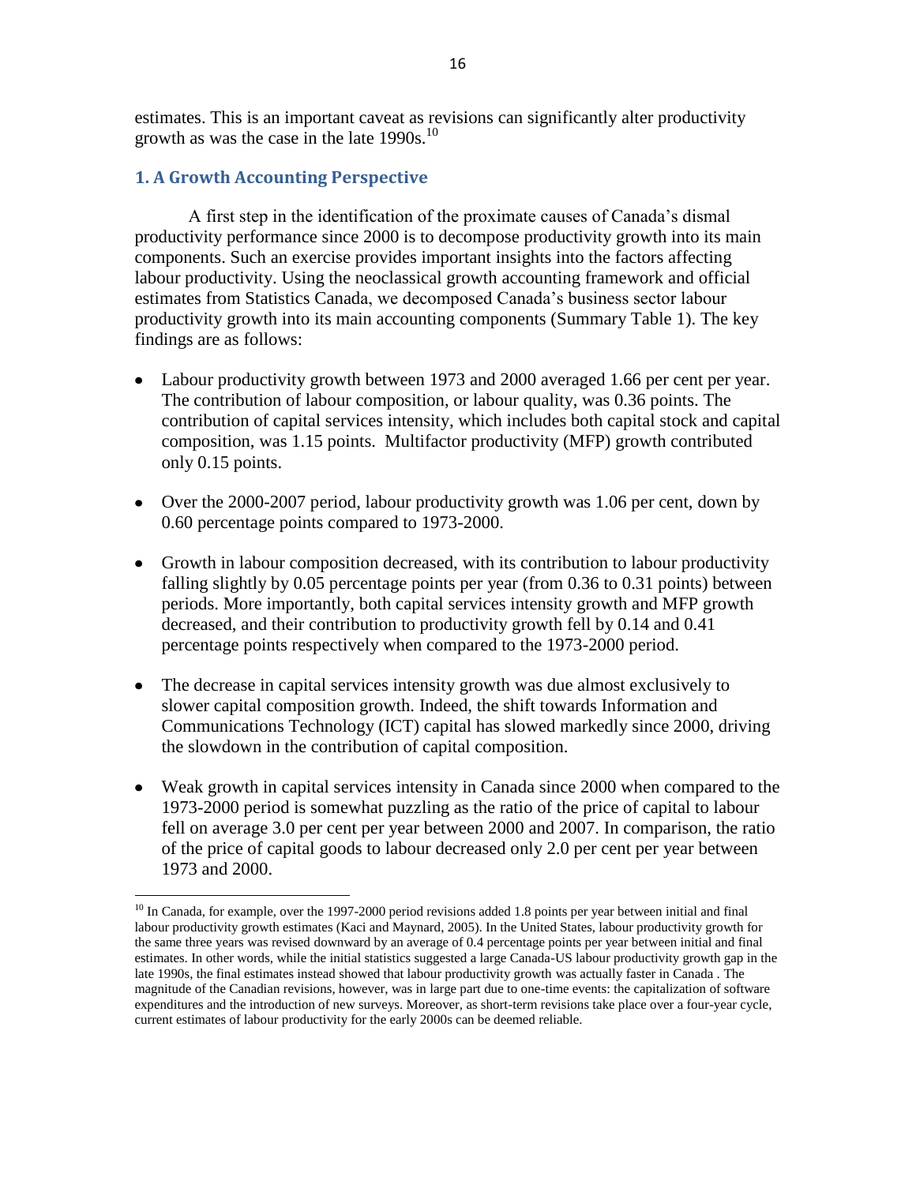estimates. This is an important caveat as revisions can significantly alter productivity growth as was the case in the late 1990s.[10]

## 1. A Growth Accounting Perspective

A first step in the identification of the proximate causes of Canada's dismal productivity performance since 2000 is to decompose productivity growth into its main components. Such an exercise provides important insights into the factors affecting labour productivity. Using the neoclassical growth accounting framework and official estimates from Statistics Canada, we decomposed Canada's business sector labour productivity growth into its main accounting components (Summary Table 1). The key findings are as follows:

- Labour productivity growth between 1973 and 2000 averaged 1.66 per cent per year. The contribution of labour composition, or labour quality, was 0.36 points. The contribution of capital services intensity, which includes both capital stock and capital composition, was 1.15 points. Multifactor productivity (MFP) growth contributed only 0.15 points.

- Over the 2000-2007 period, labour productivity growth was 1.06 per cent, down by 0.60 percentage points compared to 1973-2000.

- Growth in labour composition decreased, with its contribution to labour productivity falling slightly by 0.05 percentage points per year (from 0.36 to 0.31 points) between periods. More importantly, both capital services intensity growth and MFP growth decreased, and their contribution to productivity growth fell by 0.14 and 0.41 percentage points respectively when compared to the 1973-2000 period.

- The decrease in capital services intensity growth was due almost exclusively to slower capital composition growth. Indeed, the shift towards Information and Communications Technology (ICT) capital has slowed markedly since 2000, driving the slowdown in the contribution of capital composition.

- Weak growth in capital services intensity in Canada since 2000 when compared to the 1973-2000 period is somewhat puzzling as the ratio of the price of capital to labour fell on average 3.0 per cent per year between 2000 and 2007. In comparison, the ratio of the price of capital goods to labour decreased only 2.0 per cent per year between 1973 and 2000.

---

[10] In Canada, for example, over the 1997-2000 period revisions added 1.8 points per year between initial and final labour productivity growth estimates (Kaci and Maynard, 2005). In the United States, labour productivity growth for the same three years was revised downward by an average of 0.4 percentage points per year between initial and final estimates. In other words, while the initial statistics suggested a large Canada-US labour productivity growth gap in the late 1990s, the final estimates instead showed that labour productivity growth was actually faster in Canada . The magnitude of the Canadian revisions, however, was in large part due to one-time events: the capitalization of software expenditures and the introduction of new surveys. Moreover, as short-term revisions take place over a four-year cycle, current estimates of labour productivity for the early 2000s can be deemed reliable.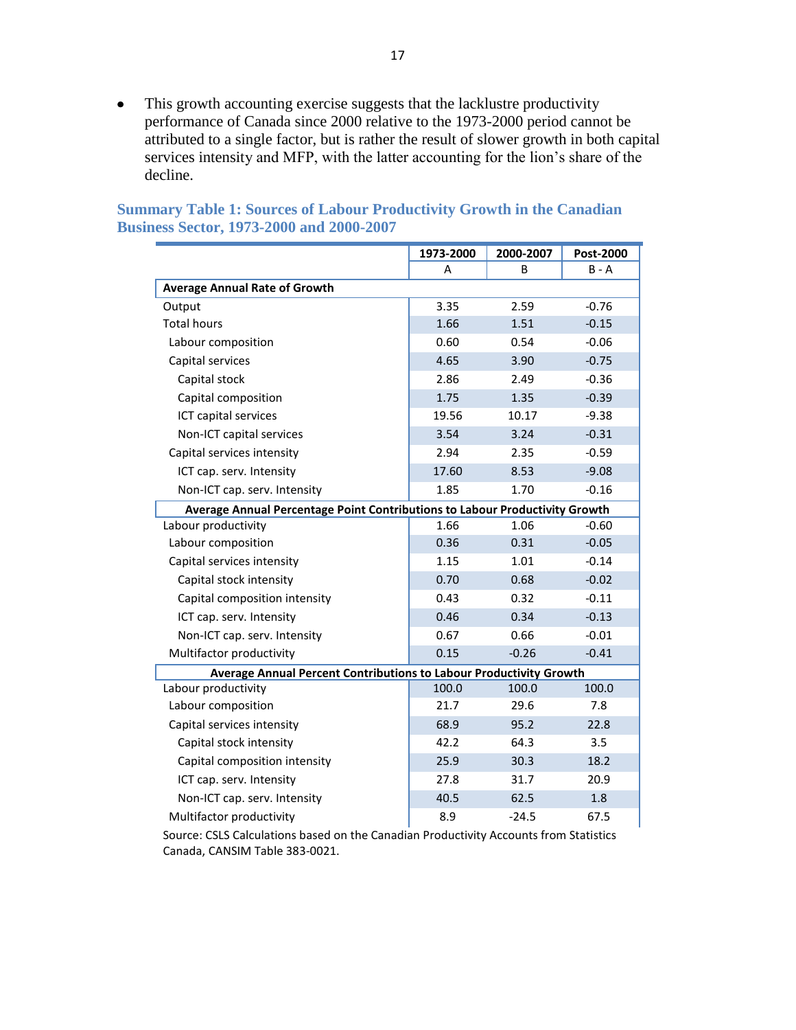- This growth accounting exercise suggests that the lacklustre productivity performance of Canada since 2000 relative to the 1973-2000 period cannot be attributed to a single factor, but is rather the result of slower growth in both capital services intensity and MFP, with the latter accounting for the lion's share of the decline.

### Summary Table 1: Sources of Labour Productivity Growth in the Canadian Business Sector, 1973-2000 and 2000-2007

| | 1973-2000 | 2000-2007 | Post-2000 |
|---|---|---|---|
| | A | B | B - A |
| **Average Annual Rate of Growth** | | | |
| Output | 3.35 | 2.59 | -0.76 |
| Total hours | 1.66 | 1.51 | -0.15 |
| Labour composition | 0.60 | 0.54 | -0.06 |
| Capital services | 4.65 | 3.90 | -0.75 |
| Capital stock | 2.86 | 2.49 | -0.36 |
| Capital composition | 1.75 | 1.35 | -0.39 |
| ICT capital services | 19.56 | 10.17 | -9.38 |
| Non-ICT capital services | 3.54 | 3.24 | -0.31 |
| Capital services intensity | 2.94 | 2.35 | -0.59 |
| ICT cap. serv. Intensity | 17.60 | 8.53 | -9.08 |
| Non-ICT cap. serv. Intensity | 1.85 | 1.70 | -0.16 |
| **Average Annual Percentage Point Contributions to Labour Productivity Growth** | | | |
| Labour productivity | 1.66 | 1.06 | -0.60 |
| Labour composition | 0.36 | 0.31 | -0.05 |
| Capital services intensity | 1.15 | 1.01 | -0.14 |
| Capital stock intensity | 0.70 | 0.68 | -0.02 |
| Capital composition intensity | 0.43 | 0.32 | -0.11 |
| ICT cap. serv. Intensity | 0.46 | 0.34 | -0.13 |
| Non-ICT cap. serv. Intensity | 0.67 | 0.66 | -0.01 |
| Multifactor productivity | 0.15 | -0.26 | -0.41 |
| **Average Annual Percent Contributions to Labour Productivity Growth** | | | |
| Labour productivity | 100.0 | 100.0 | 100.0 |
| Labour composition | 21.7 | 29.6 | 7.8 |
| Capital services intensity | 68.9 | 95.2 | 22.8 |
| Capital stock intensity | 42.2 | 64.3 | 3.5 |
| Capital composition intensity | 25.9 | 30.3 | 18.2 |
| ICT cap. serv. Intensity | 27.8 | 31.7 | 20.9 |
| Non-ICT cap. serv. Intensity | 40.5 | 62.5 | 1.8 |
| Multifactor productivity | 8.9 | -24.5 | 67.5 |

Source: CSLS Calculations based on the Canadian Productivity Accounts from Statistics Canada, CANSIM Table 383-0021.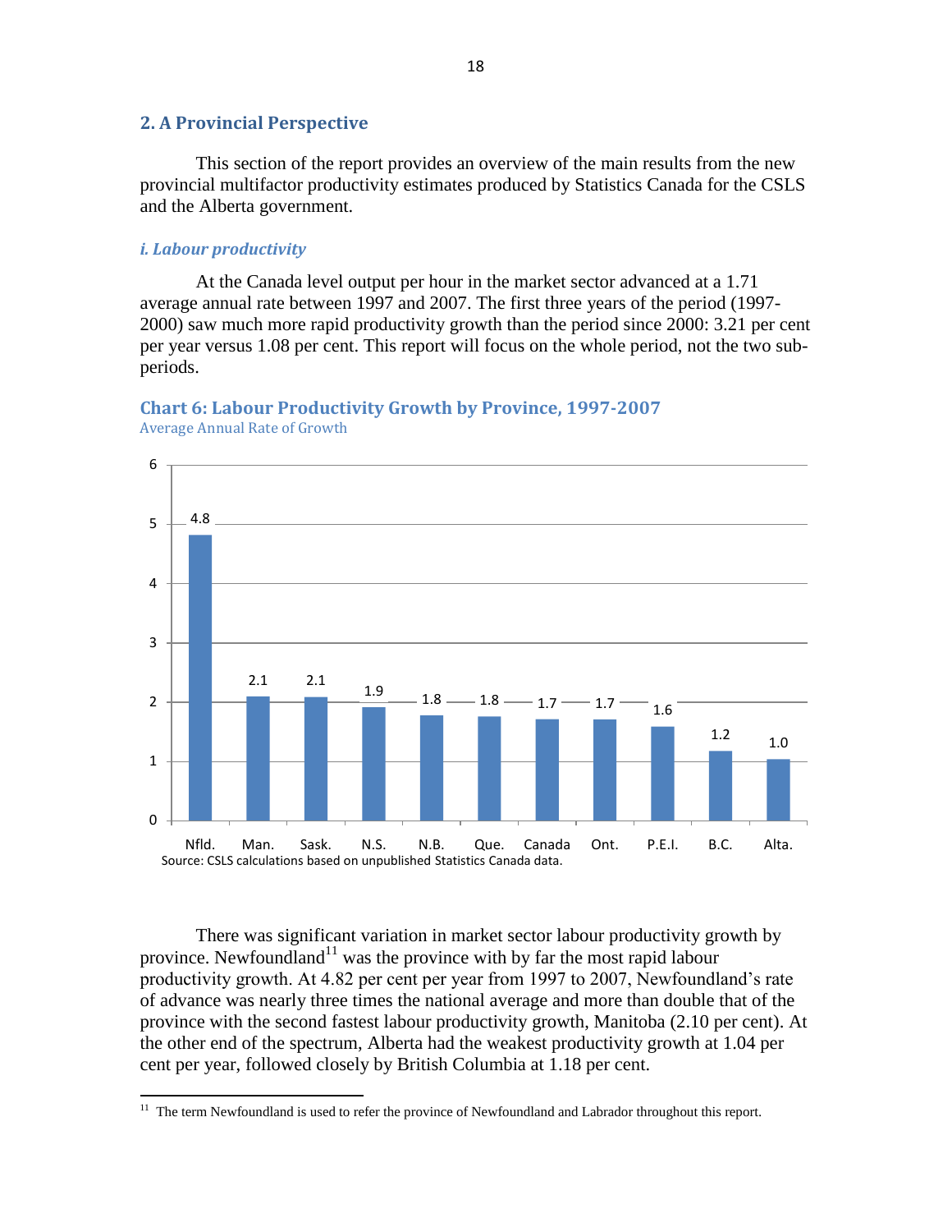## 2. A Provincial Perspective

This section of the report provides an overview of the main results from the new provincial multifactor productivity estimates produced by Statistics Canada for the CSLS and the Alberta government.

### *i. Labour productivity*

At the Canada level output per hour in the market sector advanced at a 1.71 average annual rate between 1997 and 2007. The first three years of the period (1997-2000) saw much more rapid productivity growth than the period since 2000: 3.21 per cent per year versus 1.08 per cent. This report will focus on the whole period, not the two sub-periods.

**Chart 6: Labour Productivity Growth by Province, 1997-2007**
Average Annual Rate of Growth

| Province | Average Annual Rate of Growth |
|---|---|
| Nfld. | 4.8 |
| Man. | 2.1 |
| Sask. | 2.1 |
| N.S. | 1.9 |
| N.B. | 1.8 |
| Que. | 1.8 |
| Canada | 1.7 |
| Ont. | 1.7 |
| P.E.I. | 1.6 |
| B.C. | 1.2 |
| Alta. | 1.0 |

Source: CSLS calculations based on unpublished Statistics Canada data.

There was significant variation in market sector labour productivity growth by province. Newfoundland[11] was the province with by far the most rapid labour productivity growth. At 4.82 per cent per year from 1997 to 2007, Newfoundland's rate of advance was nearly three times the national average and more than double that of the province with the second fastest labour productivity growth, Manitoba (2.10 per cent). At the other end of the spectrum, Alberta had the weakest productivity growth at 1.04 per cent per year, followed closely by British Columbia at 1.18 per cent.

[11] The term Newfoundland is used to refer the province of Newfoundland and Labrador throughout this report.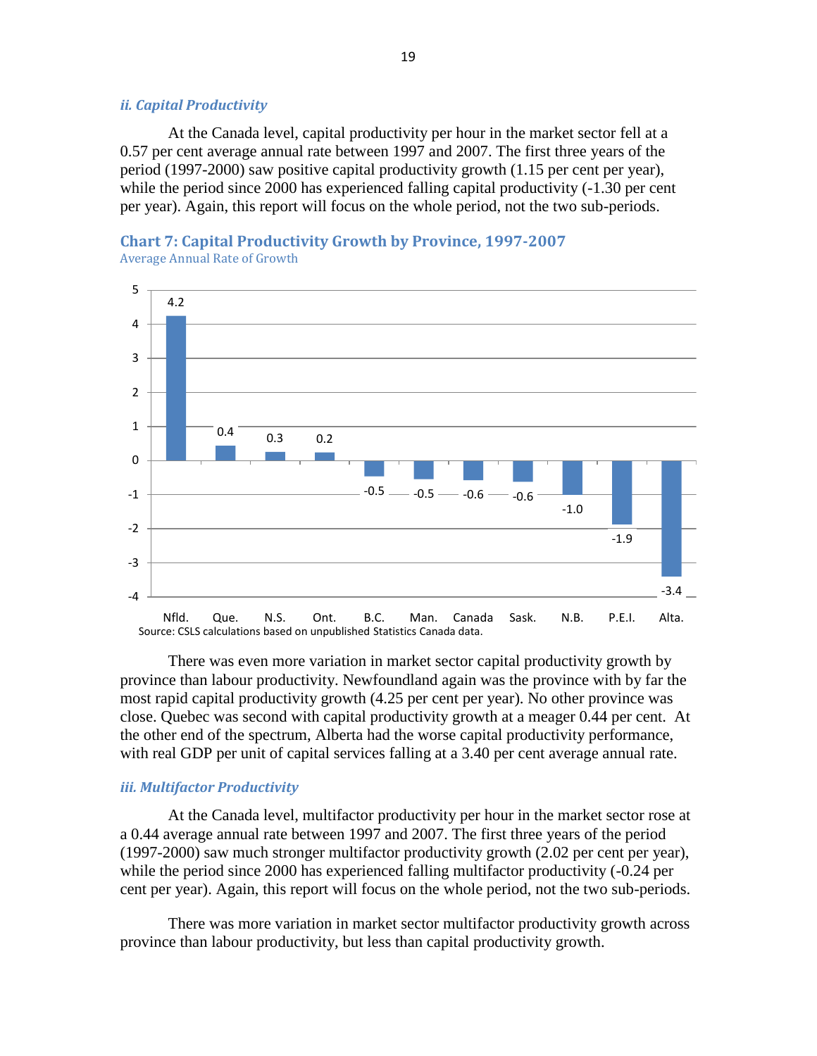### *ii. Capital Productivity*

At the Canada level, capital productivity per hour in the market sector fell at a 0.57 per cent average annual rate between 1997 and 2007. The first three years of the period (1997-2000) saw positive capital productivity growth (1.15 per cent per year), while the period since 2000 has experienced falling capital productivity (-1.30 per cent per year). Again, this report will focus on the whole period, not the two sub-periods.

**Chart 7: Capital Productivity Growth by Province, 1997-2007**
Average Annual Rate of Growth

| Nfld. | Que. | N.S. | Ont. | B.C. | Man. | Canada | Sask. | N.B. | P.E.I. | Alta. |
|---|---|---|---|---|---|---|---|---|---|---|
| 4.2 | 0.4 | 0.3 | 0.2 | -0.5 | -0.5 | -0.6 | -0.6 | -1.0 | -1.9 | -3.4 |

Source: CSLS calculations based on unpublished Statistics Canada data.

There was even more variation in market sector capital productivity growth by province than labour productivity. Newfoundland again was the province with by far the most rapid capital productivity growth (4.25 per cent per year). No other province was close. Quebec was second with capital productivity growth at a meager 0.44 per cent. At the other end of the spectrum, Alberta had the worse capital productivity performance, with real GDP per unit of capital services falling at a 3.40 per cent average annual rate.

### *iii. Multifactor Productivity*

At the Canada level, multifactor productivity per hour in the market sector rose at a 0.44 average annual rate between 1997 and 2007. The first three years of the period (1997-2000) saw much stronger multifactor productivity growth (2.02 per cent per year), while the period since 2000 has experienced falling multifactor productivity (-0.24 per cent per year). Again, this report will focus on the whole period, not the two sub-periods.

There was more variation in market sector multifactor productivity growth across province than labour productivity, but less than capital productivity growth.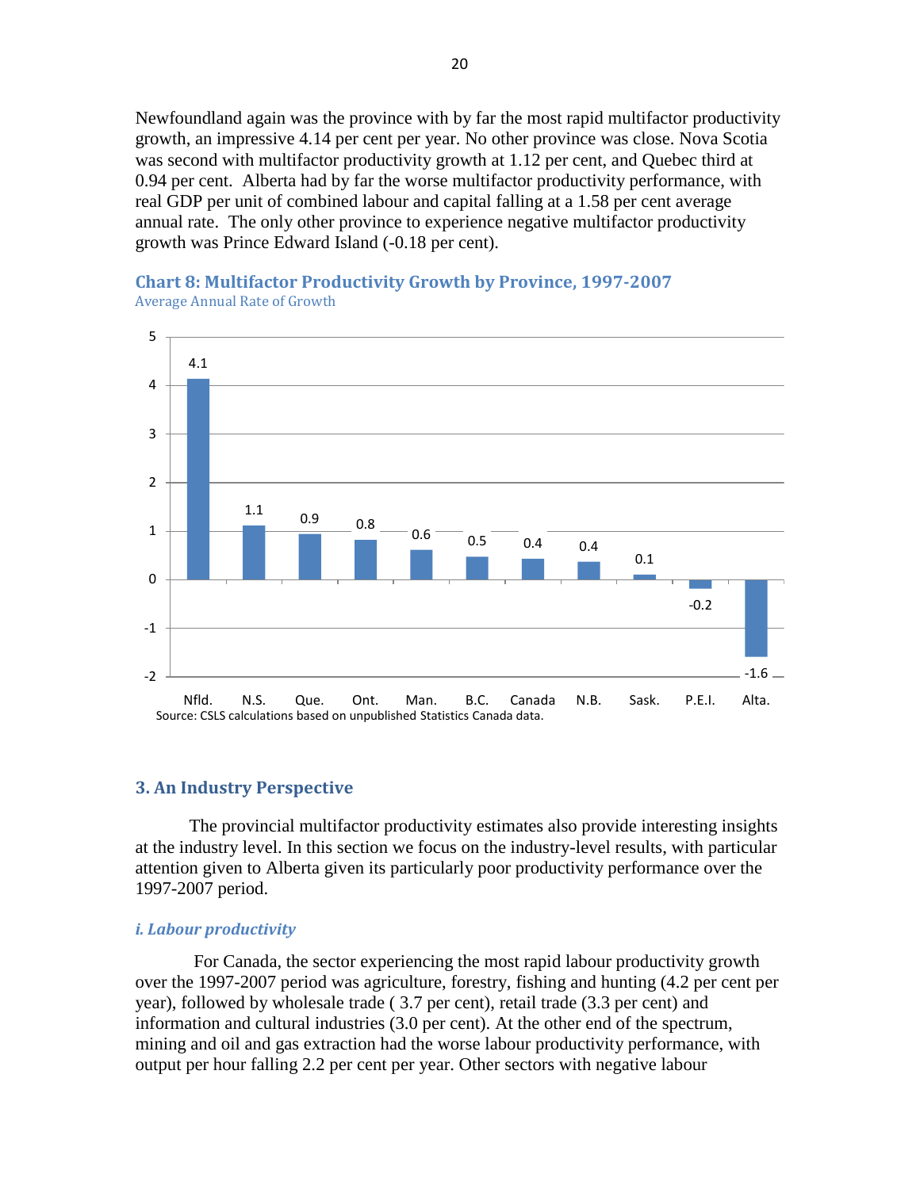Newfoundland again was the province with by far the most rapid multifactor productivity growth, an impressive 4.14 per cent per year. No other province was close. Nova Scotia was second with multifactor productivity growth at 1.12 per cent, and Quebec third at 0.94 per cent. Alberta had by far the worse multifactor productivity performance, with real GDP per unit of combined labour and capital falling at a 1.58 per cent average annual rate. The only other province to experience negative multifactor productivity growth was Prince Edward Island (-0.18 per cent).

**Chart 8: Multifactor Productivity Growth by Province, 1997-2007**

Average Annual Rate of Growth

| Nfld. | N.S. | Que. | Ont. | Man. | B.C. | Canada | N.B. | Sask. | P.E.I. | Alta. |
|---|---|---|---|---|---|---|---|---|---|---|
| 4.1 | 1.1 | 0.9 | 0.8 | 0.6 | 0.5 | 0.4 | 0.4 | 0.1 | -0.2 | -1.6 |

Source: CSLS calculations based on unpublished Statistics Canada data.

## 3. An Industry Perspective

The provincial multifactor productivity estimates also provide interesting insights at the industry level. In this section we focus on the industry-level results, with particular attention given to Alberta given its particularly poor productivity performance over the 1997-2007 period.

### *i. Labour productivity*

For Canada, the sector experiencing the most rapid labour productivity growth over the 1997-2007 period was agriculture, forestry, fishing and hunting (4.2 per cent per year), followed by wholesale trade ( 3.7 per cent), retail trade (3.3 per cent) and information and cultural industries (3.0 per cent). At the other end of the spectrum, mining and oil and gas extraction had the worse labour productivity performance, with output per hour falling 2.2 per cent per year. Other sectors with negative labour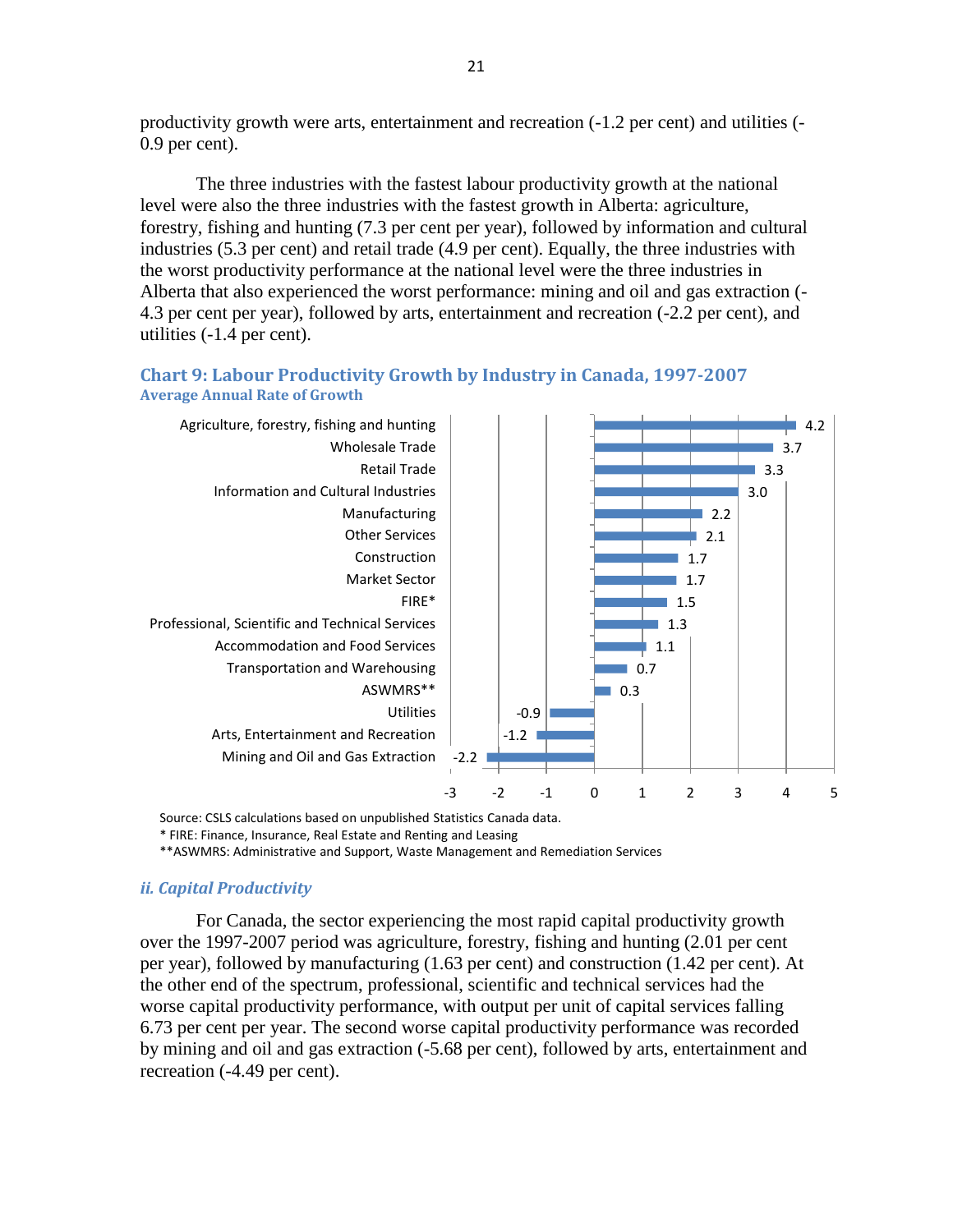productivity growth were arts, entertainment and recreation (-1.2 per cent) and utilities (-0.9 per cent).

The three industries with the fastest labour productivity growth at the national level were also the three industries with the fastest growth in Alberta: agriculture, forestry, fishing and hunting (7.3 per cent per year), followed by information and cultural industries (5.3 per cent) and retail trade (4.9 per cent). Equally, the three industries with the worst productivity performance at the national level were the three industries in Alberta that also experienced the worst performance: mining and oil and gas extraction (-4.3 per cent per year), followed by arts, entertainment and recreation (-2.2 per cent), and utilities (-1.4 per cent).

### Chart 9: Labour Productivity Growth by Industry in Canada, 1997-2007

**Average Annual Rate of Growth**

| Industry | Average Annual Rate of Growth |
|---|---|
| Agriculture, forestry, fishing and hunting | 4.2 |
| Wholesale Trade | 3.7 |
| Retail Trade | 3.3 |
| Information and Cultural Industries | 3.0 |
| Manufacturing | 2.2 |
| Other Services | 2.1 |
| Construction | 1.7 |
| Market Sector | 1.7 |
| FIRE* | 1.5 |
| Professional, Scientific and Technical Services | 1.3 |
| Accommodation and Food Services | 1.1 |
| Transportation and Warehousing | 0.7 |
| ASWMRS** | 0.3 |
| Utilities | -0.9 |
| Arts, Entertainment and Recreation | -1.2 |
| Mining and Oil and Gas Extraction | -2.2 |

Source: CSLS calculations based on unpublished Statistics Canada data.
* FIRE: Finance, Insurance, Real Estate and Renting and Leasing
**ASWMRS: Administrative and Support, Waste Management and Remediation Services

### *ii. Capital Productivity*

For Canada, the sector experiencing the most rapid capital productivity growth over the 1997-2007 period was agriculture, forestry, fishing and hunting (2.01 per cent per year), followed by manufacturing (1.63 per cent) and construction (1.42 per cent). At the other end of the spectrum, professional, scientific and technical services had the worse capital productivity performance, with output per unit of capital services falling 6.73 per cent per year. The second worse capital productivity performance was recorded by mining and oil and gas extraction (-5.68 per cent), followed by arts, entertainment and recreation (-4.49 per cent).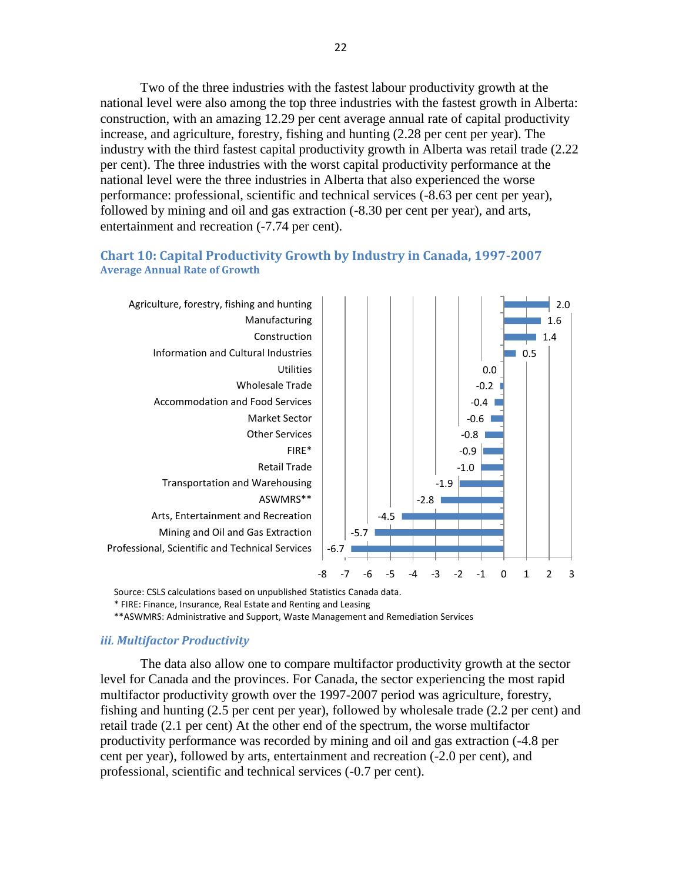Two of the three industries with the fastest labour productivity growth at the national level were also among the top three industries with the fastest growth in Alberta: construction, with an amazing 12.29 per cent average annual rate of capital productivity increase, and agriculture, forestry, fishing and hunting (2.28 per cent per year). The industry with the third fastest capital productivity growth in Alberta was retail trade (2.22 per cent). The three industries with the worst capital productivity performance at the national level were the three industries in Alberta that also experienced the worse performance: professional, scientific and technical services (-8.63 per cent per year), followed by mining and oil and gas extraction (-8.30 per cent per year), and arts, entertainment and recreation (-7.74 per cent).

### Chart 10: Capital Productivity Growth by Industry in Canada, 1997-2007

**Average Annual Rate of Growth**

| Industry | Average Annual Rate of Growth |
|---|---|
| Agriculture, forestry, fishing and hunting | 2.0 |
| Manufacturing | 1.6 |
| Construction | 1.4 |
| Information and Cultural Industries | 0.5 |
| Utilities | 0.0 |
| Wholesale Trade | -0.2 |
| Accommodation and Food Services | -0.4 |
| Market Sector | -0.6 |
| Other Services | -0.8 |
| FIRE* | -0.9 |
| Retail Trade | -1.0 |
| Transportation and Warehousing | -1.9 |
| ASWMRS** | -2.8 |
| Arts, Entertainment and Recreation | -4.5 |
| Mining and Oil and Gas Extraction | -5.7 |
| Professional, Scientific and Technical Services | -6.7 |

Source: CSLS calculations based on unpublished Statistics Canada data.

* FIRE: Finance, Insurance, Real Estate and Renting and Leasing

**ASWMRS: Administrative and Support, Waste Management and Remediation Services

### *iii. Multifactor Productivity*

The data also allow one to compare multifactor productivity growth at the sector level for Canada and the provinces. For Canada, the sector experiencing the most rapid multifactor productivity growth over the 1997-2007 period was agriculture, forestry, fishing and hunting (2.5 per cent per year), followed by wholesale trade (2.2 per cent) and retail trade (2.1 per cent) At the other end of the spectrum, the worse multifactor productivity performance was recorded by mining and oil and gas extraction (-4.8 per cent per year), followed by arts, entertainment and recreation (-2.0 per cent), and professional, scientific and technical services (-0.7 per cent).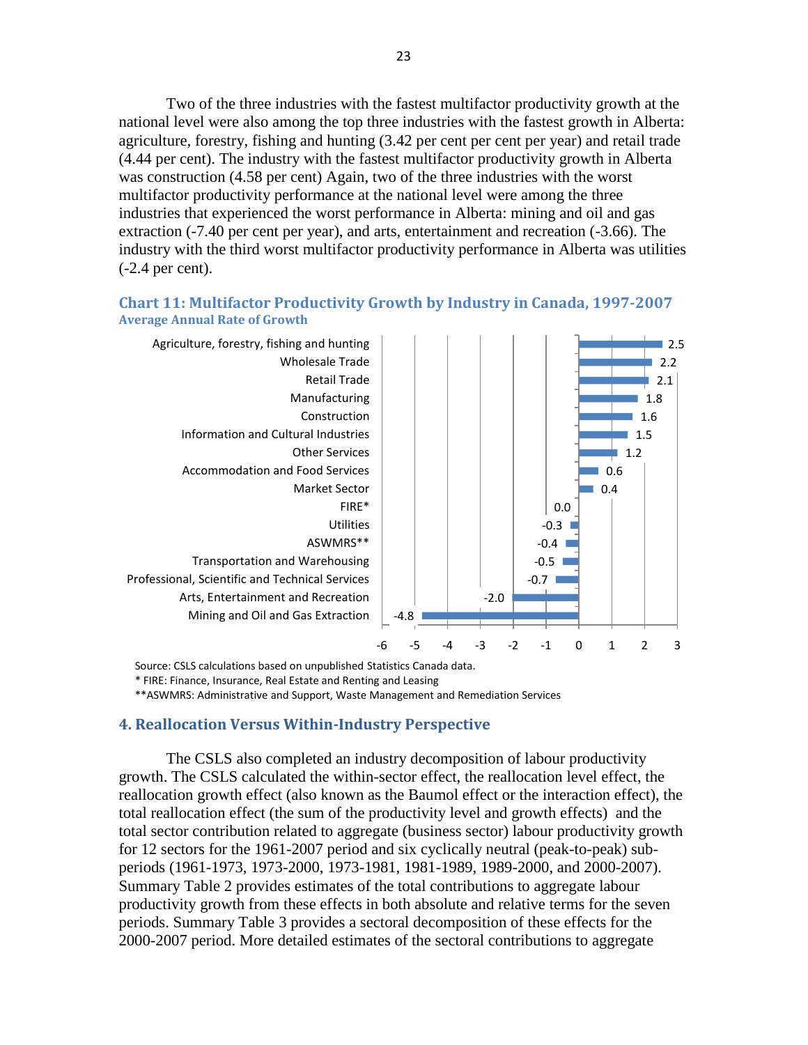Two of the three industries with the fastest multifactor productivity growth at the national level were also among the top three industries with the fastest growth in Alberta: agriculture, forestry, fishing and hunting (3.42 per cent per cent per year) and retail trade (4.44 per cent). The industry with the fastest multifactor productivity growth in Alberta was construction (4.58 per cent) Again, two of the three industries with the worst multifactor productivity performance at the national level were among the three industries that experienced the worst performance in Alberta: mining and oil and gas extraction (-7.40 per cent per year), and arts, entertainment and recreation (-3.66). The industry with the third worst multifactor productivity performance in Alberta was utilities (-2.4 per cent).

### Chart 11: Multifactor Productivity Growth by Industry in Canada, 1997-2007

**Average Annual Rate of Growth**

| Industry | Average Annual Rate of Growth |
|---|---|
| Agriculture, forestry, fishing and hunting | 2.5 |
| Wholesale Trade | 2.2 |
| Retail Trade | 2.1 |
| Manufacturing | 1.8 |
| Construction | 1.6 |
| Information and Cultural Industries | 1.5 |
| Other Services | 1.2 |
| Accommodation and Food Services | 0.6 |
| Market Sector | 0.4 |
| FIRE* | 0.0 |
| Utilities | -0.3 |
| ASWMRS** | -0.4 |
| Transportation and Warehousing | -0.5 |
| Professional, Scientific and Technical Services | -0.7 |
| Arts, Entertainment and Recreation | -2.0 |
| Mining and Oil and Gas Extraction | -4.8 |

Source: CSLS calculations based on unpublished Statistics Canada data.
* FIRE: Finance, Insurance, Real Estate and Renting and Leasing
**ASWMRS: Administrative and Support, Waste Management and Remediation Services

## 4. Reallocation Versus Within-Industry Perspective

The CSLS also completed an industry decomposition of labour productivity growth. The CSLS calculated the within-sector effect, the reallocation level effect, the reallocation growth effect (also known as the Baumol effect or the interaction effect), the total reallocation effect (the sum of the productivity level and growth effects) and the total sector contribution related to aggregate (business sector) labour productivity growth for 12 sectors for the 1961-2007 period and six cyclically neutral (peak-to-peak) sub-periods (1961-1973, 1973-2000, 1973-1981, 1981-1989, 1989-2000, and 2000-2007). Summary Table 2 provides estimates of the total contributions to aggregate labour productivity growth from these effects in both absolute and relative terms for the seven periods. Summary Table 3 provides a sectoral decomposition of these effects for the 2000-2007 period. More detailed estimates of the sectoral contributions to aggregate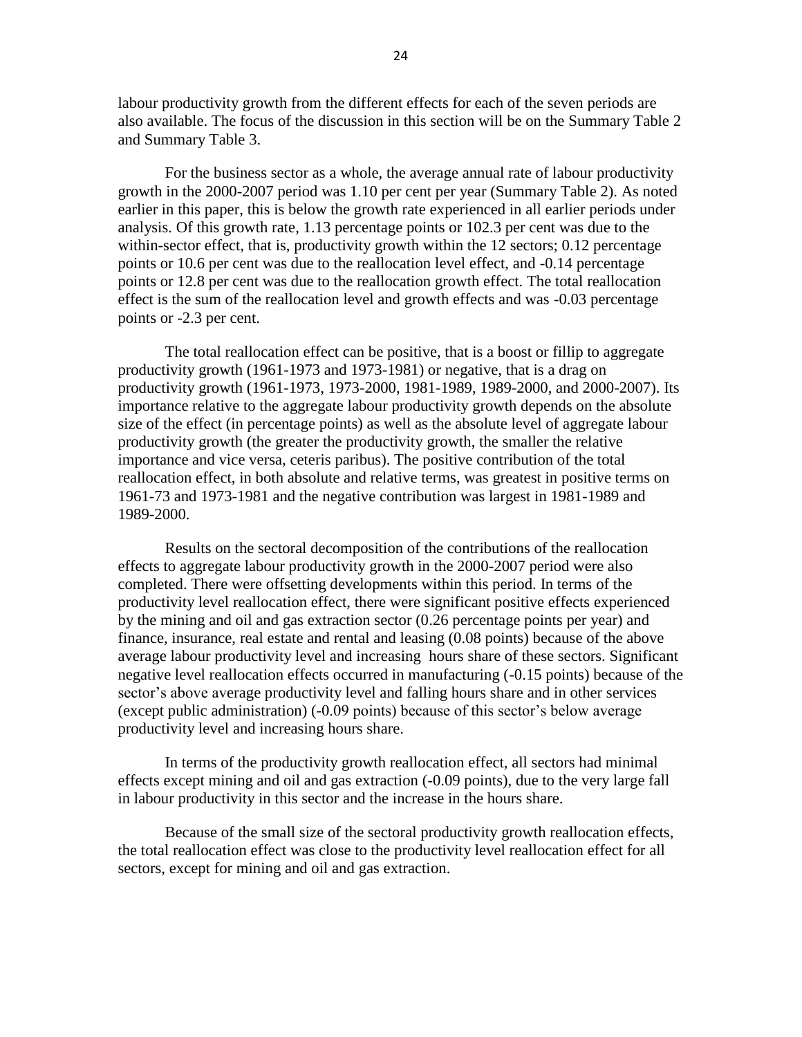labour productivity growth from the different effects for each of the seven periods are also available. The focus of the discussion in this section will be on the Summary Table 2 and Summary Table 3.

For the business sector as a whole, the average annual rate of labour productivity growth in the 2000-2007 period was 1.10 per cent per year (Summary Table 2). As noted earlier in this paper, this is below the growth rate experienced in all earlier periods under analysis. Of this growth rate, 1.13 percentage points or 102.3 per cent was due to the within-sector effect, that is, productivity growth within the 12 sectors; 0.12 percentage points or 10.6 per cent was due to the reallocation level effect, and -0.14 percentage points or 12.8 per cent was due to the reallocation growth effect. The total reallocation effect is the sum of the reallocation level and growth effects and was -0.03 percentage points or -2.3 per cent.

The total reallocation effect can be positive, that is a boost or fillip to aggregate productivity growth (1961-1973 and 1973-1981) or negative, that is a drag on productivity growth (1961-1973, 1973-2000, 1981-1989, 1989-2000, and 2000-2007). Its importance relative to the aggregate labour productivity growth depends on the absolute size of the effect (in percentage points) as well as the absolute level of aggregate labour productivity growth (the greater the productivity growth, the smaller the relative importance and vice versa, ceteris paribus). The positive contribution of the total reallocation effect, in both absolute and relative terms, was greatest in positive terms on 1961-73 and 1973-1981 and the negative contribution was largest in 1981-1989 and 1989-2000.

Results on the sectoral decomposition of the contributions of the reallocation effects to aggregate labour productivity growth in the 2000-2007 period were also completed. There were offsetting developments within this period. In terms of the productivity level reallocation effect, there were significant positive effects experienced by the mining and oil and gas extraction sector (0.26 percentage points per year) and finance, insurance, real estate and rental and leasing (0.08 points) because of the above average labour productivity level and increasing hours share of these sectors. Significant negative level reallocation effects occurred in manufacturing (-0.15 points) because of the sector's above average productivity level and falling hours share and in other services (except public administration) (-0.09 points) because of this sector's below average productivity level and increasing hours share.

In terms of the productivity growth reallocation effect, all sectors had minimal effects except mining and oil and gas extraction (-0.09 points), due to the very large fall in labour productivity in this sector and the increase in the hours share.

Because of the small size of the sectoral productivity growth reallocation effects, the total reallocation effect was close to the productivity level reallocation effect for all sectors, except for mining and oil and gas extraction.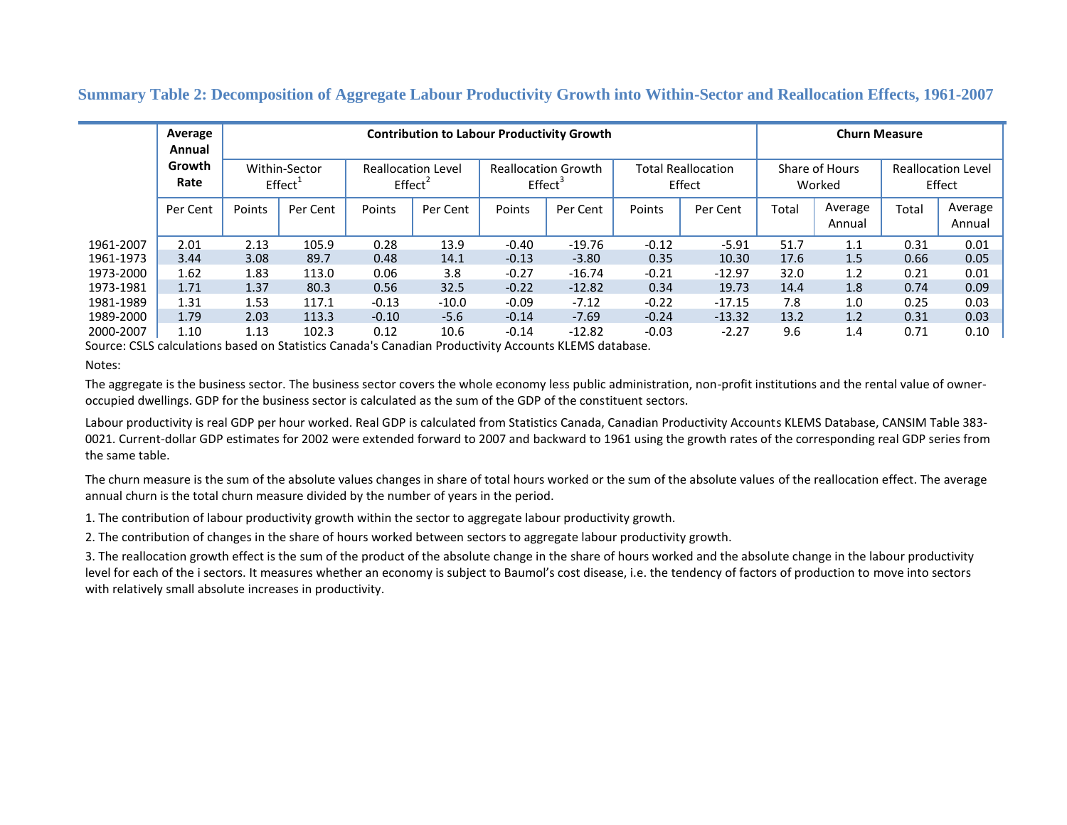## Summary Table 2: Decomposition of Aggregate Labour Productivity Growth into Within-Sector and Reallocation Effects, 1961-2007

| | Average Annual Growth Rate | Contribution to Labour Productivity Growth | | | | | | | | Churn Measure | | | |
|---|---|---|---|---|---|---|---|---|---|---|---|---|---|
| | | Within-Sector Effect[1] | | Reallocation Level Effect[2] | | Reallocation Growth Effect[3] | | Total Reallocation Effect | | Share of Hours Worked | | Reallocation Level Effect | |
| | Per Cent | Points | Per Cent | Points | Per Cent | Points | Per Cent | Points | Per Cent | Total | Average Annual | Total | Average Annual |
| 1961-2007 | 2.01 | 2.13 | 105.9 | 0.28 | 13.9 | -0.40 | -19.76 | -0.12 | -5.91 | 51.7 | 1.1 | 0.31 | 0.01 |
| 1961-1973 | 3.44 | 3.08 | 89.7 | 0.48 | 14.1 | -0.13 | -3.80 | 0.35 | 10.30 | 17.6 | 1.5 | 0.66 | 0.05 |
| 1973-2000 | 1.62 | 1.83 | 113.0 | 0.06 | 3.8 | -0.27 | -16.74 | -0.21 | -12.97 | 32.0 | 1.2 | 0.21 | 0.01 |
| 1973-1981 | 1.71 | 1.37 | 80.3 | 0.56 | 32.5 | -0.22 | -12.82 | 0.34 | 19.73 | 14.4 | 1.8 | 0.74 | 0.09 |
| 1981-1989 | 1.31 | 1.53 | 117.1 | -0.13 | -10.0 | -0.09 | -7.12 | -0.22 | -17.15 | 7.8 | 1.0 | 0.25 | 0.03 |
| 1989-2000 | 1.79 | 2.03 | 113.3 | -0.10 | -5.6 | -0.14 | -7.69 | -0.24 | -13.32 | 13.2 | 1.2 | 0.31 | 0.03 |
| 2000-2007 | 1.10 | 1.13 | 102.3 | 0.12 | 10.6 | -0.14 | -12.82 | -0.03 | -2.27 | 9.6 | 1.4 | 0.71 | 0.10 |

Source: CSLS calculations based on Statistics Canada's Canadian Productivity Accounts KLEMS database.

Notes:

The aggregate is the business sector. The business sector covers the whole economy less public administration, non-profit institutions and the rental value of owner-occupied dwellings. GDP for the business sector is calculated as the sum of the GDP of the constituent sectors.

Labour productivity is real GDP per hour worked. Real GDP is calculated from Statistics Canada, Canadian Productivity Accounts KLEMS Database, CANSIM Table 383-0021. Current-dollar GDP estimates for 2002 were extended forward to 2007 and backward to 1961 using the growth rates of the corresponding real GDP series from the same table.

The churn measure is the sum of the absolute values changes in share of total hours worked or the sum of the absolute values of the reallocation effect. The average annual churn is the total churn measure divided by the number of years in the period.

1. The contribution of labour productivity growth within the sector to aggregate labour productivity growth.

2. The contribution of changes in the share of hours worked between sectors to aggregate labour productivity growth.

3. The reallocation growth effect is the sum of the product of the absolute change in the share of hours worked and the absolute change in the labour productivity level for each of the i sectors. It measures whether an economy is subject to Baumol's cost disease, i.e. the tendency of factors of production to move into sectors with relatively small absolute increases in productivity.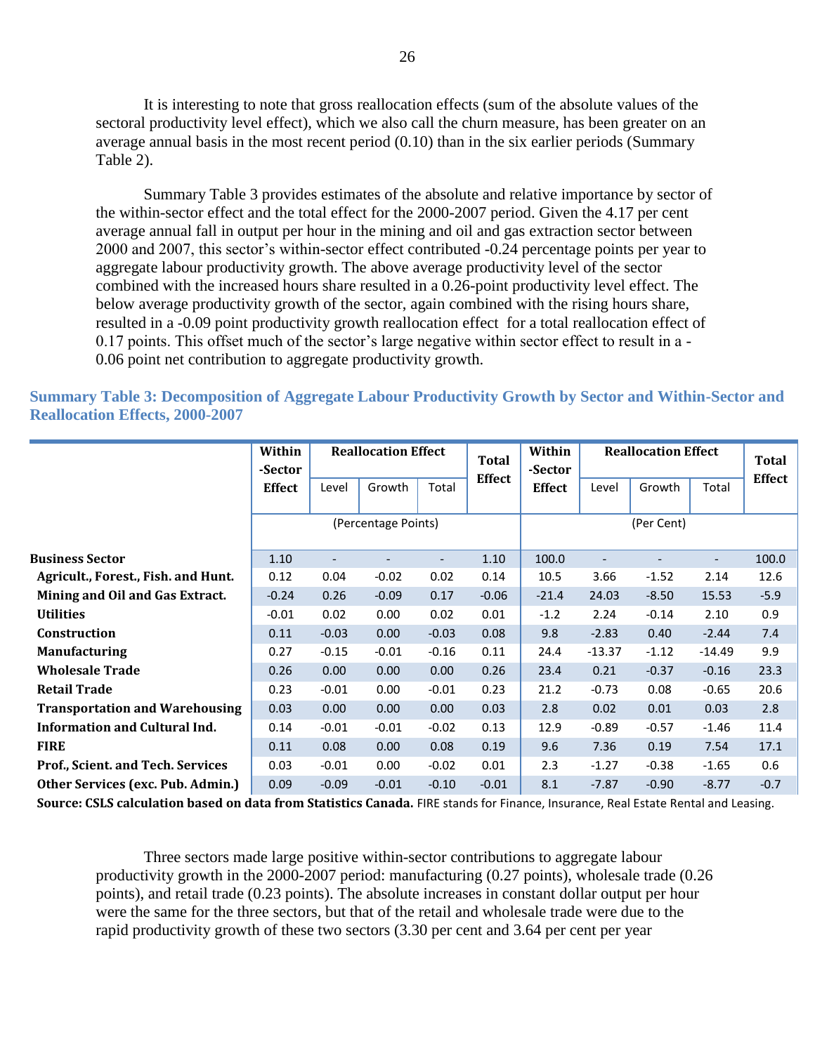It is interesting to note that gross reallocation effects (sum of the absolute values of the sectoral productivity level effect), which we also call the churn measure, has been greater on an average annual basis in the most recent period (0.10) than in the six earlier periods (Summary Table 2).

Summary Table 3 provides estimates of the absolute and relative importance by sector of the within-sector effect and the total effect for the 2000-2007 period. Given the 4.17 per cent average annual fall in output per hour in the mining and oil and gas extraction sector between 2000 and 2007, this sector's within-sector effect contributed -0.24 percentage points per year to aggregate labour productivity growth. The above average productivity level of the sector combined with the increased hours share resulted in a 0.26-point productivity level effect. The below average productivity growth of the sector, again combined with the rising hours share, resulted in a -0.09 point productivity growth reallocation effect for a total reallocation effect of 0.17 points. This offset much of the sector's large negative within sector effect to result in a -0.06 point net contribution to aggregate productivity growth.

**Summary Table 3: Decomposition of Aggregate Labour Productivity Growth by Sector and Within-Sector and Reallocation Effects, 2000-2007**

| | Within-Sector Effect | Reallocation Effect | | | Total Effect | Within-Sector Effect | Reallocation Effect | | | Total Effect |
|---|---|---|---|---|---|---|---|---|---|---|
| | | Level | Growth | Total | | | Level | Growth | Total | |
| | (Percentage Points) | | | | | (Per Cent) | | | | |
| **Business Sector** | 1.10 | - | - | - | 1.10 | 100.0 | - | - | - | 100.0 |
| **Agricult., Forest., Fish. and Hunt.** | 0.12 | 0.04 | -0.02 | 0.02 | 0.14 | 10.5 | 3.66 | -1.52 | 2.14 | 12.6 |
| **Mining and Oil and Gas Extract.** | -0.24 | 0.26 | -0.09 | 0.17 | -0.06 | -21.4 | 24.03 | -8.50 | 15.53 | -5.9 |
| **Utilities** | -0.01 | 0.02 | 0.00 | 0.02 | 0.01 | -1.2 | 2.24 | -0.14 | 2.10 | 0.9 |
| **Construction** | 0.11 | -0.03 | 0.00 | -0.03 | 0.08 | 9.8 | -2.83 | 0.40 | -2.44 | 7.4 |
| **Manufacturing** | 0.27 | -0.15 | -0.01 | -0.16 | 0.11 | 24.4 | -13.37 | -1.12 | -14.49 | 9.9 |
| **Wholesale Trade** | 0.26 | 0.00 | 0.00 | 0.00 | 0.26 | 23.4 | 0.21 | -0.37 | -0.16 | 23.3 |
| **Retail Trade** | 0.23 | -0.01 | 0.00 | -0.01 | 0.23 | 21.2 | -0.73 | 0.08 | -0.65 | 20.6 |
| **Transportation and Warehousing** | 0.03 | 0.00 | 0.00 | 0.00 | 0.03 | 2.8 | 0.02 | 0.01 | 0.03 | 2.8 |
| **Information and Cultural Ind.** | 0.14 | -0.01 | -0.01 | -0.02 | 0.13 | 12.9 | -0.89 | -0.57 | -1.46 | 11.4 |
| **FIRE** | 0.11 | 0.08 | 0.00 | 0.08 | 0.19 | 9.6 | 7.36 | 0.19 | 7.54 | 17.1 |
| **Prof., Scient. and Tech. Services** | 0.03 | -0.01 | 0.00 | -0.02 | 0.01 | 2.3 | -1.27 | -0.38 | -1.65 | 0.6 |
| **Other Services (exc. Pub. Admin.)** | 0.09 | -0.09 | -0.01 | -0.10 | -0.01 | 8.1 | -7.87 | -0.90 | -8.77 | -0.7 |

**Source: CSLS calculation based on data from Statistics Canada.** FIRE stands for Finance, Insurance, Real Estate Rental and Leasing.

Three sectors made large positive within-sector contributions to aggregate labour productivity growth in the 2000-2007 period: manufacturing (0.27 points), wholesale trade (0.26 points), and retail trade (0.23 points). The absolute increases in constant dollar output per hour were the same for the three sectors, but that of the retail and wholesale trade were due to the rapid productivity growth of these two sectors (3.30 per cent and 3.64 per cent per year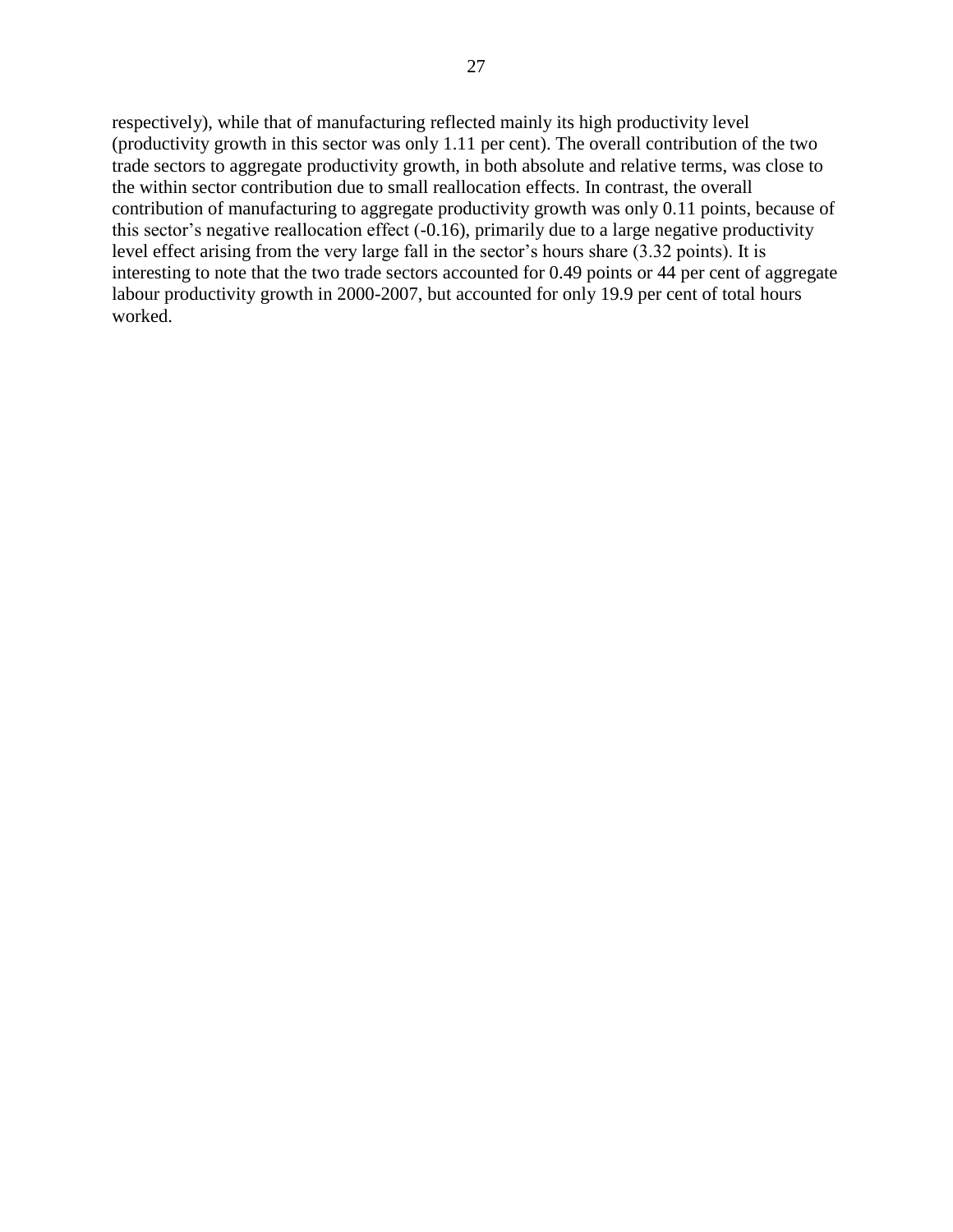respectively), while that of manufacturing reflected mainly its high productivity level (productivity growth in this sector was only 1.11 per cent). The overall contribution of the two trade sectors to aggregate productivity growth, in both absolute and relative terms, was close to the within sector contribution due to small reallocation effects. In contrast, the overall contribution of manufacturing to aggregate productivity growth was only 0.11 points, because of this sector's negative reallocation effect (-0.16), primarily due to a large negative productivity level effect arising from the very large fall in the sector's hours share (3.32 points). It is interesting to note that the two trade sectors accounted for 0.49 points or 44 per cent of aggregate labour productivity growth in 2000-2007, but accounted for only 19.9 per cent of total hours worked.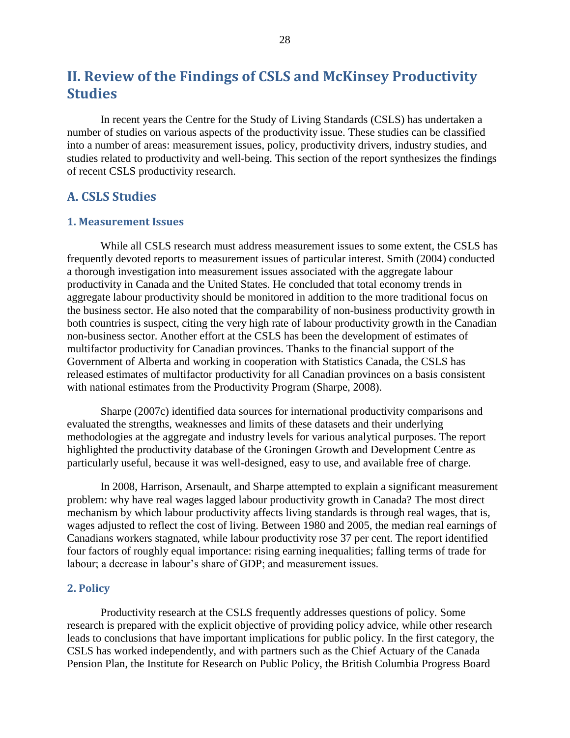## II. Review of the Findings of CSLS and McKinsey Productivity Studies

In recent years the Centre for the Study of Living Standards (CSLS) has undertaken a number of studies on various aspects of the productivity issue. These studies can be classified into a number of areas: measurement issues, policy, productivity drivers, industry studies, and studies related to productivity and well-being. This section of the report synthesizes the findings of recent CSLS productivity research.

### A. CSLS Studies

#### 1. Measurement Issues

While all CSLS research must address measurement issues to some extent, the CSLS has frequently devoted reports to measurement issues of particular interest. Smith (2004) conducted a thorough investigation into measurement issues associated with the aggregate labour productivity in Canada and the United States. He concluded that total economy trends in aggregate labour productivity should be monitored in addition to the more traditional focus on the business sector. He also noted that the comparability of non-business productivity growth in both countries is suspect, citing the very high rate of labour productivity growth in the Canadian non-business sector. Another effort at the CSLS has been the development of estimates of multifactor productivity for Canadian provinces. Thanks to the financial support of the Government of Alberta and working in cooperation with Statistics Canada, the CSLS has released estimates of multifactor productivity for all Canadian provinces on a basis consistent with national estimates from the Productivity Program (Sharpe, 2008).

Sharpe (2007c) identified data sources for international productivity comparisons and evaluated the strengths, weaknesses and limits of these datasets and their underlying methodologies at the aggregate and industry levels for various analytical purposes. The report highlighted the productivity database of the Groningen Growth and Development Centre as particularly useful, because it was well-designed, easy to use, and available free of charge.

In 2008, Harrison, Arsenault, and Sharpe attempted to explain a significant measurement problem: why have real wages lagged labour productivity growth in Canada? The most direct mechanism by which labour productivity affects living standards is through real wages, that is, wages adjusted to reflect the cost of living. Between 1980 and 2005, the median real earnings of Canadians workers stagnated, while labour productivity rose 37 per cent. The report identified four factors of roughly equal importance: rising earning inequalities; falling terms of trade for labour; a decrease in labour's share of GDP; and measurement issues.

#### 2. Policy

Productivity research at the CSLS frequently addresses questions of policy. Some research is prepared with the explicit objective of providing policy advice, while other research leads to conclusions that have important implications for public policy. In the first category, the CSLS has worked independently, and with partners such as the Chief Actuary of the Canada Pension Plan, the Institute for Research on Public Policy, the British Columbia Progress Board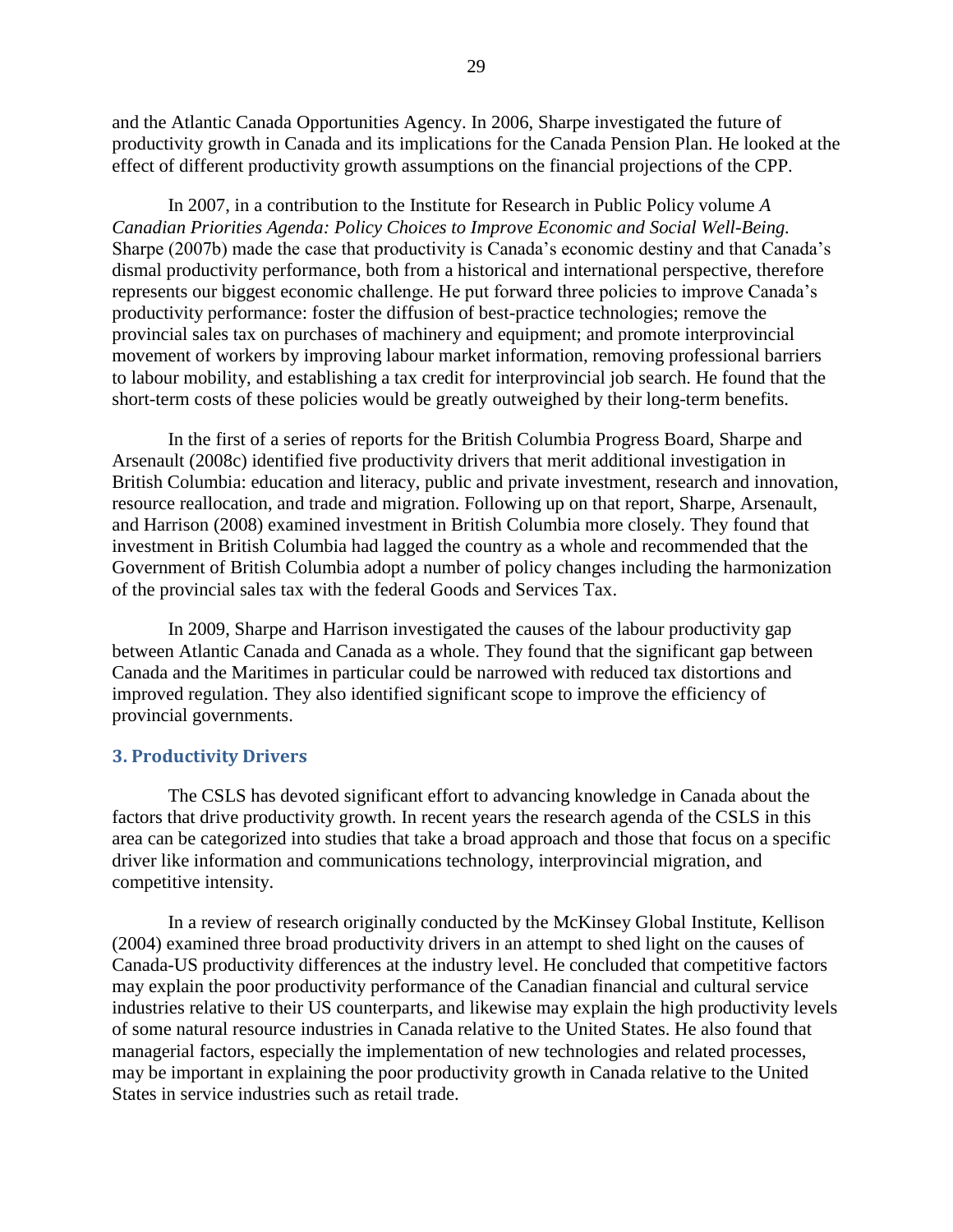and the Atlantic Canada Opportunities Agency. In 2006, Sharpe investigated the future of productivity growth in Canada and its implications for the Canada Pension Plan. He looked at the effect of different productivity growth assumptions on the financial projections of the CPP.

In 2007, in a contribution to the Institute for Research in Public Policy volume *A Canadian Priorities Agenda: Policy Choices to Improve Economic and Social Well-Being.* Sharpe (2007b) made the case that productivity is Canada's economic destiny and that Canada's dismal productivity performance, both from a historical and international perspective, therefore represents our biggest economic challenge. He put forward three policies to improve Canada's productivity performance: foster the diffusion of best-practice technologies; remove the provincial sales tax on purchases of machinery and equipment; and promote interprovincial movement of workers by improving labour market information, removing professional barriers to labour mobility, and establishing a tax credit for interprovincial job search. He found that the short-term costs of these policies would be greatly outweighed by their long-term benefits.

In the first of a series of reports for the British Columbia Progress Board, Sharpe and Arsenault (2008c) identified five productivity drivers that merit additional investigation in British Columbia: education and literacy, public and private investment, research and innovation, resource reallocation, and trade and migration. Following up on that report, Sharpe, Arsenault, and Harrison (2008) examined investment in British Columbia more closely. They found that investment in British Columbia had lagged the country as a whole and recommended that the Government of British Columbia adopt a number of policy changes including the harmonization of the provincial sales tax with the federal Goods and Services Tax.

In 2009, Sharpe and Harrison investigated the causes of the labour productivity gap between Atlantic Canada and Canada as a whole. They found that the significant gap between Canada and the Maritimes in particular could be narrowed with reduced tax distortions and improved regulation. They also identified significant scope to improve the efficiency of provincial governments.

## 3. Productivity Drivers

The CSLS has devoted significant effort to advancing knowledge in Canada about the factors that drive productivity growth. In recent years the research agenda of the CSLS in this area can be categorized into studies that take a broad approach and those that focus on a specific driver like information and communications technology, interprovincial migration, and competitive intensity.

In a review of research originally conducted by the McKinsey Global Institute, Kellison (2004) examined three broad productivity drivers in an attempt to shed light on the causes of Canada-US productivity differences at the industry level. He concluded that competitive factors may explain the poor productivity performance of the Canadian financial and cultural service industries relative to their US counterparts, and likewise may explain the high productivity levels of some natural resource industries in Canada relative to the United States. He also found that managerial factors, especially the implementation of new technologies and related processes, may be important in explaining the poor productivity growth in Canada relative to the United States in service industries such as retail trade.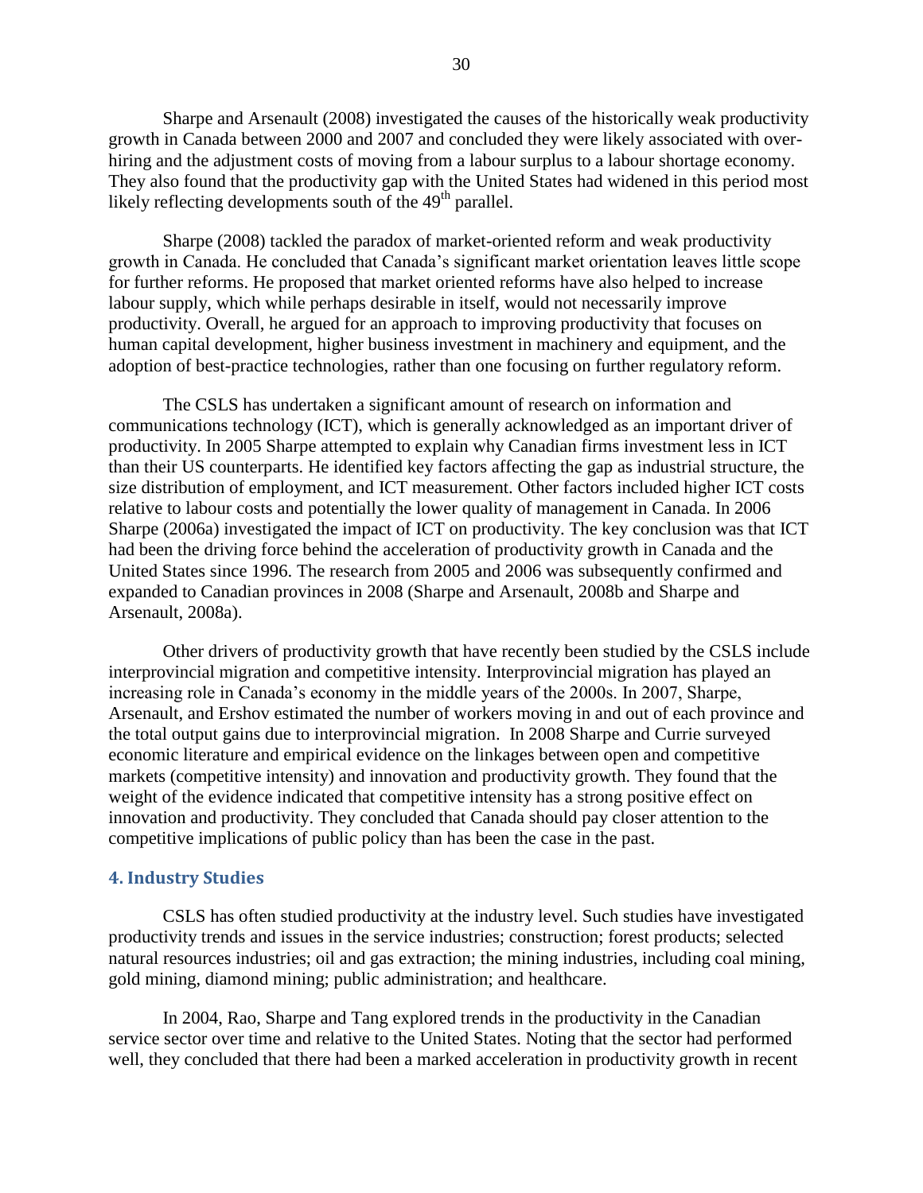Sharpe and Arsenault (2008) investigated the causes of the historically weak productivity growth in Canada between 2000 and 2007 and concluded they were likely associated with over-hiring and the adjustment costs of moving from a labour surplus to a labour shortage economy. They also found that the productivity gap with the United States had widened in this period most likely reflecting developments south of the 49th parallel.

Sharpe (2008) tackled the paradox of market-oriented reform and weak productivity growth in Canada. He concluded that Canada's significant market orientation leaves little scope for further reforms. He proposed that market oriented reforms have also helped to increase labour supply, which while perhaps desirable in itself, would not necessarily improve productivity. Overall, he argued for an approach to improving productivity that focuses on human capital development, higher business investment in machinery and equipment, and the adoption of best-practice technologies, rather than one focusing on further regulatory reform.

The CSLS has undertaken a significant amount of research on information and communications technology (ICT), which is generally acknowledged as an important driver of productivity. In 2005 Sharpe attempted to explain why Canadian firms investment less in ICT than their US counterparts. He identified key factors affecting the gap as industrial structure, the size distribution of employment, and ICT measurement. Other factors included higher ICT costs relative to labour costs and potentially the lower quality of management in Canada. In 2006 Sharpe (2006a) investigated the impact of ICT on productivity. The key conclusion was that ICT had been the driving force behind the acceleration of productivity growth in Canada and the United States since 1996. The research from 2005 and 2006 was subsequently confirmed and expanded to Canadian provinces in 2008 (Sharpe and Arsenault, 2008b and Sharpe and Arsenault, 2008a).

Other drivers of productivity growth that have recently been studied by the CSLS include interprovincial migration and competitive intensity. Interprovincial migration has played an increasing role in Canada's economy in the middle years of the 2000s. In 2007, Sharpe, Arsenault, and Ershov estimated the number of workers moving in and out of each province and the total output gains due to interprovincial migration. In 2008 Sharpe and Currie surveyed economic literature and empirical evidence on the linkages between open and competitive markets (competitive intensity) and innovation and productivity growth. They found that the weight of the evidence indicated that competitive intensity has a strong positive effect on innovation and productivity. They concluded that Canada should pay closer attention to the competitive implications of public policy than has been the case in the past.

## 4. Industry Studies

CSLS has often studied productivity at the industry level. Such studies have investigated productivity trends and issues in the service industries; construction; forest products; selected natural resources industries; oil and gas extraction; the mining industries, including coal mining, gold mining, diamond mining; public administration; and healthcare.

In 2004, Rao, Sharpe and Tang explored trends in the productivity in the Canadian service sector over time and relative to the United States. Noting that the sector had performed well, they concluded that there had been a marked acceleration in productivity growth in recent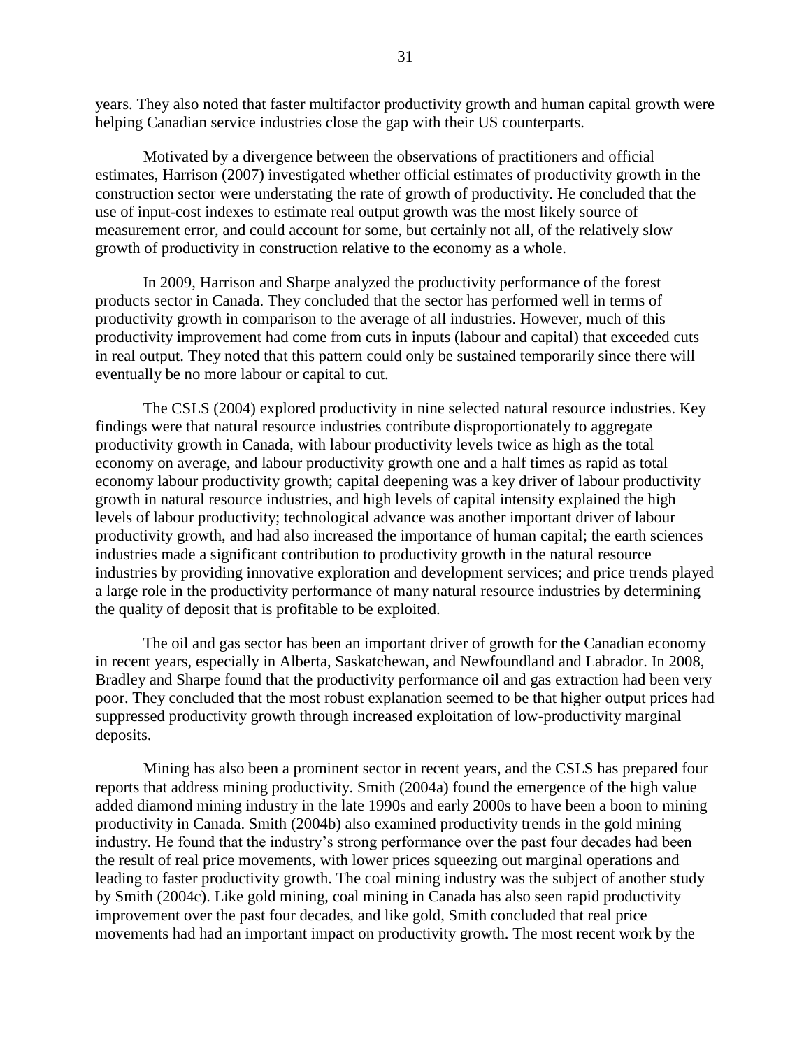years. They also noted that faster multifactor productivity growth and human capital growth were helping Canadian service industries close the gap with their US counterparts.

Motivated by a divergence between the observations of practitioners and official estimates, Harrison (2007) investigated whether official estimates of productivity growth in the construction sector were understating the rate of growth of productivity. He concluded that the use of input-cost indexes to estimate real output growth was the most likely source of measurement error, and could account for some, but certainly not all, of the relatively slow growth of productivity in construction relative to the economy as a whole.

In 2009, Harrison and Sharpe analyzed the productivity performance of the forest products sector in Canada. They concluded that the sector has performed well in terms of productivity growth in comparison to the average of all industries. However, much of this productivity improvement had come from cuts in inputs (labour and capital) that exceeded cuts in real output. They noted that this pattern could only be sustained temporarily since there will eventually be no more labour or capital to cut.

The CSLS (2004) explored productivity in nine selected natural resource industries. Key findings were that natural resource industries contribute disproportionately to aggregate productivity growth in Canada, with labour productivity levels twice as high as the total economy on average, and labour productivity growth one and a half times as rapid as total economy labour productivity growth; capital deepening was a key driver of labour productivity growth in natural resource industries, and high levels of capital intensity explained the high levels of labour productivity; technological advance was another important driver of labour productivity growth, and had also increased the importance of human capital; the earth sciences industries made a significant contribution to productivity growth in the natural resource industries by providing innovative exploration and development services; and price trends played a large role in the productivity performance of many natural resource industries by determining the quality of deposit that is profitable to be exploited.

The oil and gas sector has been an important driver of growth for the Canadian economy in recent years, especially in Alberta, Saskatchewan, and Newfoundland and Labrador. In 2008, Bradley and Sharpe found that the productivity performance oil and gas extraction had been very poor. They concluded that the most robust explanation seemed to be that higher output prices had suppressed productivity growth through increased exploitation of low-productivity marginal deposits.

Mining has also been a prominent sector in recent years, and the CSLS has prepared four reports that address mining productivity. Smith (2004a) found the emergence of the high value added diamond mining industry in the late 1990s and early 2000s to have been a boon to mining productivity in Canada. Smith (2004b) also examined productivity trends in the gold mining industry. He found that the industry's strong performance over the past four decades had been the result of real price movements, with lower prices squeezing out marginal operations and leading to faster productivity growth. The coal mining industry was the subject of another study by Smith (2004c). Like gold mining, coal mining in Canada has also seen rapid productivity improvement over the past four decades, and like gold, Smith concluded that real price movements had had an important impact on productivity growth. The most recent work by the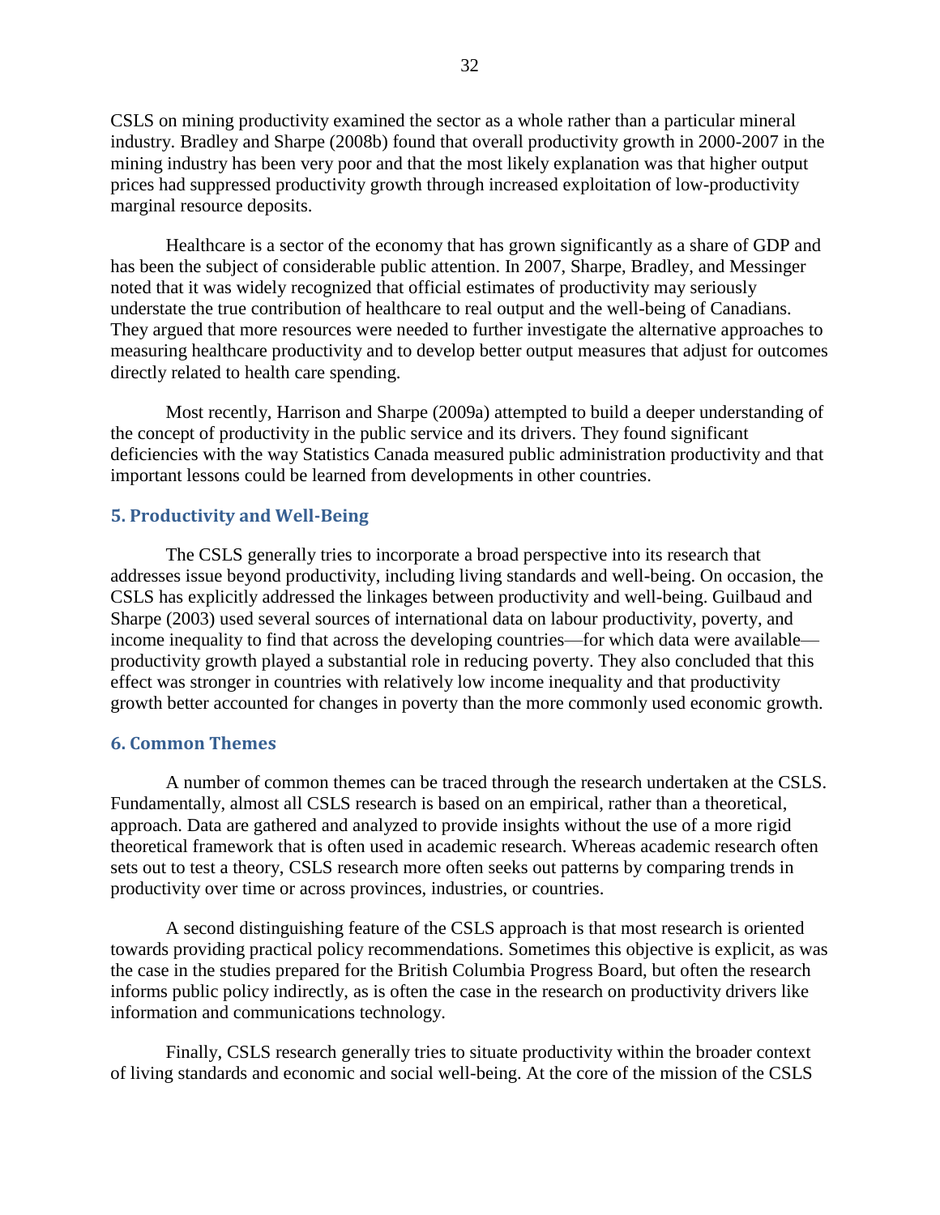CSLS on mining productivity examined the sector as a whole rather than a particular mineral industry. Bradley and Sharpe (2008b) found that overall productivity growth in 2000-2007 in the mining industry has been very poor and that the most likely explanation was that higher output prices had suppressed productivity growth through increased exploitation of low-productivity marginal resource deposits.

Healthcare is a sector of the economy that has grown significantly as a share of GDP and has been the subject of considerable public attention. In 2007, Sharpe, Bradley, and Messinger noted that it was widely recognized that official estimates of productivity may seriously understate the true contribution of healthcare to real output and the well-being of Canadians. They argued that more resources were needed to further investigate the alternative approaches to measuring healthcare productivity and to develop better output measures that adjust for outcomes directly related to health care spending.

Most recently, Harrison and Sharpe (2009a) attempted to build a deeper understanding of the concept of productivity in the public service and its drivers. They found significant deficiencies with the way Statistics Canada measured public administration productivity and that important lessons could be learned from developments in other countries.

## 5. Productivity and Well-Being

The CSLS generally tries to incorporate a broad perspective into its research that addresses issue beyond productivity, including living standards and well-being. On occasion, the CSLS has explicitly addressed the linkages between productivity and well-being. Guilbaud and Sharpe (2003) used several sources of international data on labour productivity, poverty, and income inequality to find that across the developing countries—for which data were available—productivity growth played a substantial role in reducing poverty. They also concluded that this effect was stronger in countries with relatively low income inequality and that productivity growth better accounted for changes in poverty than the more commonly used economic growth.

## 6. Common Themes

A number of common themes can be traced through the research undertaken at the CSLS. Fundamentally, almost all CSLS research is based on an empirical, rather than a theoretical, approach. Data are gathered and analyzed to provide insights without the use of a more rigid theoretical framework that is often used in academic research. Whereas academic research often sets out to test a theory, CSLS research more often seeks out patterns by comparing trends in productivity over time or across provinces, industries, or countries.

A second distinguishing feature of the CSLS approach is that most research is oriented towards providing practical policy recommendations. Sometimes this objective is explicit, as was the case in the studies prepared for the British Columbia Progress Board, but often the research informs public policy indirectly, as is often the case in the research on productivity drivers like information and communications technology.

Finally, CSLS research generally tries to situate productivity within the broader context of living standards and economic and social well-being. At the core of the mission of the CSLS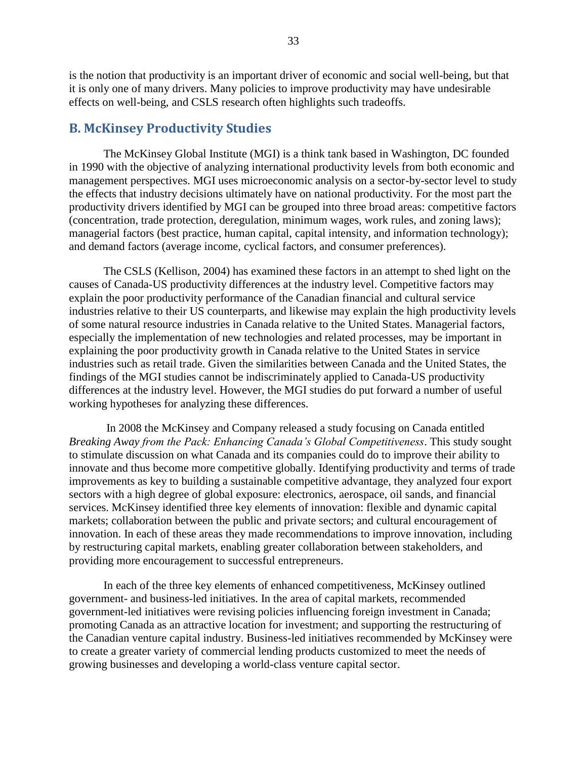is the notion that productivity is an important driver of economic and social well-being, but that it is only one of many drivers. Many policies to improve productivity may have undesirable effects on well-being, and CSLS research often highlights such tradeoffs.

## B. McKinsey Productivity Studies

The McKinsey Global Institute (MGI) is a think tank based in Washington, DC founded in 1990 with the objective of analyzing international productivity levels from both economic and management perspectives. MGI uses microeconomic analysis on a sector-by-sector level to study the effects that industry decisions ultimately have on national productivity. For the most part the productivity drivers identified by MGI can be grouped into three broad areas: competitive factors (concentration, trade protection, deregulation, minimum wages, work rules, and zoning laws); managerial factors (best practice, human capital, capital intensity, and information technology); and demand factors (average income, cyclical factors, and consumer preferences).

The CSLS (Kellison, 2004) has examined these factors in an attempt to shed light on the causes of Canada-US productivity differences at the industry level. Competitive factors may explain the poor productivity performance of the Canadian financial and cultural service industries relative to their US counterparts, and likewise may explain the high productivity levels of some natural resource industries in Canada relative to the United States. Managerial factors, especially the implementation of new technologies and related processes, may be important in explaining the poor productivity growth in Canada relative to the United States in service industries such as retail trade. Given the similarities between Canada and the United States, the findings of the MGI studies cannot be indiscriminately applied to Canada-US productivity differences at the industry level. However, the MGI studies do put forward a number of useful working hypotheses for analyzing these differences.

In 2008 the McKinsey and Company released a study focusing on Canada entitled *Breaking Away from the Pack: Enhancing Canada's Global Competitiveness*. This study sought to stimulate discussion on what Canada and its companies could do to improve their ability to innovate and thus become more competitive globally. Identifying productivity and terms of trade improvements as key to building a sustainable competitive advantage, they analyzed four export sectors with a high degree of global exposure: electronics, aerospace, oil sands, and financial services. McKinsey identified three key elements of innovation: flexible and dynamic capital markets; collaboration between the public and private sectors; and cultural encouragement of innovation. In each of these areas they made recommendations to improve innovation, including by restructuring capital markets, enabling greater collaboration between stakeholders, and providing more encouragement to successful entrepreneurs.

In each of the three key elements of enhanced competitiveness, McKinsey outlined government- and business-led initiatives. In the area of capital markets, recommended government-led initiatives were revising policies influencing foreign investment in Canada; promoting Canada as an attractive location for investment; and supporting the restructuring of the Canadian venture capital industry. Business-led initiatives recommended by McKinsey were to create a greater variety of commercial lending products customized to meet the needs of growing businesses and developing a world-class venture capital sector.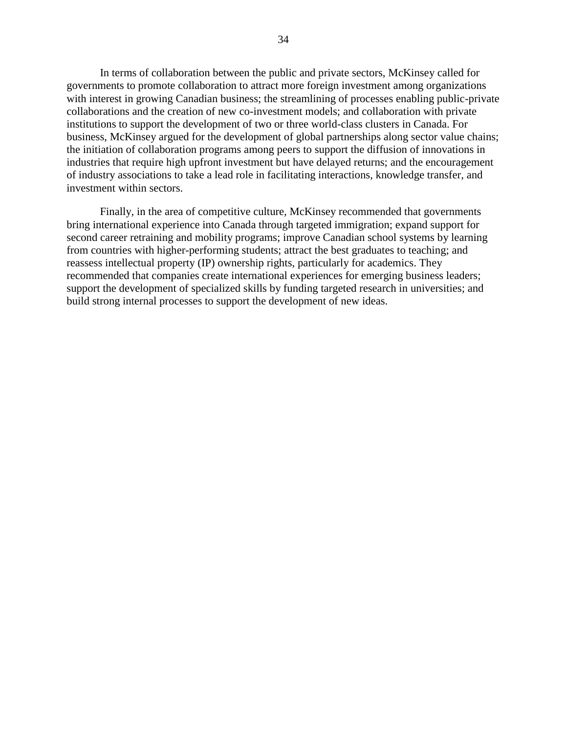In terms of collaboration between the public and private sectors, McKinsey called for governments to promote collaboration to attract more foreign investment among organizations with interest in growing Canadian business; the streamlining of processes enabling public-private collaborations and the creation of new co-investment models; and collaboration with private institutions to support the development of two or three world-class clusters in Canada. For business, McKinsey argued for the development of global partnerships along sector value chains; the initiation of collaboration programs among peers to support the diffusion of innovations in industries that require high upfront investment but have delayed returns; and the encouragement of industry associations to take a lead role in facilitating interactions, knowledge transfer, and investment within sectors.

Finally, in the area of competitive culture, McKinsey recommended that governments bring international experience into Canada through targeted immigration; expand support for second career retraining and mobility programs; improve Canadian school systems by learning from countries with higher-performing students; attract the best graduates to teaching; and reassess intellectual property (IP) ownership rights, particularly for academics. They recommended that companies create international experiences for emerging business leaders; support the development of specialized skills by funding targeted research in universities; and build strong internal processes to support the development of new ideas.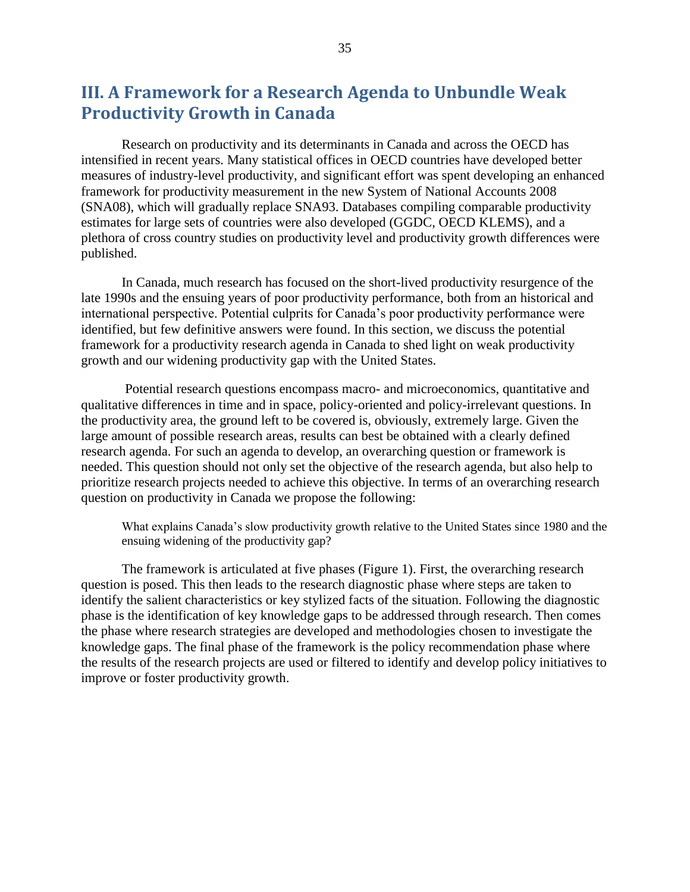# III. A Framework for a Research Agenda to Unbundle Weak Productivity Growth in Canada

Research on productivity and its determinants in Canada and across the OECD has intensified in recent years. Many statistical offices in OECD countries have developed better measures of industry-level productivity, and significant effort was spent developing an enhanced framework for productivity measurement in the new System of National Accounts 2008 (SNA08), which will gradually replace SNA93. Databases compiling comparable productivity estimates for large sets of countries were also developed (GGDC, OECD KLEMS), and a plethora of cross country studies on productivity level and productivity growth differences were published.

In Canada, much research has focused on the short-lived productivity resurgence of the late 1990s and the ensuing years of poor productivity performance, both from an historical and international perspective. Potential culprits for Canada's poor productivity performance were identified, but few definitive answers were found. In this section, we discuss the potential framework for a productivity research agenda in Canada to shed light on weak productivity growth and our widening productivity gap with the United States.

Potential research questions encompass macro- and microeconomics, quantitative and qualitative differences in time and in space, policy-oriented and policy-irrelevant questions. In the productivity area, the ground left to be covered is, obviously, extremely large. Given the large amount of possible research areas, results can best be obtained with a clearly defined research agenda. For such an agenda to develop, an overarching question or framework is needed. This question should not only set the objective of the research agenda, but also help to prioritize research projects needed to achieve this objective. In terms of an overarching research question on productivity in Canada we propose the following:

> What explains Canada's slow productivity growth relative to the United States since 1980 and the ensuing widening of the productivity gap?

The framework is articulated at five phases (Figure 1). First, the overarching research question is posed. This then leads to the research diagnostic phase where steps are taken to identify the salient characteristics or key stylized facts of the situation. Following the diagnostic phase is the identification of key knowledge gaps to be addressed through research. Then comes the phase where research strategies are developed and methodologies chosen to investigate the knowledge gaps. The final phase of the framework is the policy recommendation phase where the results of the research projects are used or filtered to identify and develop policy initiatives to improve or foster productivity growth.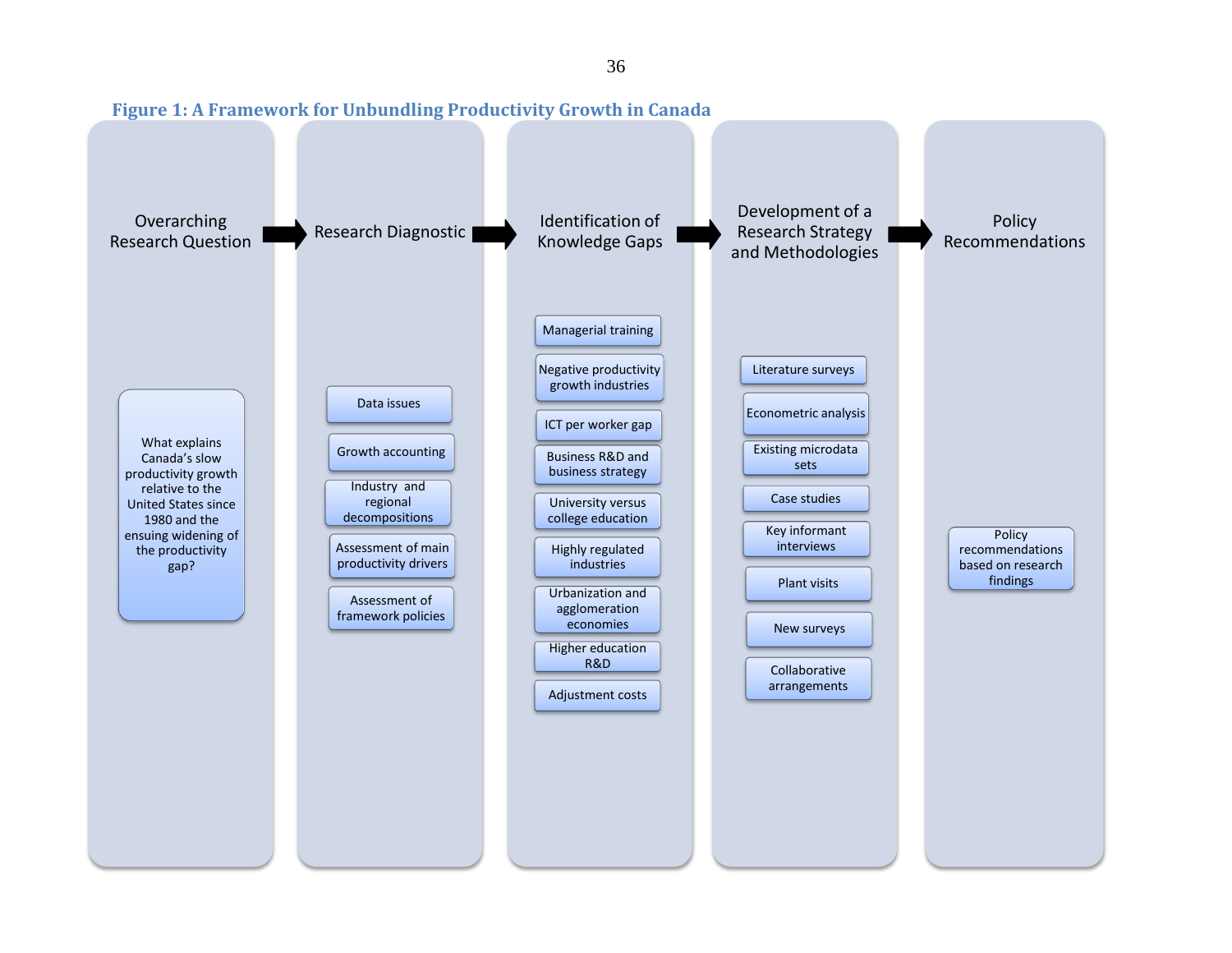**Figure 1: A Framework for Unbundling Productivity Growth in Canada**

Overarching Research Question → Research Diagnostic → Identification of Knowledge Gaps → Development of a Research Strategy and Methodologies → Policy Recommendations

**Overarching Research Question**

- What explains Canada's slow productivity growth relative to the United States since 1980 and the ensuing widening of the productivity gap?

**Research Diagnostic**

- Data issues
- Growth accounting
- Industry and regional decompositions
- Assessment of main productivity drivers
- Assessment of framework policies

**Identification of Knowledge Gaps**

- Managerial training
- Negative productivity growth industries
- ICT per worker gap
- Business R&D and business strategy
- University versus college education
- Highly regulated industries
- Urbanization and agglomeration economies
- Higher education R&D
- Adjustment costs

**Development of a Research Strategy and Methodologies**

- Literature surveys
- Econometric analysis
- Existing microdata sets
- Case studies
- Key informant interviews
- Plant visits
- New surveys
- Collaborative arrangements

**Policy Recommendations**

- Policy recommendations based on research findings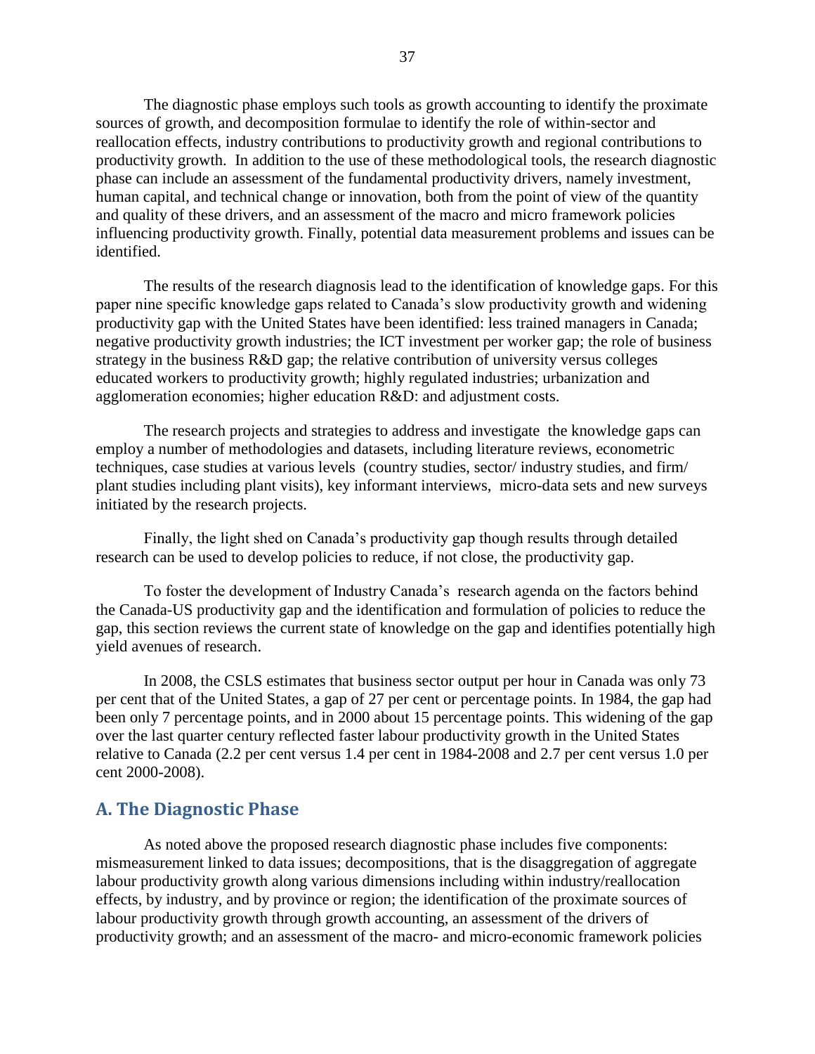The diagnostic phase employs such tools as growth accounting to identify the proximate sources of growth, and decomposition formulae to identify the role of within-sector and reallocation effects, industry contributions to productivity growth and regional contributions to productivity growth. In addition to the use of these methodological tools, the research diagnostic phase can include an assessment of the fundamental productivity drivers, namely investment, human capital, and technical change or innovation, both from the point of view of the quantity and quality of these drivers, and an assessment of the macro and micro framework policies influencing productivity growth. Finally, potential data measurement problems and issues can be identified.

The results of the research diagnosis lead to the identification of knowledge gaps. For this paper nine specific knowledge gaps related to Canada's slow productivity growth and widening productivity gap with the United States have been identified: less trained managers in Canada; negative productivity growth industries; the ICT investment per worker gap; the role of business strategy in the business R&D gap; the relative contribution of university versus colleges educated workers to productivity growth; highly regulated industries; urbanization and agglomeration economies; higher education R&D: and adjustment costs.

The research projects and strategies to address and investigate the knowledge gaps can employ a number of methodologies and datasets, including literature reviews, econometric techniques, case studies at various levels (country studies, sector/ industry studies, and firm/ plant studies including plant visits), key informant interviews, micro-data sets and new surveys initiated by the research projects.

Finally, the light shed on Canada's productivity gap though results through detailed research can be used to develop policies to reduce, if not close, the productivity gap.

To foster the development of Industry Canada's research agenda on the factors behind the Canada-US productivity gap and the identification and formulation of policies to reduce the gap, this section reviews the current state of knowledge on the gap and identifies potentially high yield avenues of research.

In 2008, the CSLS estimates that business sector output per hour in Canada was only 73 per cent that of the United States, a gap of 27 per cent or percentage points. In 1984, the gap had been only 7 percentage points, and in 2000 about 15 percentage points. This widening of the gap over the last quarter century reflected faster labour productivity growth in the United States relative to Canada (2.2 per cent versus 1.4 per cent in 1984-2008 and 2.7 per cent versus 1.0 per cent 2000-2008).

## A. The Diagnostic Phase

As noted above the proposed research diagnostic phase includes five components: mismeasurement linked to data issues; decompositions, that is the disaggregation of aggregate labour productivity growth along various dimensions including within industry/reallocation effects, by industry, and by province or region; the identification of the proximate sources of labour productivity growth through growth accounting, an assessment of the drivers of productivity growth; and an assessment of the macro- and micro-economic framework policies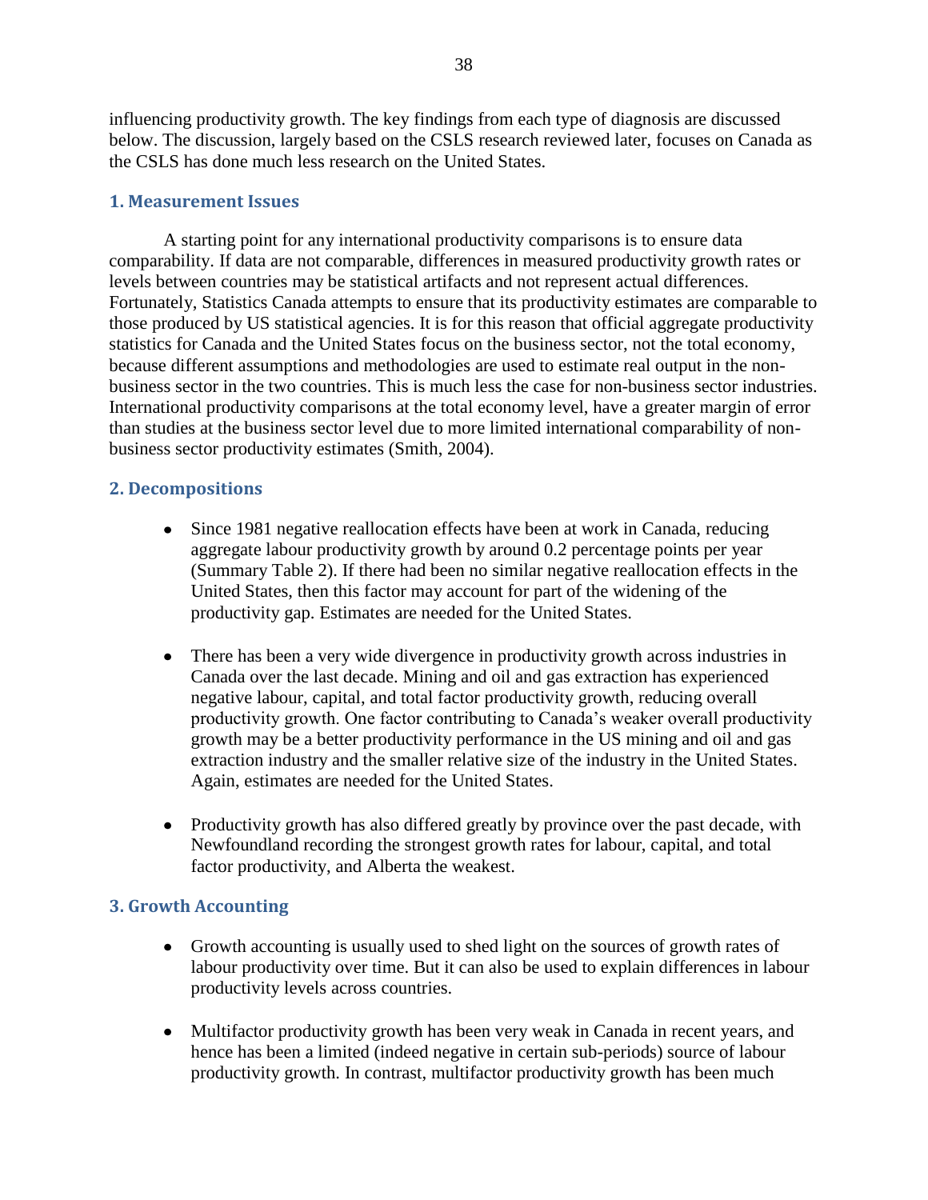influencing productivity growth. The key findings from each type of diagnosis are discussed below. The discussion, largely based on the CSLS research reviewed later, focuses on Canada as the CSLS has done much less research on the United States.

### 1. Measurement Issues

A starting point for any international productivity comparisons is to ensure data comparability. If data are not comparable, differences in measured productivity growth rates or levels between countries may be statistical artifacts and not represent actual differences. Fortunately, Statistics Canada attempts to ensure that its productivity estimates are comparable to those produced by US statistical agencies. It is for this reason that official aggregate productivity statistics for Canada and the United States focus on the business sector, not the total economy, because different assumptions and methodologies are used to estimate real output in the non-business sector in the two countries. This is much less the case for non-business sector industries. International productivity comparisons at the total economy level, have a greater margin of error than studies at the business sector level due to more limited international comparability of non-business sector productivity estimates (Smith, 2004).

### 2. Decompositions

- Since 1981 negative reallocation effects have been at work in Canada, reducing aggregate labour productivity growth by around 0.2 percentage points per year (Summary Table 2). If there had been no similar negative reallocation effects in the United States, then this factor may account for part of the widening of the productivity gap. Estimates are needed for the United States.

- There has been a very wide divergence in productivity growth across industries in Canada over the last decade. Mining and oil and gas extraction has experienced negative labour, capital, and total factor productivity growth, reducing overall productivity growth. One factor contributing to Canada's weaker overall productivity growth may be a better productivity performance in the US mining and oil and gas extraction industry and the smaller relative size of the industry in the United States. Again, estimates are needed for the United States.

- Productivity growth has also differed greatly by province over the past decade, with Newfoundland recording the strongest growth rates for labour, capital, and total factor productivity, and Alberta the weakest.

### 3. Growth Accounting

- Growth accounting is usually used to shed light on the sources of growth rates of labour productivity over time. But it can also be used to explain differences in labour productivity levels across countries.

- Multifactor productivity growth has been very weak in Canada in recent years, and hence has been a limited (indeed negative in certain sub-periods) source of labour productivity growth. In contrast, multifactor productivity growth has been much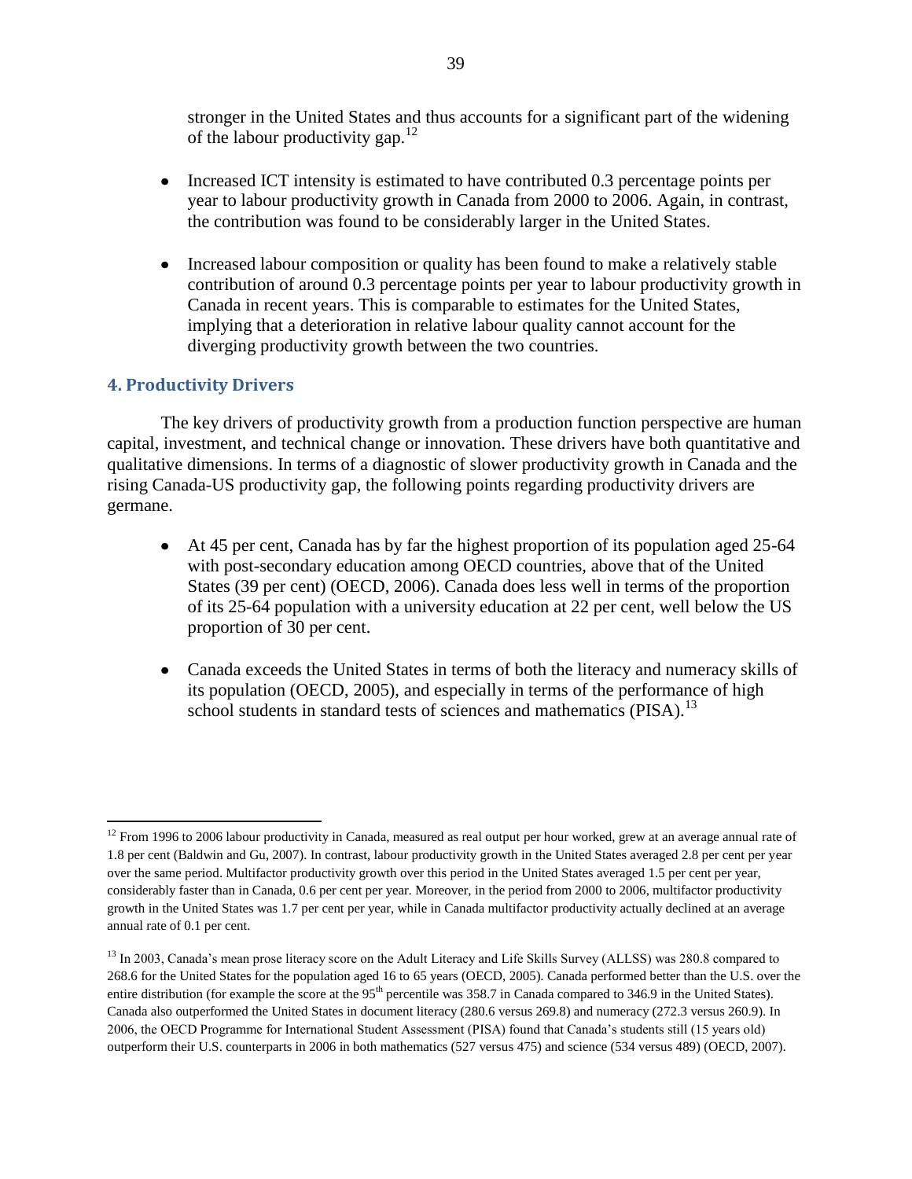stronger in the United States and thus accounts for a significant part of the widening of the labour productivity gap.[12]

- Increased ICT intensity is estimated to have contributed 0.3 percentage points per year to labour productivity growth in Canada from 2000 to 2006. Again, in contrast, the contribution was found to be considerably larger in the United States.

- Increased labour composition or quality has been found to make a relatively stable contribution of around 0.3 percentage points per year to labour productivity growth in Canada in recent years. This is comparable to estimates for the United States, implying that a deterioration in relative labour quality cannot account for the diverging productivity growth between the two countries.

## 4. Productivity Drivers

The key drivers of productivity growth from a production function perspective are human capital, investment, and technical change or innovation. These drivers have both quantitative and qualitative dimensions. In terms of a diagnostic of slower productivity growth in Canada and the rising Canada-US productivity gap, the following points regarding productivity drivers are germane.

- At 45 per cent, Canada has by far the highest proportion of its population aged 25-64 with post-secondary education among OECD countries, above that of the United States (39 per cent) (OECD, 2006). Canada does less well in terms of the proportion of its 25-64 population with a university education at 22 per cent, well below the US proportion of 30 per cent.

- Canada exceeds the United States in terms of both the literacy and numeracy skills of its population (OECD, 2005), and especially in terms of the performance of high school students in standard tests of sciences and mathematics (PISA).[13]

---

[12] From 1996 to 2006 labour productivity in Canada, measured as real output per hour worked, grew at an average annual rate of 1.8 per cent (Baldwin and Gu, 2007). In contrast, labour productivity growth in the United States averaged 2.8 per cent per year over the same period. Multifactor productivity growth over this period in the United States averaged 1.5 per cent per year, considerably faster than in Canada, 0.6 per cent per year. Moreover, in the period from 2000 to 2006, multifactor productivity growth in the United States was 1.7 per cent per year, while in Canada multifactor productivity actually declined at an average annual rate of 0.1 per cent.

[13] In 2003, Canada's mean prose literacy score on the Adult Literacy and Life Skills Survey (ALLSS) was 280.8 compared to 268.6 for the United States for the population aged 16 to 65 years (OECD, 2005). Canada performed better than the U.S. over the entire distribution (for example the score at the 95th percentile was 358.7 in Canada compared to 346.9 in the United States). Canada also outperformed the United States in document literacy (280.6 versus 269.8) and numeracy (272.3 versus 260.9). In 2006, the OECD Programme for International Student Assessment (PISA) found that Canada's students still (15 years old) outperform their U.S. counterparts in 2006 in both mathematics (527 versus 475) and science (534 versus 489) (OECD, 2007).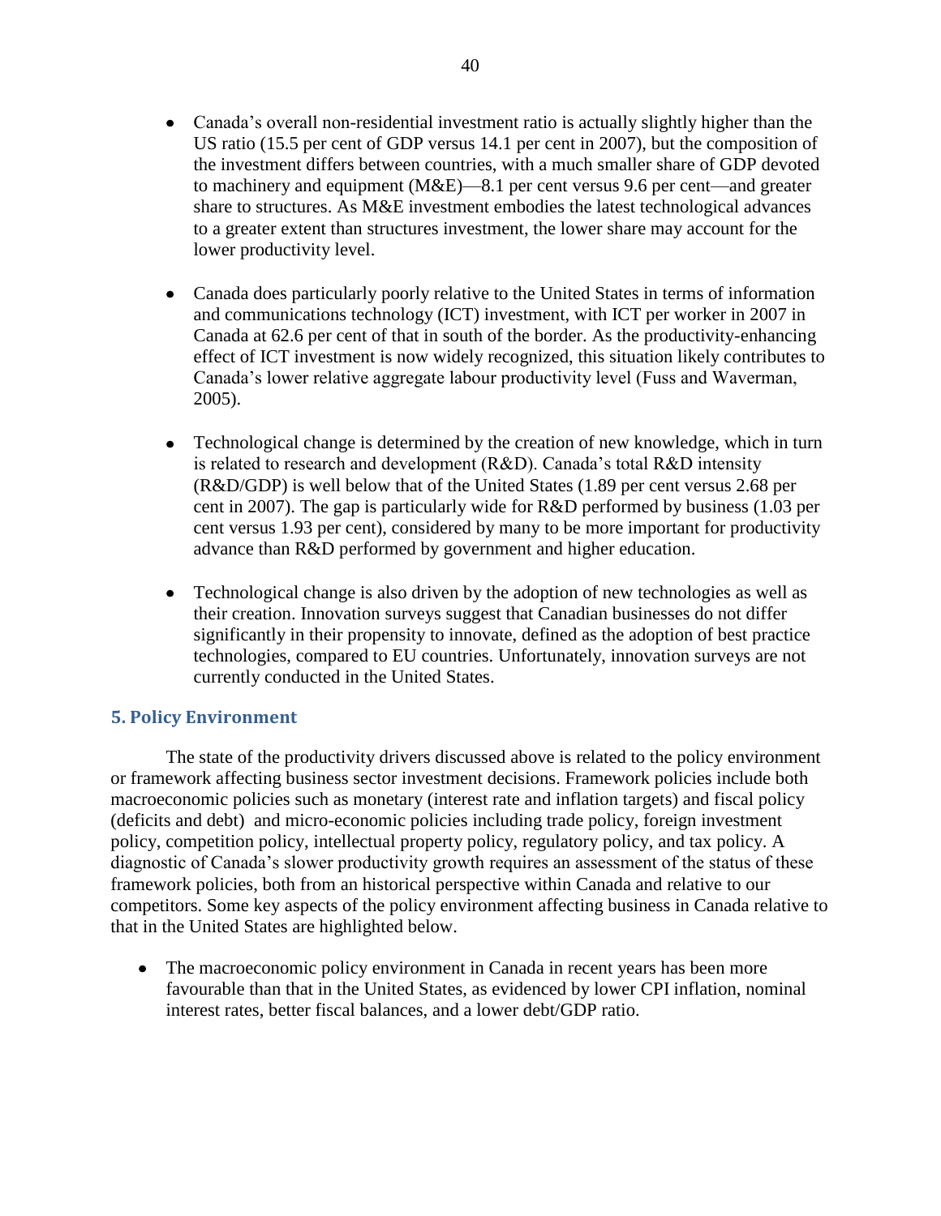- Canada's overall non-residential investment ratio is actually slightly higher than the US ratio (15.5 per cent of GDP versus 14.1 per cent in 2007), but the composition of the investment differs between countries, with a much smaller share of GDP devoted to machinery and equipment (M&E)—8.1 per cent versus 9.6 per cent—and greater share to structures. As M&E investment embodies the latest technological advances to a greater extent than structures investment, the lower share may account for the lower productivity level.

- Canada does particularly poorly relative to the United States in terms of information and communications technology (ICT) investment, with ICT per worker in 2007 in Canada at 62.6 per cent of that in south of the border. As the productivity-enhancing effect of ICT investment is now widely recognized, this situation likely contributes to Canada's lower relative aggregate labour productivity level (Fuss and Waverman, 2005).

- Technological change is determined by the creation of new knowledge, which in turn is related to research and development (R&D). Canada's total R&D intensity (R&D/GDP) is well below that of the United States (1.89 per cent versus 2.68 per cent in 2007). The gap is particularly wide for R&D performed by business (1.03 per cent versus 1.93 per cent), considered by many to be more important for productivity advance than R&D performed by government and higher education.

- Technological change is also driven by the adoption of new technologies as well as their creation. Innovation surveys suggest that Canadian businesses do not differ significantly in their propensity to innovate, defined as the adoption of best practice technologies, compared to EU countries. Unfortunately, innovation surveys are not currently conducted in the United States.

## 5. Policy Environment

The state of the productivity drivers discussed above is related to the policy environment or framework affecting business sector investment decisions. Framework policies include both macroeconomic policies such as monetary (interest rate and inflation targets) and fiscal policy (deficits and debt) and micro-economic policies including trade policy, foreign investment policy, competition policy, intellectual property policy, regulatory policy, and tax policy. A diagnostic of Canada's slower productivity growth requires an assessment of the status of these framework policies, both from an historical perspective within Canada and relative to our competitors. Some key aspects of the policy environment affecting business in Canada relative to that in the United States are highlighted below.

- The macroeconomic policy environment in Canada in recent years has been more favourable than that in the United States, as evidenced by lower CPI inflation, nominal interest rates, better fiscal balances, and a lower debt/GDP ratio.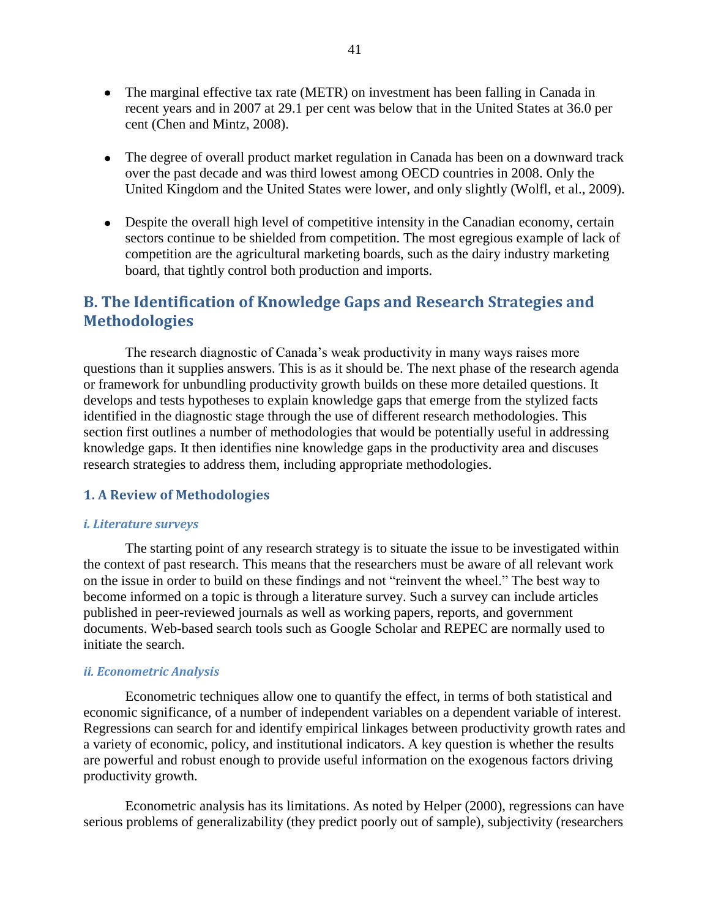- The marginal effective tax rate (METR) on investment has been falling in Canada in recent years and in 2007 at 29.1 per cent was below that in the United States at 36.0 per cent (Chen and Mintz, 2008).

- The degree of overall product market regulation in Canada has been on a downward track over the past decade and was third lowest among OECD countries in 2008. Only the United Kingdom and the United States were lower, and only slightly (Wolfl, et al., 2009).

- Despite the overall high level of competitive intensity in the Canadian economy, certain sectors continue to be shielded from competition. The most egregious example of lack of competition are the agricultural marketing boards, such as the dairy industry marketing board, that tightly control both production and imports.

## B. The Identification of Knowledge Gaps and Research Strategies and Methodologies

The research diagnostic of Canada's weak productivity in many ways raises more questions than it supplies answers. This is as it should be. The next phase of the research agenda or framework for unbundling productivity growth builds on these more detailed questions. It develops and tests hypotheses to explain knowledge gaps that emerge from the stylized facts identified in the diagnostic stage through the use of different research methodologies. This section first outlines a number of methodologies that would be potentially useful in addressing knowledge gaps. It then identifies nine knowledge gaps in the productivity area and discuses research strategies to address them, including appropriate methodologies.

### 1. A Review of Methodologies

#### *i. Literature surveys*

The starting point of any research strategy is to situate the issue to be investigated within the context of past research. This means that the researchers must be aware of all relevant work on the issue in order to build on these findings and not "reinvent the wheel." The best way to become informed on a topic is through a literature survey. Such a survey can include articles published in peer-reviewed journals as well as working papers, reports, and government documents. Web-based search tools such as Google Scholar and REPEC are normally used to initiate the search.

#### *ii. Econometric Analysis*

Econometric techniques allow one to quantify the effect, in terms of both statistical and economic significance, of a number of independent variables on a dependent variable of interest. Regressions can search for and identify empirical linkages between productivity growth rates and a variety of economic, policy, and institutional indicators. A key question is whether the results are powerful and robust enough to provide useful information on the exogenous factors driving productivity growth.

Econometric analysis has its limitations. As noted by Helper (2000), regressions can have serious problems of generalizability (they predict poorly out of sample), subjectivity (researchers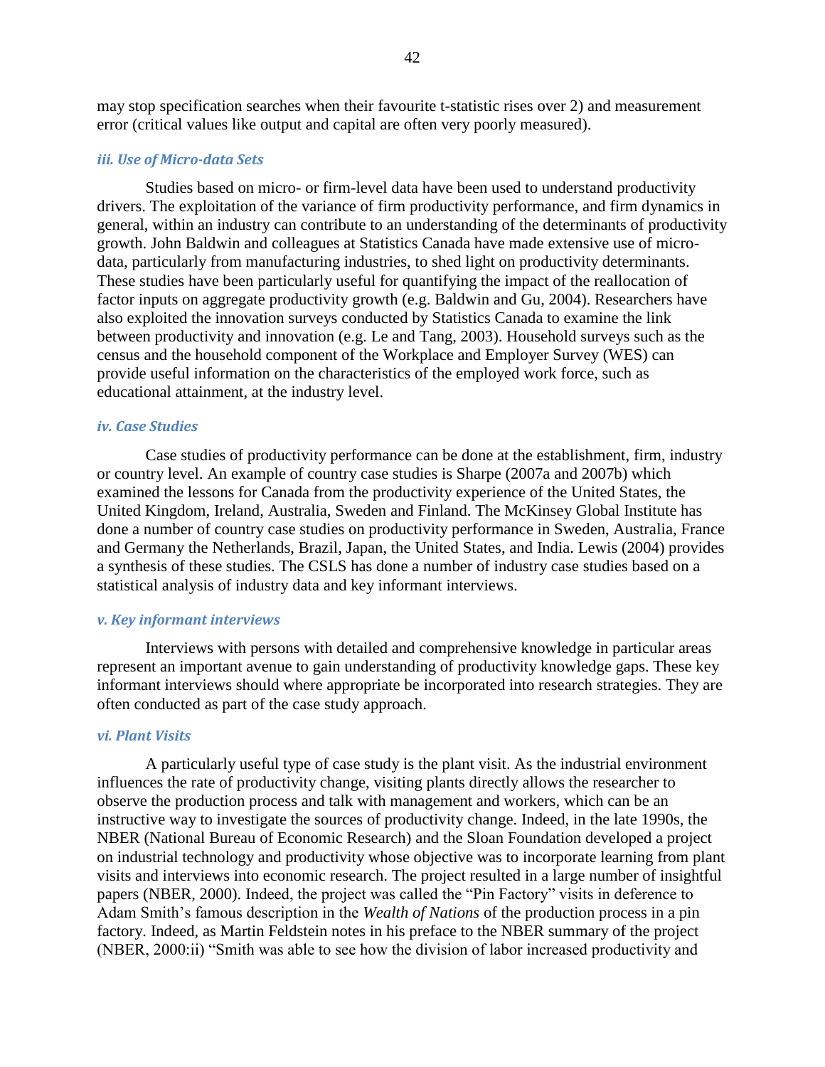may stop specification searches when their favourite t-statistic rises over 2) and measurement error (critical values like output and capital are often very poorly measured).

#### *iii. Use of Micro-data Sets*

Studies based on micro- or firm-level data have been used to understand productivity drivers. The exploitation of the variance of firm productivity performance, and firm dynamics in general, within an industry can contribute to an understanding of the determinants of productivity growth. John Baldwin and colleagues at Statistics Canada have made extensive use of micro-data, particularly from manufacturing industries, to shed light on productivity determinants. These studies have been particularly useful for quantifying the impact of the reallocation of factor inputs on aggregate productivity growth (e.g. Baldwin and Gu, 2004). Researchers have also exploited the innovation surveys conducted by Statistics Canada to examine the link between productivity and innovation (e.g. Le and Tang, 2003). Household surveys such as the census and the household component of the Workplace and Employer Survey (WES) can provide useful information on the characteristics of the employed work force, such as educational attainment, at the industry level.

#### *iv. Case Studies*

Case studies of productivity performance can be done at the establishment, firm, industry or country level. An example of country case studies is Sharpe (2007a and 2007b) which examined the lessons for Canada from the productivity experience of the United States, the United Kingdom, Ireland, Australia, Sweden and Finland. The McKinsey Global Institute has done a number of country case studies on productivity performance in Sweden, Australia, France and Germany the Netherlands, Brazil, Japan, the United States, and India. Lewis (2004) provides a synthesis of these studies. The CSLS has done a number of industry case studies based on a statistical analysis of industry data and key informant interviews.

#### *v. Key informant interviews*

Interviews with persons with detailed and comprehensive knowledge in particular areas represent an important avenue to gain understanding of productivity knowledge gaps. These key informant interviews should where appropriate be incorporated into research strategies. They are often conducted as part of the case study approach.

#### *vi. Plant Visits*

A particularly useful type of case study is the plant visit. As the industrial environment influences the rate of productivity change, visiting plants directly allows the researcher to observe the production process and talk with management and workers, which can be an instructive way to investigate the sources of productivity change. Indeed, in the late 1990s, the NBER (National Bureau of Economic Research) and the Sloan Foundation developed a project on industrial technology and productivity whose objective was to incorporate learning from plant visits and interviews into economic research. The project resulted in a large number of insightful papers (NBER, 2000). Indeed, the project was called the "Pin Factory" visits in deference to Adam Smith's famous description in the *Wealth of Nations* of the production process in a pin factory. Indeed, as Martin Feldstein notes in his preface to the NBER summary of the project (NBER, 2000:ii) "Smith was able to see how the division of labor increased productivity and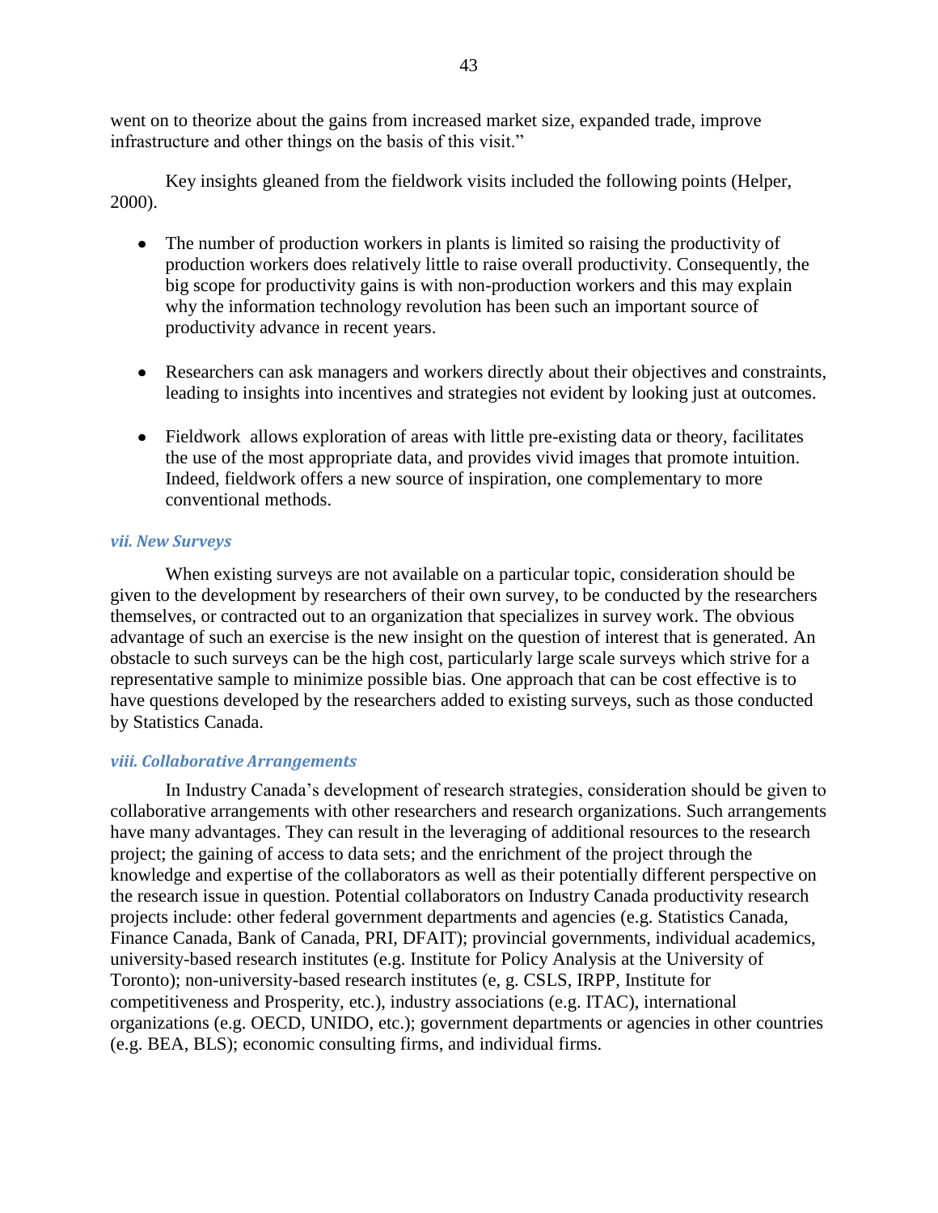went on to theorize about the gains from increased market size, expanded trade, improve infrastructure and other things on the basis of this visit."

Key insights gleaned from the fieldwork visits included the following points (Helper, 2000).

- The number of production workers in plants is limited so raising the productivity of production workers does relatively little to raise overall productivity. Consequently, the big scope for productivity gains is with non-production workers and this may explain why the information technology revolution has been such an important source of productivity advance in recent years.

- Researchers can ask managers and workers directly about their objectives and constraints, leading to insights into incentives and strategies not evident by looking just at outcomes.

- Fieldwork allows exploration of areas with little pre-existing data or theory, facilitates the use of the most appropriate data, and provides vivid images that promote intuition. Indeed, fieldwork offers a new source of inspiration, one complementary to more conventional methods.

### *vii. New Surveys*

When existing surveys are not available on a particular topic, consideration should be given to the development by researchers of their own survey, to be conducted by the researchers themselves, or contracted out to an organization that specializes in survey work. The obvious advantage of such an exercise is the new insight on the question of interest that is generated. An obstacle to such surveys can be the high cost, particularly large scale surveys which strive for a representative sample to minimize possible bias. One approach that can be cost effective is to have questions developed by the researchers added to existing surveys, such as those conducted by Statistics Canada.

### *viii. Collaborative Arrangements*

In Industry Canada's development of research strategies, consideration should be given to collaborative arrangements with other researchers and research organizations. Such arrangements have many advantages. They can result in the leveraging of additional resources to the research project; the gaining of access to data sets; and the enrichment of the project through the knowledge and expertise of the collaborators as well as their potentially different perspective on the research issue in question. Potential collaborators on Industry Canada productivity research projects include: other federal government departments and agencies (e.g. Statistics Canada, Finance Canada, Bank of Canada, PRI, DFAIT); provincial governments, individual academics, university-based research institutes (e.g. Institute for Policy Analysis at the University of Toronto); non-university-based research institutes (e, g. CSLS, IRPP, Institute for competitiveness and Prosperity, etc.), industry associations (e.g. ITAC), international organizations (e.g. OECD, UNIDO, etc.); government departments or agencies in other countries (e.g. BEA, BLS); economic consulting firms, and individual firms.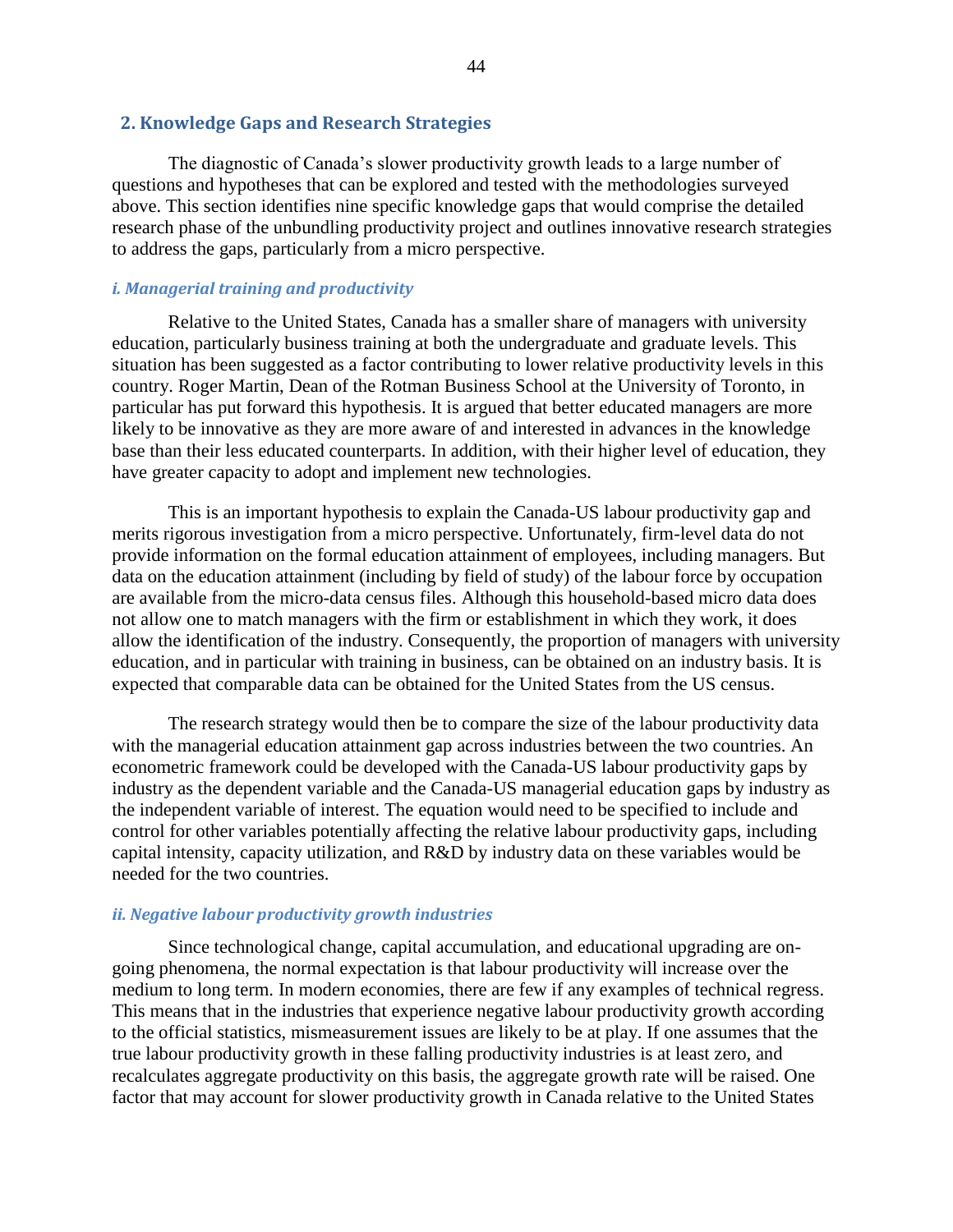## 2. Knowledge Gaps and Research Strategies

The diagnostic of Canada's slower productivity growth leads to a large number of questions and hypotheses that can be explored and tested with the methodologies surveyed above. This section identifies nine specific knowledge gaps that would comprise the detailed research phase of the unbundling productivity project and outlines innovative research strategies to address the gaps, particularly from a micro perspective.

### *i. Managerial training and productivity*

Relative to the United States, Canada has a smaller share of managers with university education, particularly business training at both the undergraduate and graduate levels. This situation has been suggested as a factor contributing to lower relative productivity levels in this country. Roger Martin, Dean of the Rotman Business School at the University of Toronto, in particular has put forward this hypothesis. It is argued that better educated managers are more likely to be innovative as they are more aware of and interested in advances in the knowledge base than their less educated counterparts. In addition, with their higher level of education, they have greater capacity to adopt and implement new technologies.

This is an important hypothesis to explain the Canada-US labour productivity gap and merits rigorous investigation from a micro perspective. Unfortunately, firm-level data do not provide information on the formal education attainment of employees, including managers. But data on the education attainment (including by field of study) of the labour force by occupation are available from the micro-data census files. Although this household-based micro data does not allow one to match managers with the firm or establishment in which they work, it does allow the identification of the industry. Consequently, the proportion of managers with university education, and in particular with training in business, can be obtained on an industry basis. It is expected that comparable data can be obtained for the United States from the US census.

The research strategy would then be to compare the size of the labour productivity data with the managerial education attainment gap across industries between the two countries. An econometric framework could be developed with the Canada-US labour productivity gaps by industry as the dependent variable and the Canada-US managerial education gaps by industry as the independent variable of interest. The equation would need to be specified to include and control for other variables potentially affecting the relative labour productivity gaps, including capital intensity, capacity utilization, and R&D by industry data on these variables would be needed for the two countries.

### *ii. Negative labour productivity growth industries*

Since technological change, capital accumulation, and educational upgrading are on-going phenomena, the normal expectation is that labour productivity will increase over the medium to long term. In modern economies, there are few if any examples of technical regress. This means that in the industries that experience negative labour productivity growth according to the official statistics, mismeasurement issues are likely to be at play. If one assumes that the true labour productivity growth in these falling productivity industries is at least zero, and recalculates aggregate productivity on this basis, the aggregate growth rate will be raised. One factor that may account for slower productivity growth in Canada relative to the United States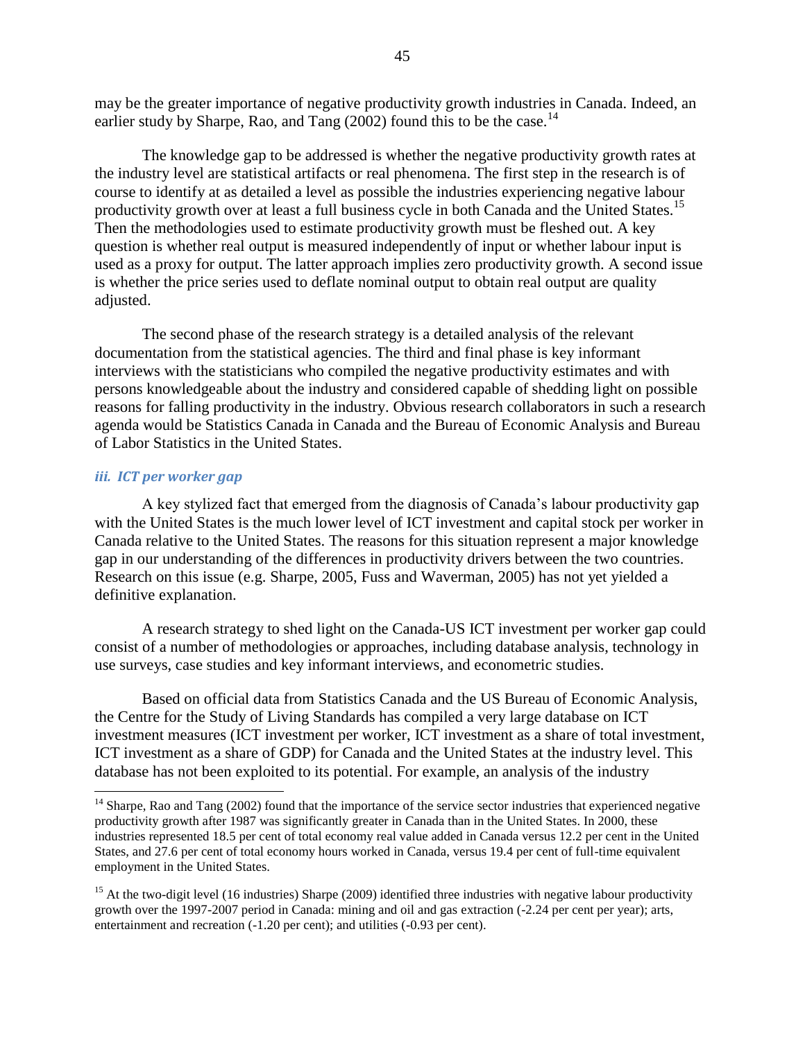may be the greater importance of negative productivity growth industries in Canada. Indeed, an earlier study by Sharpe, Rao, and Tang (2002) found this to be the case.[14]

The knowledge gap to be addressed is whether the negative productivity growth rates at the industry level are statistical artifacts or real phenomena. The first step in the research is of course to identify at as detailed a level as possible the industries experiencing negative labour productivity growth over at least a full business cycle in both Canada and the United States.[15] Then the methodologies used to estimate productivity growth must be fleshed out. A key question is whether real output is measured independently of input or whether labour input is used as a proxy for output. The latter approach implies zero productivity growth. A second issue is whether the price series used to deflate nominal output to obtain real output are quality adjusted.

The second phase of the research strategy is a detailed analysis of the relevant documentation from the statistical agencies. The third and final phase is key informant interviews with the statisticians who compiled the negative productivity estimates and with persons knowledgeable about the industry and considered capable of shedding light on possible reasons for falling productivity in the industry. Obvious research collaborators in such a research agenda would be Statistics Canada in Canada and the Bureau of Economic Analysis and Bureau of Labor Statistics in the United States.

#### *iii. ICT per worker gap*

A key stylized fact that emerged from the diagnosis of Canada's labour productivity gap with the United States is the much lower level of ICT investment and capital stock per worker in Canada relative to the United States. The reasons for this situation represent a major knowledge gap in our understanding of the differences in productivity drivers between the two countries. Research on this issue (e.g. Sharpe, 2005, Fuss and Waverman, 2005) has not yet yielded a definitive explanation.

A research strategy to shed light on the Canada-US ICT investment per worker gap could consist of a number of methodologies or approaches, including database analysis, technology in use surveys, case studies and key informant interviews, and econometric studies.

Based on official data from Statistics Canada and the US Bureau of Economic Analysis, the Centre for the Study of Living Standards has compiled a very large database on ICT investment measures (ICT investment per worker, ICT investment as a share of total investment, ICT investment as a share of GDP) for Canada and the United States at the industry level. This database has not been exploited to its potential. For example, an analysis of the industry

---

[14] Sharpe, Rao and Tang (2002) found that the importance of the service sector industries that experienced negative productivity growth after 1987 was significantly greater in Canada than in the United States. In 2000, these industries represented 18.5 per cent of total economy real value added in Canada versus 12.2 per cent in the United States, and 27.6 per cent of total economy hours worked in Canada, versus 19.4 per cent of full-time equivalent employment in the United States.

[15] At the two-digit level (16 industries) Sharpe (2009) identified three industries with negative labour productivity growth over the 1997-2007 period in Canada: mining and oil and gas extraction (-2.24 per cent per year); arts, entertainment and recreation (-1.20 per cent); and utilities (-0.93 per cent).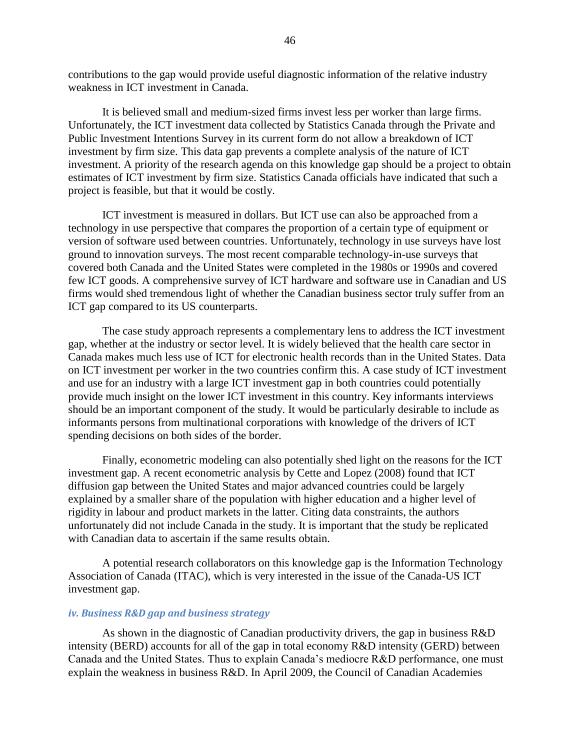contributions to the gap would provide useful diagnostic information of the relative industry weakness in ICT investment in Canada.

It is believed small and medium-sized firms invest less per worker than large firms. Unfortunately, the ICT investment data collected by Statistics Canada through the Private and Public Investment Intentions Survey in its current form do not allow a breakdown of ICT investment by firm size. This data gap prevents a complete analysis of the nature of ICT investment. A priority of the research agenda on this knowledge gap should be a project to obtain estimates of ICT investment by firm size. Statistics Canada officials have indicated that such a project is feasible, but that it would be costly.

ICT investment is measured in dollars. But ICT use can also be approached from a technology in use perspective that compares the proportion of a certain type of equipment or version of software used between countries. Unfortunately, technology in use surveys have lost ground to innovation surveys. The most recent comparable technology-in-use surveys that covered both Canada and the United States were completed in the 1980s or 1990s and covered few ICT goods. A comprehensive survey of ICT hardware and software use in Canadian and US firms would shed tremendous light of whether the Canadian business sector truly suffer from an ICT gap compared to its US counterparts.

The case study approach represents a complementary lens to address the ICT investment gap, whether at the industry or sector level. It is widely believed that the health care sector in Canada makes much less use of ICT for electronic health records than in the United States. Data on ICT investment per worker in the two countries confirm this. A case study of ICT investment and use for an industry with a large ICT investment gap in both countries could potentially provide much insight on the lower ICT investment in this country. Key informants interviews should be an important component of the study. It would be particularly desirable to include as informants persons from multinational corporations with knowledge of the drivers of ICT spending decisions on both sides of the border.

Finally, econometric modeling can also potentially shed light on the reasons for the ICT investment gap. A recent econometric analysis by Cette and Lopez (2008) found that ICT diffusion gap between the United States and major advanced countries could be largely explained by a smaller share of the population with higher education and a higher level of rigidity in labour and product markets in the latter. Citing data constraints, the authors unfortunately did not include Canada in the study. It is important that the study be replicated with Canadian data to ascertain if the same results obtain.

A potential research collaborators on this knowledge gap is the Information Technology Association of Canada (ITAC), which is very interested in the issue of the Canada-US ICT investment gap.

#### *iv. Business R&D gap and business strategy*

As shown in the diagnostic of Canadian productivity drivers, the gap in business R&D intensity (BERD) accounts for all of the gap in total economy R&D intensity (GERD) between Canada and the United States. Thus to explain Canada's mediocre R&D performance, one must explain the weakness in business R&D. In April 2009, the Council of Canadian Academies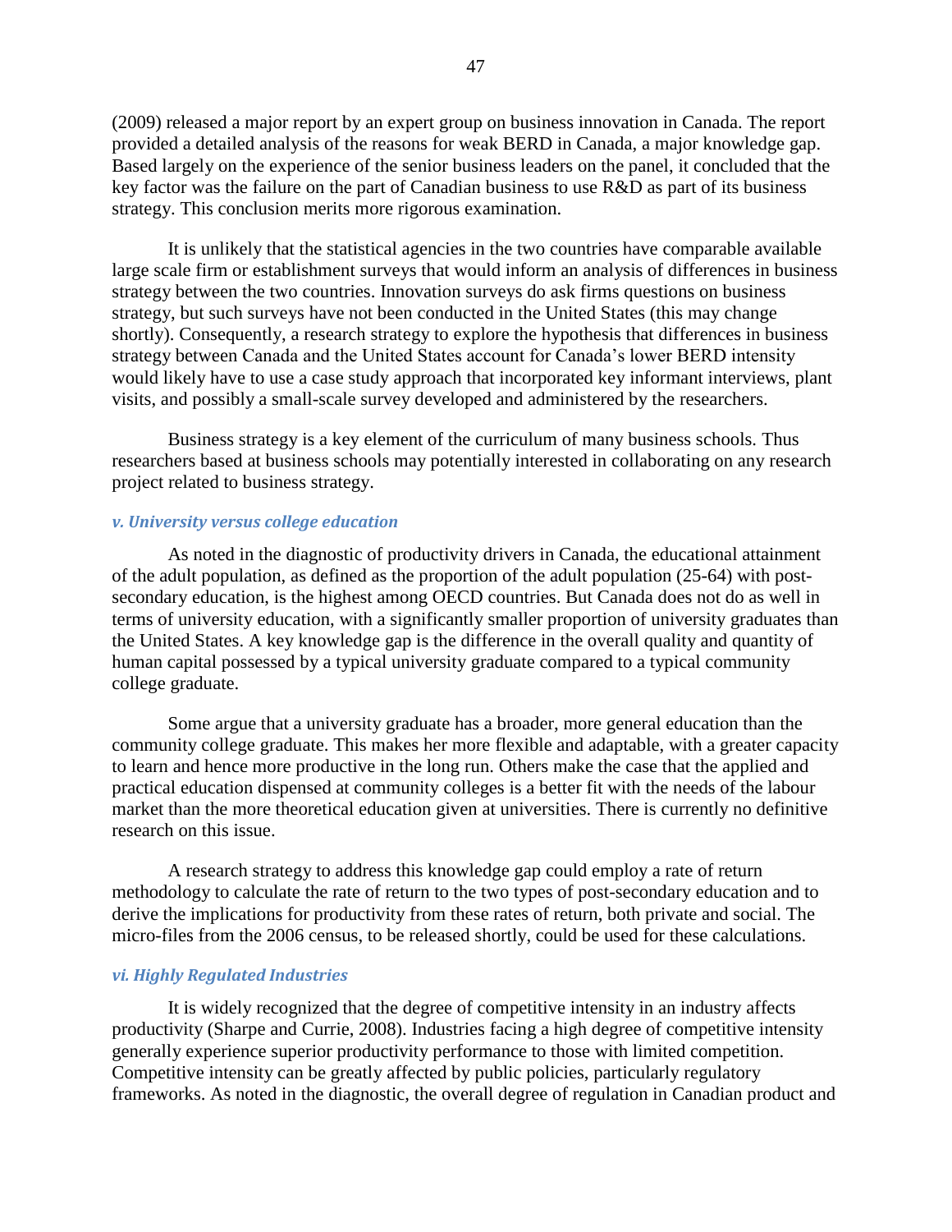(2009) released a major report by an expert group on business innovation in Canada. The report provided a detailed analysis of the reasons for weak BERD in Canada, a major knowledge gap. Based largely on the experience of the senior business leaders on the panel, it concluded that the key factor was the failure on the part of Canadian business to use R&D as part of its business strategy. This conclusion merits more rigorous examination.

It is unlikely that the statistical agencies in the two countries have comparable available large scale firm or establishment surveys that would inform an analysis of differences in business strategy between the two countries. Innovation surveys do ask firms questions on business strategy, but such surveys have not been conducted in the United States (this may change shortly). Consequently, a research strategy to explore the hypothesis that differences in business strategy between Canada and the United States account for Canada's lower BERD intensity would likely have to use a case study approach that incorporated key informant interviews, plant visits, and possibly a small-scale survey developed and administered by the researchers.

Business strategy is a key element of the curriculum of many business schools. Thus researchers based at business schools may potentially interested in collaborating on any research project related to business strategy.

#### *v. University versus college education*

As noted in the diagnostic of productivity drivers in Canada, the educational attainment of the adult population, as defined as the proportion of the adult population (25-64) with post-secondary education, is the highest among OECD countries. But Canada does not do as well in terms of university education, with a significantly smaller proportion of university graduates than the United States. A key knowledge gap is the difference in the overall quality and quantity of human capital possessed by a typical university graduate compared to a typical community college graduate.

Some argue that a university graduate has a broader, more general education than the community college graduate. This makes her more flexible and adaptable, with a greater capacity to learn and hence more productive in the long run. Others make the case that the applied and practical education dispensed at community colleges is a better fit with the needs of the labour market than the more theoretical education given at universities. There is currently no definitive research on this issue.

A research strategy to address this knowledge gap could employ a rate of return methodology to calculate the rate of return to the two types of post-secondary education and to derive the implications for productivity from these rates of return, both private and social. The micro-files from the 2006 census, to be released shortly, could be used for these calculations.

#### *vi. Highly Regulated Industries*

It is widely recognized that the degree of competitive intensity in an industry affects productivity (Sharpe and Currie, 2008). Industries facing a high degree of competitive intensity generally experience superior productivity performance to those with limited competition. Competitive intensity can be greatly affected by public policies, particularly regulatory frameworks. As noted in the diagnostic, the overall degree of regulation in Canadian product and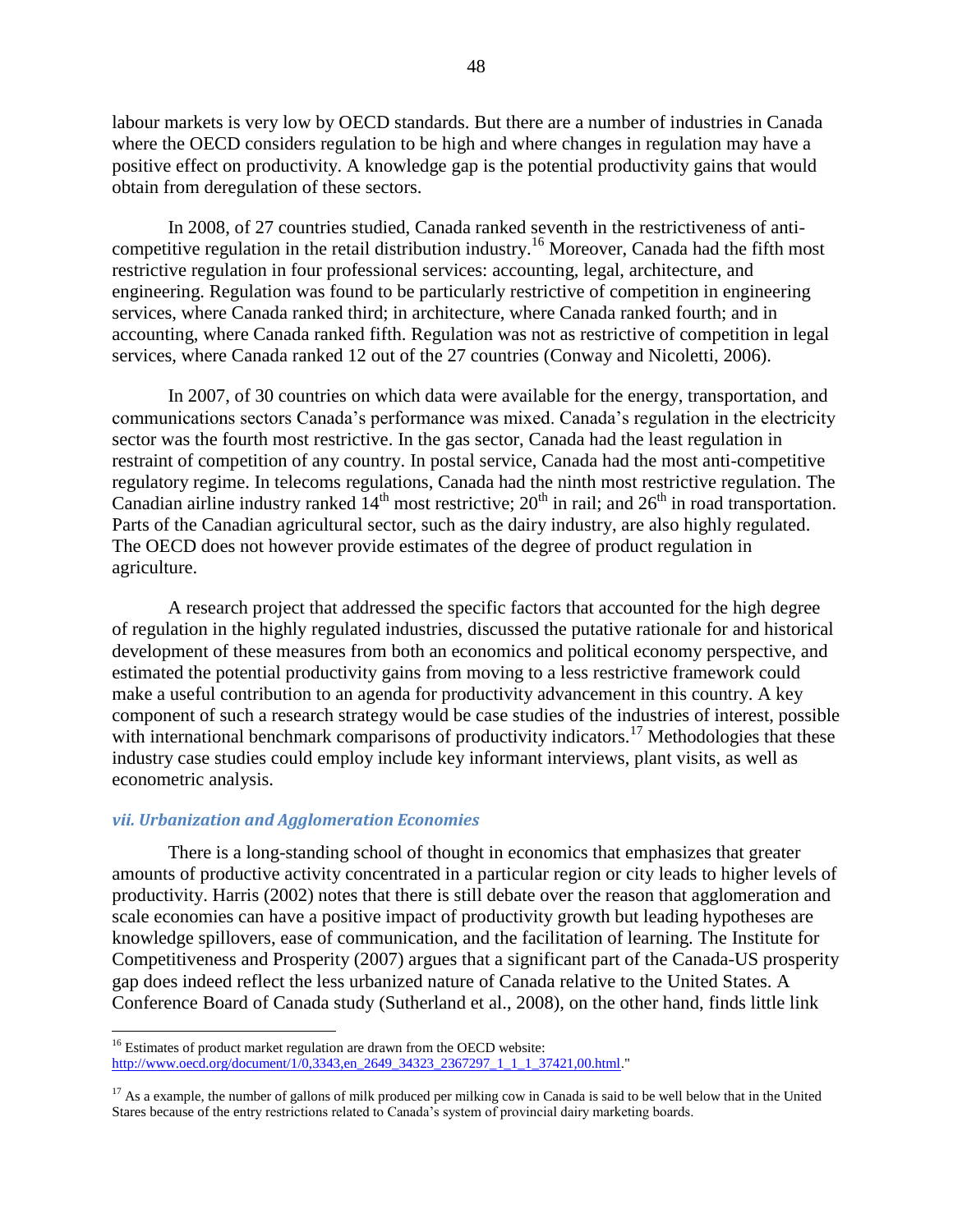labour markets is very low by OECD standards. But there are a number of industries in Canada where the OECD considers regulation to be high and where changes in regulation may have a positive effect on productivity. A knowledge gap is the potential productivity gains that would obtain from deregulation of these sectors.

In 2008, of 27 countries studied, Canada ranked seventh in the restrictiveness of anti-competitive regulation in the retail distribution industry.[16] Moreover, Canada had the fifth most restrictive regulation in four professional services: accounting, legal, architecture, and engineering. Regulation was found to be particularly restrictive of competition in engineering services, where Canada ranked third; in architecture, where Canada ranked fourth; and in accounting, where Canada ranked fifth. Regulation was not as restrictive of competition in legal services, where Canada ranked 12 out of the 27 countries (Conway and Nicoletti, 2006).

In 2007, of 30 countries on which data were available for the energy, transportation, and communications sectors Canada's performance was mixed. Canada's regulation in the electricity sector was the fourth most restrictive. In the gas sector, Canada had the least regulation in restraint of competition of any country. In postal service, Canada had the most anti-competitive regulatory regime. In telecoms regulations, Canada had the ninth most restrictive regulation. The Canadian airline industry ranked 14th most restrictive; 20th in rail; and 26th in road transportation. Parts of the Canadian agricultural sector, such as the dairy industry, are also highly regulated. The OECD does not however provide estimates of the degree of product regulation in agriculture.

A research project that addressed the specific factors that accounted for the high degree of regulation in the highly regulated industries, discussed the putative rationale for and historical development of these measures from both an economics and political economy perspective, and estimated the potential productivity gains from moving to a less restrictive framework could make a useful contribution to an agenda for productivity advancement in this country. A key component of such a research strategy would be case studies of the industries of interest, possible with international benchmark comparisons of productivity indicators.[17] Methodologies that these industry case studies could employ include key informant interviews, plant visits, as well as econometric analysis.

### *vii. Urbanization and Agglomeration Economies*

There is a long-standing school of thought in economics that emphasizes that greater amounts of productive activity concentrated in a particular region or city leads to higher levels of productivity. Harris (2002) notes that there is still debate over the reason that agglomeration and scale economies can have a positive impact of productivity growth but leading hypotheses are knowledge spillovers, ease of communication, and the facilitation of learning. The Institute for Competitiveness and Prosperity (2007) argues that a significant part of the Canada-US prosperity gap does indeed reflect the less urbanized nature of Canada relative to the United States. A Conference Board of Canada study (Sutherland et al., 2008), on the other hand, finds little link

---

[16] Estimates of product market regulation are drawn from the OECD website: http://www.oecd.org/document/1/0,3343,en_2649_34323_2367297_1_1_1_37421,00.html."

[17] As a example, the number of gallons of milk produced per milking cow in Canada is said to be well below that in the United Stares because of the entry restrictions related to Canada's system of provincial dairy marketing boards.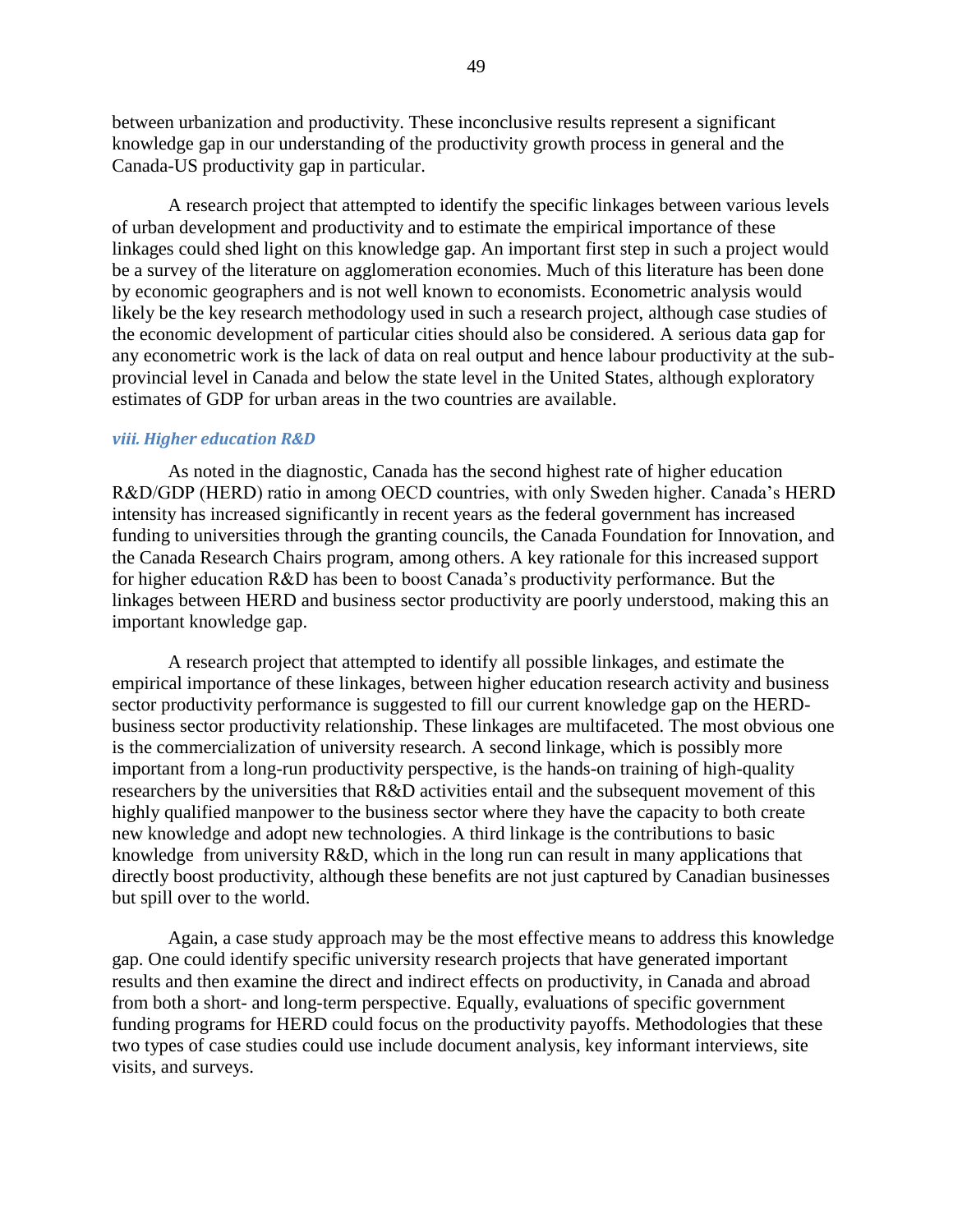between urbanization and productivity. These inconclusive results represent a significant knowledge gap in our understanding of the productivity growth process in general and the Canada-US productivity gap in particular.

A research project that attempted to identify the specific linkages between various levels of urban development and productivity and to estimate the empirical importance of these linkages could shed light on this knowledge gap. An important first step in such a project would be a survey of the literature on agglomeration economies. Much of this literature has been done by economic geographers and is not well known to economists. Econometric analysis would likely be the key research methodology used in such a research project, although case studies of the economic development of particular cities should also be considered. A serious data gap for any econometric work is the lack of data on real output and hence labour productivity at the sub-provincial level in Canada and below the state level in the United States, although exploratory estimates of GDP for urban areas in the two countries are available.

#### *viii. Higher education R&D*

As noted in the diagnostic, Canada has the second highest rate of higher education R&D/GDP (HERD) ratio in among OECD countries, with only Sweden higher. Canada's HERD intensity has increased significantly in recent years as the federal government has increased funding to universities through the granting councils, the Canada Foundation for Innovation, and the Canada Research Chairs program, among others. A key rationale for this increased support for higher education R&D has been to boost Canada's productivity performance. But the linkages between HERD and business sector productivity are poorly understood, making this an important knowledge gap.

A research project that attempted to identify all possible linkages, and estimate the empirical importance of these linkages, between higher education research activity and business sector productivity performance is suggested to fill our current knowledge gap on the HERD-business sector productivity relationship. These linkages are multifaceted. The most obvious one is the commercialization of university research. A second linkage, which is possibly more important from a long-run productivity perspective, is the hands-on training of high-quality researchers by the universities that R&D activities entail and the subsequent movement of this highly qualified manpower to the business sector where they have the capacity to both create new knowledge and adopt new technologies. A third linkage is the contributions to basic knowledge from university R&D, which in the long run can result in many applications that directly boost productivity, although these benefits are not just captured by Canadian businesses but spill over to the world.

Again, a case study approach may be the most effective means to address this knowledge gap. One could identify specific university research projects that have generated important results and then examine the direct and indirect effects on productivity, in Canada and abroad from both a short- and long-term perspective. Equally, evaluations of specific government funding programs for HERD could focus on the productivity payoffs. Methodologies that these two types of case studies could use include document analysis, key informant interviews, site visits, and surveys.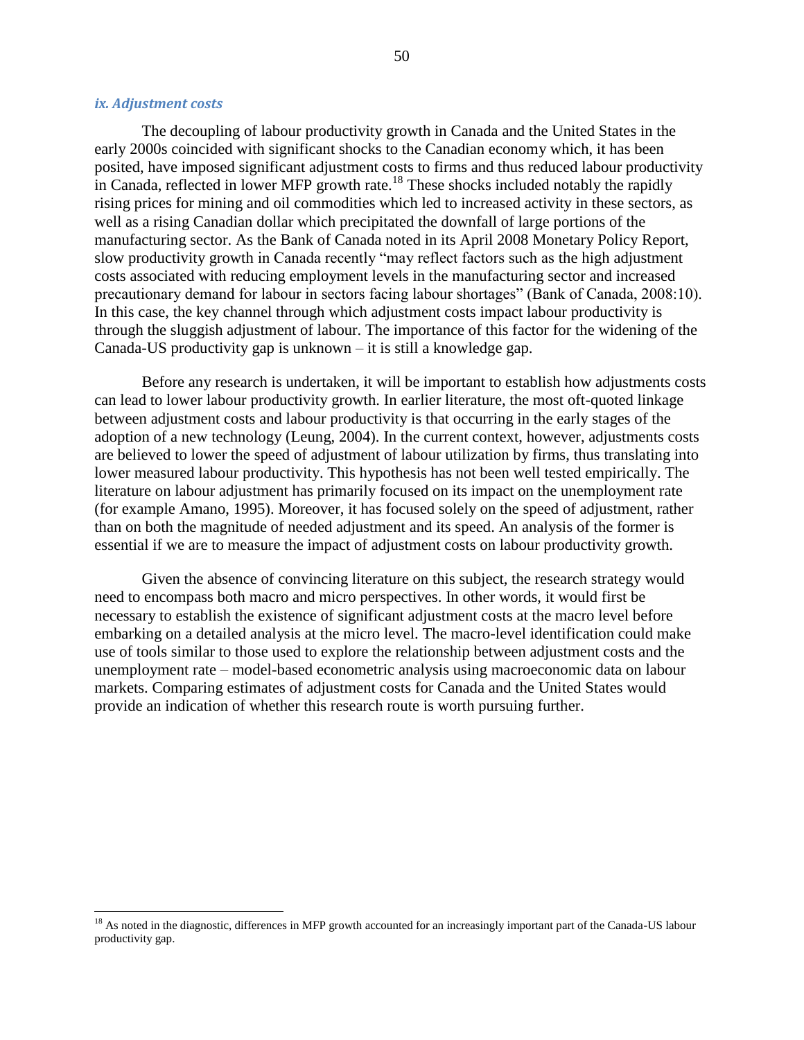### *ix. Adjustment costs*

The decoupling of labour productivity growth in Canada and the United States in the early 2000s coincided with significant shocks to the Canadian economy which, it has been posited, have imposed significant adjustment costs to firms and thus reduced labour productivity in Canada, reflected in lower MFP growth rate.[18] These shocks included notably the rapidly rising prices for mining and oil commodities which led to increased activity in these sectors, as well as a rising Canadian dollar which precipitated the downfall of large portions of the manufacturing sector. As the Bank of Canada noted in its April 2008 Monetary Policy Report, slow productivity growth in Canada recently "may reflect factors such as the high adjustment costs associated with reducing employment levels in the manufacturing sector and increased precautionary demand for labour in sectors facing labour shortages" (Bank of Canada, 2008:10). In this case, the key channel through which adjustment costs impact labour productivity is through the sluggish adjustment of labour. The importance of this factor for the widening of the Canada-US productivity gap is unknown – it is still a knowledge gap.

Before any research is undertaken, it will be important to establish how adjustments costs can lead to lower labour productivity growth. In earlier literature, the most oft-quoted linkage between adjustment costs and labour productivity is that occurring in the early stages of the adoption of a new technology (Leung, 2004). In the current context, however, adjustments costs are believed to lower the speed of adjustment of labour utilization by firms, thus translating into lower measured labour productivity. This hypothesis has not been well tested empirically. The literature on labour adjustment has primarily focused on its impact on the unemployment rate (for example Amano, 1995). Moreover, it has focused solely on the speed of adjustment, rather than on both the magnitude of needed adjustment and its speed. An analysis of the former is essential if we are to measure the impact of adjustment costs on labour productivity growth.

Given the absence of convincing literature on this subject, the research strategy would need to encompass both macro and micro perspectives. In other words, it would first be necessary to establish the existence of significant adjustment costs at the macro level before embarking on a detailed analysis at the micro level. The macro-level identification could make use of tools similar to those used to explore the relationship between adjustment costs and the unemployment rate – model-based econometric analysis using macroeconomic data on labour markets. Comparing estimates of adjustment costs for Canada and the United States would provide an indication of whether this research route is worth pursuing further.

[18] As noted in the diagnostic, differences in MFP growth accounted for an increasingly important part of the Canada-US labour productivity gap.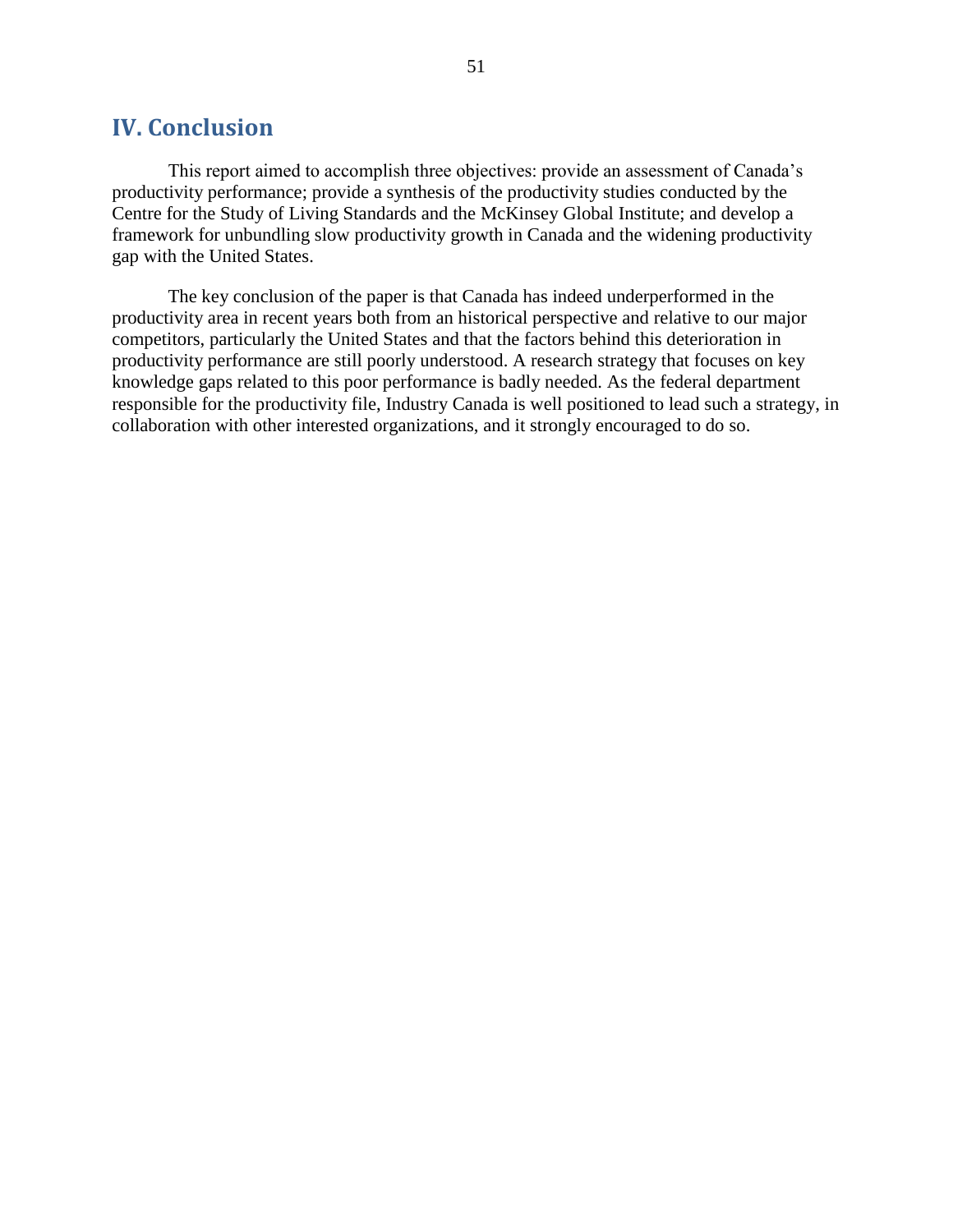# IV. Conclusion

This report aimed to accomplish three objectives: provide an assessment of Canada's productivity performance; provide a synthesis of the productivity studies conducted by the Centre for the Study of Living Standards and the McKinsey Global Institute; and develop a framework for unbundling slow productivity growth in Canada and the widening productivity gap with the United States.

The key conclusion of the paper is that Canada has indeed underperformed in the productivity area in recent years both from an historical perspective and relative to our major competitors, particularly the United States and that the factors behind this deterioration in productivity performance are still poorly understood. A research strategy that focuses on key knowledge gaps related to this poor performance is badly needed. As the federal department responsible for the productivity file, Industry Canada is well positioned to lead such a strategy, in collaboration with other interested organizations, and it strongly encouraged to do so.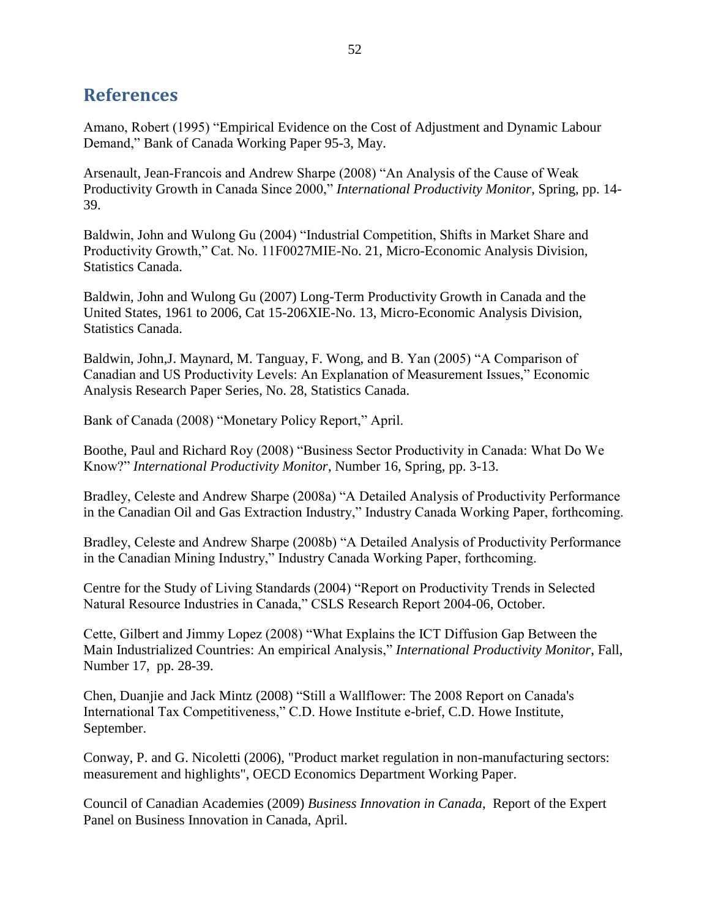## References

Amano, Robert (1995) "Empirical Evidence on the Cost of Adjustment and Dynamic Labour Demand," Bank of Canada Working Paper 95-3, May.

Arsenault, Jean-Francois and Andrew Sharpe (2008) "An Analysis of the Cause of Weak Productivity Growth in Canada Since 2000," *International Productivity Monitor*, Spring, pp. 14-39.

Baldwin, John and Wulong Gu (2004) "Industrial Competition, Shifts in Market Share and Productivity Growth," Cat. No. 11F0027MIE-No. 21, Micro-Economic Analysis Division, Statistics Canada.

Baldwin, John and Wulong Gu (2007) Long-Term Productivity Growth in Canada and the United States, 1961 to 2006, Cat 15-206XIE-No. 13, Micro-Economic Analysis Division, Statistics Canada.

Baldwin, John,J. Maynard, M. Tanguay, F. Wong, and B. Yan (2005) "A Comparison of Canadian and US Productivity Levels: An Explanation of Measurement Issues," Economic Analysis Research Paper Series, No. 28, Statistics Canada.

Bank of Canada (2008) "Monetary Policy Report," April.

Boothe, Paul and Richard Roy (2008) "Business Sector Productivity in Canada: What Do We Know?" *International Productivity Monitor*, Number 16, Spring, pp. 3-13.

Bradley, Celeste and Andrew Sharpe (2008a) "A Detailed Analysis of Productivity Performance in the Canadian Oil and Gas Extraction Industry," Industry Canada Working Paper, forthcoming.

Bradley, Celeste and Andrew Sharpe (2008b) "A Detailed Analysis of Productivity Performance in the Canadian Mining Industry," Industry Canada Working Paper, forthcoming.

Centre for the Study of Living Standards (2004) "Report on Productivity Trends in Selected Natural Resource Industries in Canada," CSLS Research Report 2004-06, October.

Cette, Gilbert and Jimmy Lopez (2008) "What Explains the ICT Diffusion Gap Between the Main Industrialized Countries: An empirical Analysis," *International Productivity Monitor*, Fall, Number 17, pp. 28-39.

Chen, Duanjie and Jack Mintz (2008) "Still a Wallflower: The 2008 Report on Canada's International Tax Competitiveness," C.D. Howe Institute e-brief, C.D. Howe Institute, September.

Conway, P. and G. Nicoletti (2006), "Product market regulation in non-manufacturing sectors: measurement and highlights", OECD Economics Department Working Paper.

Council of Canadian Academies (2009) *Business Innovation in Canada*, Report of the Expert Panel on Business Innovation in Canada, April.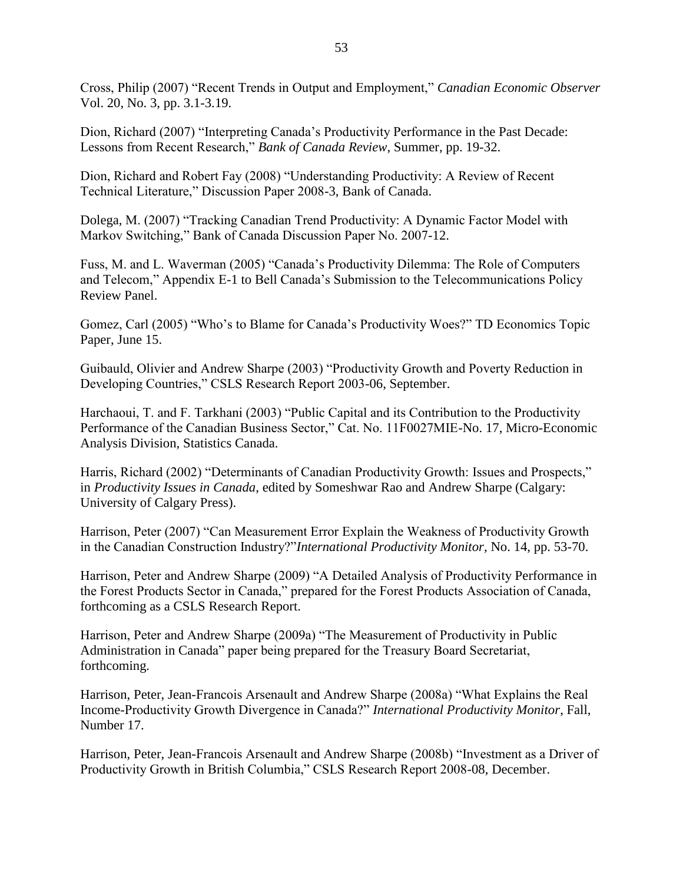Cross, Philip (2007) "Recent Trends in Output and Employment," *Canadian Economic Observer* Vol. 20, No. 3, pp. 3.1-3.19.

Dion, Richard (2007) "Interpreting Canada's Productivity Performance in the Past Decade: Lessons from Recent Research," *Bank of Canada Review*, Summer, pp. 19-32.

Dion, Richard and Robert Fay (2008) "Understanding Productivity: A Review of Recent Technical Literature," Discussion Paper 2008-3, Bank of Canada.

Dolega, M. (2007) "Tracking Canadian Trend Productivity: A Dynamic Factor Model with Markov Switching," Bank of Canada Discussion Paper No. 2007-12.

Fuss, M. and L. Waverman (2005) "Canada's Productivity Dilemma: The Role of Computers and Telecom," Appendix E-1 to Bell Canada's Submission to the Telecommunications Policy Review Panel.

Gomez, Carl (2005) "Who's to Blame for Canada's Productivity Woes?" TD Economics Topic Paper, June 15.

Guibauld, Olivier and Andrew Sharpe (2003) "Productivity Growth and Poverty Reduction in Developing Countries," CSLS Research Report 2003-06, September.

Harchaoui, T. and F. Tarkhani (2003) "Public Capital and its Contribution to the Productivity Performance of the Canadian Business Sector," Cat. No. 11F0027MIE-No. 17, Micro-Economic Analysis Division, Statistics Canada.

Harris, Richard (2002) "Determinants of Canadian Productivity Growth: Issues and Prospects," in *Productivity Issues in Canada*, edited by Someshwar Rao and Andrew Sharpe (Calgary: University of Calgary Press).

Harrison, Peter (2007) "Can Measurement Error Explain the Weakness of Productivity Growth in the Canadian Construction Industry?"*International Productivity Monitor,* No. 14, pp. 53-70.

Harrison, Peter and Andrew Sharpe (2009) "A Detailed Analysis of Productivity Performance in the Forest Products Sector in Canada," prepared for the Forest Products Association of Canada, forthcoming as a CSLS Research Report.

Harrison, Peter and Andrew Sharpe (2009a) "The Measurement of Productivity in Public Administration in Canada" paper being prepared for the Treasury Board Secretariat, forthcoming.

Harrison, Peter, Jean-Francois Arsenault and Andrew Sharpe (2008a) "What Explains the Real Income-Productivity Growth Divergence in Canada?" *International Productivity Monitor*, Fall, Number 17.

Harrison, Peter, Jean-Francois Arsenault and Andrew Sharpe (2008b) "Investment as a Driver of Productivity Growth in British Columbia," CSLS Research Report 2008-08, December.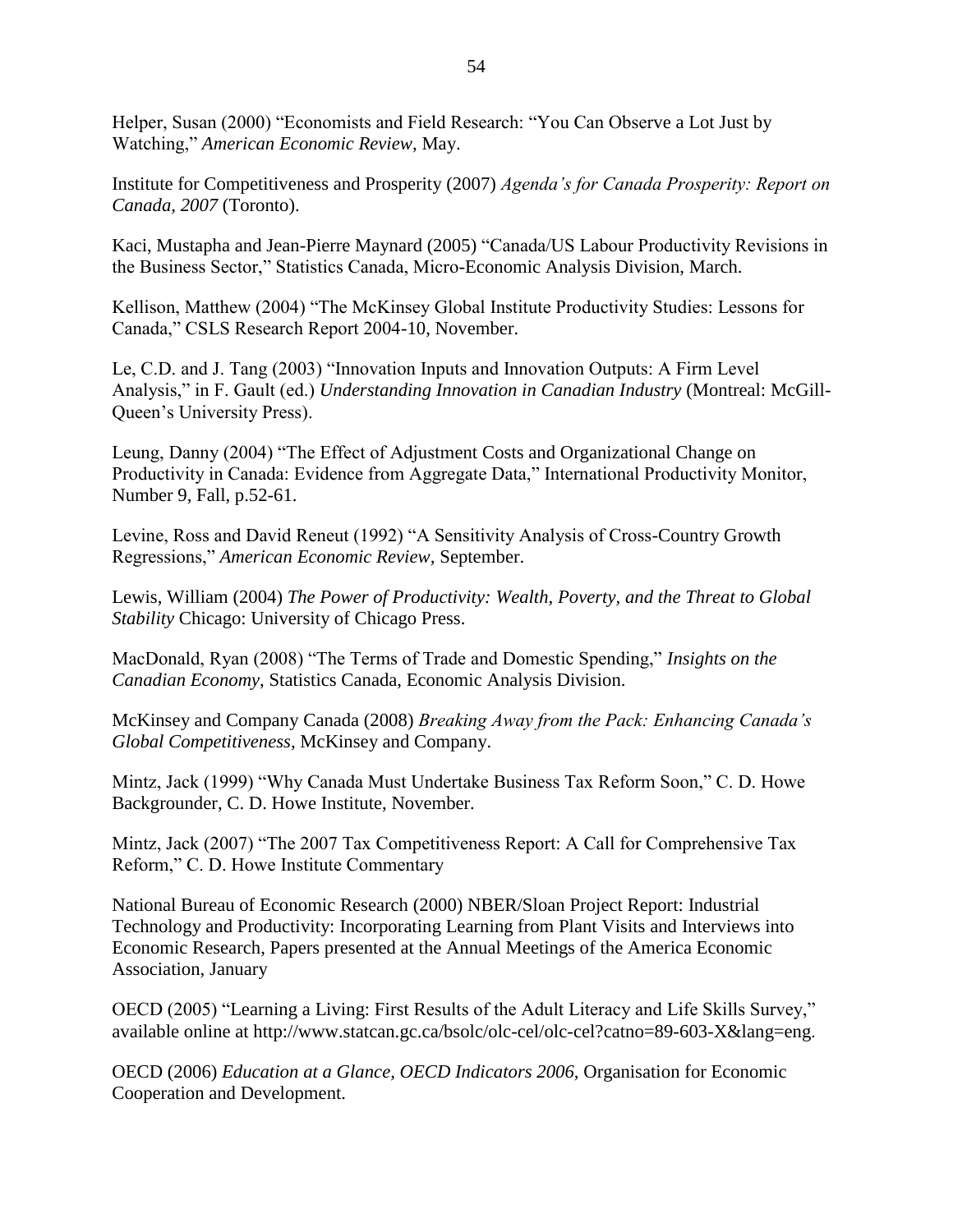Helper, Susan (2000) "Economists and Field Research: "You Can Observe a Lot Just by Watching," *American Economic Review,* May.

Institute for Competitiveness and Prosperity (2007) *Agenda's for Canada Prosperity: Report on Canada, 2007* (Toronto).

Kaci, Mustapha and Jean-Pierre Maynard (2005) "Canada/US Labour Productivity Revisions in the Business Sector," Statistics Canada, Micro-Economic Analysis Division, March.

Kellison, Matthew (2004) "The McKinsey Global Institute Productivity Studies: Lessons for Canada," CSLS Research Report 2004-10, November.

Le, C.D. and J. Tang (2003) "Innovation Inputs and Innovation Outputs: A Firm Level Analysis," in F. Gault (ed.) *Understanding Innovation in Canadian Industry* (Montreal: McGill-Queen's University Press).

Leung, Danny (2004) "The Effect of Adjustment Costs and Organizational Change on Productivity in Canada: Evidence from Aggregate Data," International Productivity Monitor, Number 9, Fall, p.52-61.

Levine, Ross and David Reneut (1992) "A Sensitivity Analysis of Cross-Country Growth Regressions," *American Economic Review,* September.

Lewis, William (2004) *The Power of Productivity: Wealth, Poverty, and the Threat to Global Stability* Chicago: University of Chicago Press.

MacDonald, Ryan (2008) "The Terms of Trade and Domestic Spending," *Insights on the Canadian Economy*, Statistics Canada, Economic Analysis Division.

McKinsey and Company Canada (2008) *Breaking Away from the Pack: Enhancing Canada's Global Competitiveness,* McKinsey and Company.

Mintz, Jack (1999) "Why Canada Must Undertake Business Tax Reform Soon," C. D. Howe Backgrounder, C. D. Howe Institute, November.

Mintz, Jack (2007) "The 2007 Tax Competitiveness Report: A Call for Comprehensive Tax Reform," C. D. Howe Institute Commentary

National Bureau of Economic Research (2000) NBER/Sloan Project Report: Industrial Technology and Productivity: Incorporating Learning from Plant Visits and Interviews into Economic Research, Papers presented at the Annual Meetings of the America Economic Association, January

OECD (2005) "Learning a Living: First Results of the Adult Literacy and Life Skills Survey," available online at http://www.statcan.gc.ca/bsolc/olc-cel/olc-cel?catno=89-603-X&lang=eng.

OECD (2006) *Education at a Glance, OECD Indicators 2006,* Organisation for Economic Cooperation and Development.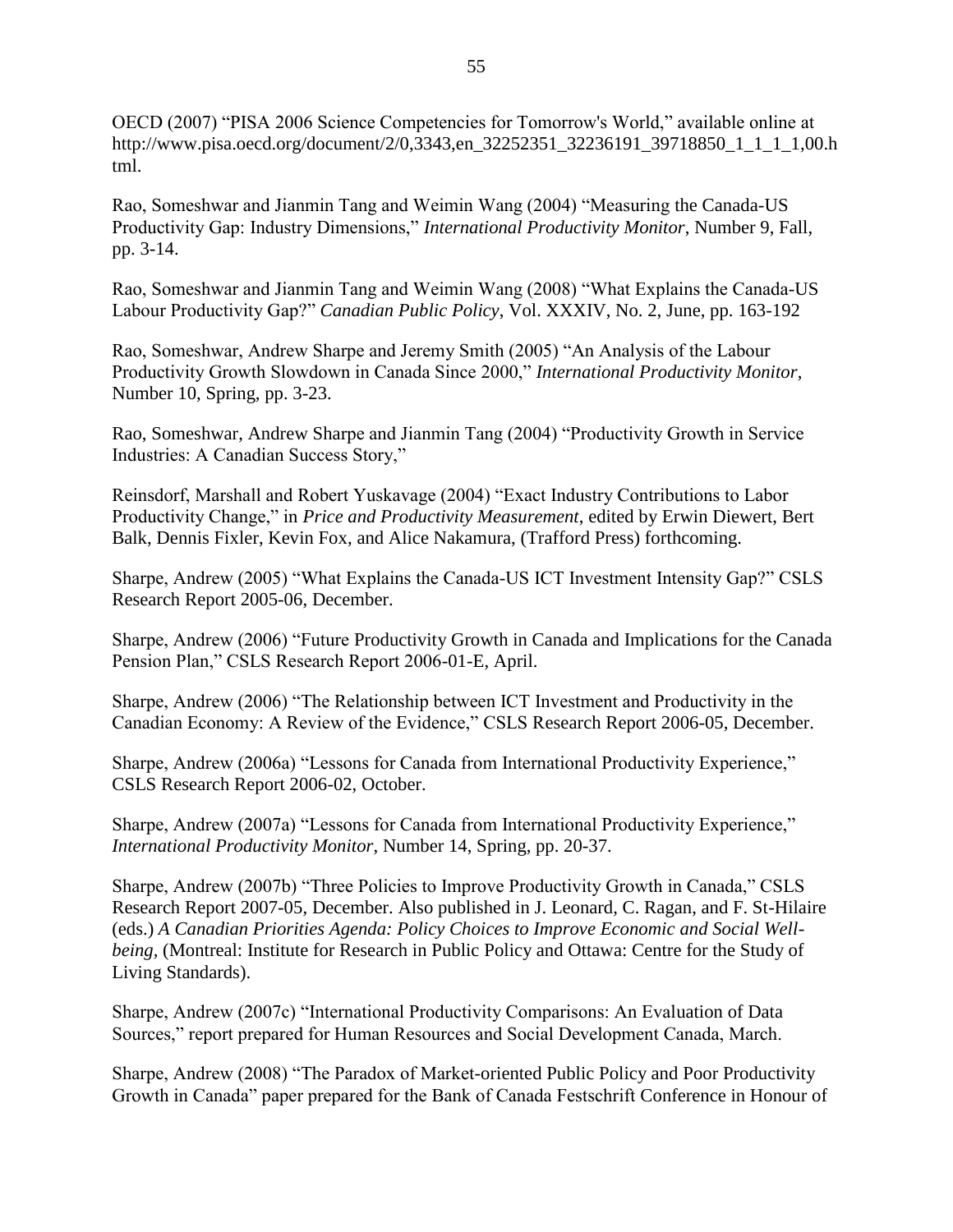OECD (2007) "PISA 2006 Science Competencies for Tomorrow's World," available online at http://www.pisa.oecd.org/document/2/0,3343,en_32252351_32236191_39718850_1_1_1_1,00.html.

Rao, Someshwar and Jianmin Tang and Weimin Wang (2004) "Measuring the Canada-US Productivity Gap: Industry Dimensions," *International Productivity Monitor*, Number 9, Fall, pp. 3-14.

Rao, Someshwar and Jianmin Tang and Weimin Wang (2008) "What Explains the Canada-US Labour Productivity Gap?" *Canadian Public Policy*, Vol. XXXIV, No. 2, June, pp. 163-192

Rao, Someshwar, Andrew Sharpe and Jeremy Smith (2005) "An Analysis of the Labour Productivity Growth Slowdown in Canada Since 2000," *International Productivity Monitor*, Number 10, Spring, pp. 3-23.

Rao, Someshwar, Andrew Sharpe and Jianmin Tang (2004) "Productivity Growth in Service Industries: A Canadian Success Story,"

Reinsdorf, Marshall and Robert Yuskavage (2004) "Exact Industry Contributions to Labor Productivity Change," in *Price and Productivity Measurement*, edited by Erwin Diewert, Bert Balk, Dennis Fixler, Kevin Fox, and Alice Nakamura, (Trafford Press) forthcoming.

Sharpe, Andrew (2005) "What Explains the Canada-US ICT Investment Intensity Gap?" CSLS Research Report 2005-06, December.

Sharpe, Andrew (2006) "Future Productivity Growth in Canada and Implications for the Canada Pension Plan," CSLS Research Report 2006-01-E, April.

Sharpe, Andrew (2006) "The Relationship between ICT Investment and Productivity in the Canadian Economy: A Review of the Evidence," CSLS Research Report 2006-05, December.

Sharpe, Andrew (2006a) "Lessons for Canada from International Productivity Experience," CSLS Research Report 2006-02, October.

Sharpe, Andrew (2007a) "Lessons for Canada from International Productivity Experience," *International Productivity Monitor*, Number 14, Spring, pp. 20-37.

Sharpe, Andrew (2007b) "Three Policies to Improve Productivity Growth in Canada," CSLS Research Report 2007-05, December. Also published in J. Leonard, C. Ragan, and F. St-Hilaire (eds.) *A Canadian Priorities Agenda: Policy Choices to Improve Economic and Social Well-being*, (Montreal: Institute for Research in Public Policy and Ottawa: Centre for the Study of Living Standards).

Sharpe, Andrew (2007c) "International Productivity Comparisons: An Evaluation of Data Sources," report prepared for Human Resources and Social Development Canada, March.

Sharpe, Andrew (2008) "The Paradox of Market-oriented Public Policy and Poor Productivity Growth in Canada" paper prepared for the Bank of Canada Festschrift Conference in Honour of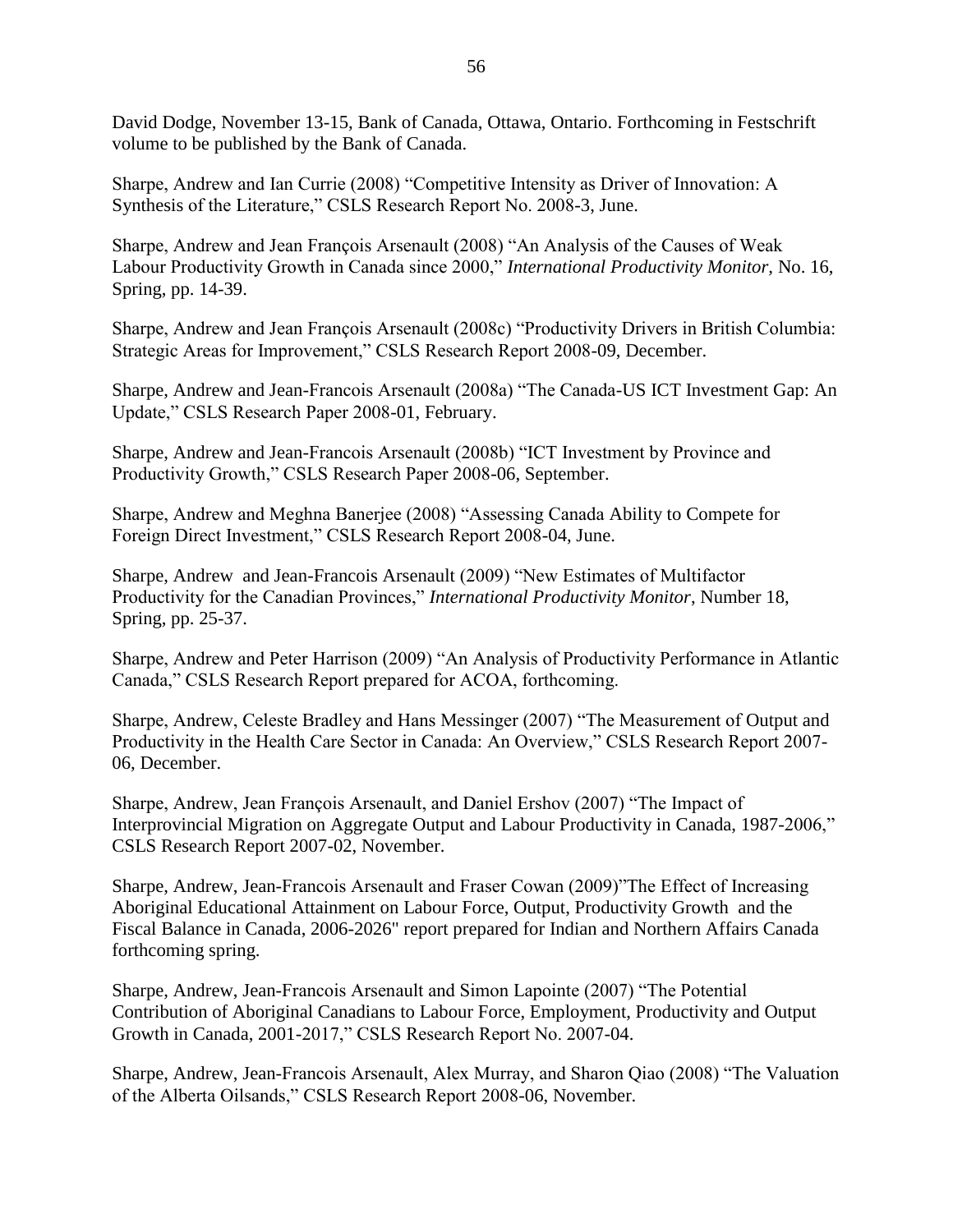David Dodge, November 13-15, Bank of Canada, Ottawa, Ontario. Forthcoming in Festschrift volume to be published by the Bank of Canada.

Sharpe, Andrew and Ian Currie (2008) "Competitive Intensity as Driver of Innovation: A Synthesis of the Literature," CSLS Research Report No. 2008-3, June.

Sharpe, Andrew and Jean François Arsenault (2008) "An Analysis of the Causes of Weak Labour Productivity Growth in Canada since 2000," *International Productivity Monitor*, No. 16, Spring, pp. 14-39.

Sharpe, Andrew and Jean François Arsenault (2008c) "Productivity Drivers in British Columbia: Strategic Areas for Improvement," CSLS Research Report 2008-09, December.

Sharpe, Andrew and Jean-Francois Arsenault (2008a) "The Canada-US ICT Investment Gap: An Update," CSLS Research Paper 2008-01, February.

Sharpe, Andrew and Jean-Francois Arsenault (2008b) "ICT Investment by Province and Productivity Growth," CSLS Research Paper 2008-06, September.

Sharpe, Andrew and Meghna Banerjee (2008) "Assessing Canada Ability to Compete for Foreign Direct Investment," CSLS Research Report 2008-04, June.

Sharpe, Andrew and Jean-Francois Arsenault (2009) "New Estimates of Multifactor Productivity for the Canadian Provinces," *International Productivity Monitor*, Number 18, Spring, pp. 25-37.

Sharpe, Andrew and Peter Harrison (2009) "An Analysis of Productivity Performance in Atlantic Canada," CSLS Research Report prepared for ACOA, forthcoming.

Sharpe, Andrew, Celeste Bradley and Hans Messinger (2007) "The Measurement of Output and Productivity in the Health Care Sector in Canada: An Overview," CSLS Research Report 2007-06, December.

Sharpe, Andrew, Jean François Arsenault, and Daniel Ershov (2007) "The Impact of Interprovincial Migration on Aggregate Output and Labour Productivity in Canada, 1987-2006," CSLS Research Report 2007-02, November.

Sharpe, Andrew, Jean-Francois Arsenault and Fraser Cowan (2009)"The Effect of Increasing Aboriginal Educational Attainment on Labour Force, Output, Productivity Growth and the Fiscal Balance in Canada, 2006-2026" report prepared for Indian and Northern Affairs Canada forthcoming spring.

Sharpe, Andrew, Jean-Francois Arsenault and Simon Lapointe (2007) "The Potential Contribution of Aboriginal Canadians to Labour Force, Employment, Productivity and Output Growth in Canada, 2001-2017," CSLS Research Report No. 2007-04.

Sharpe, Andrew, Jean-Francois Arsenault, Alex Murray, and Sharon Qiao (2008) "The Valuation of the Alberta Oilsands," CSLS Research Report 2008-06, November.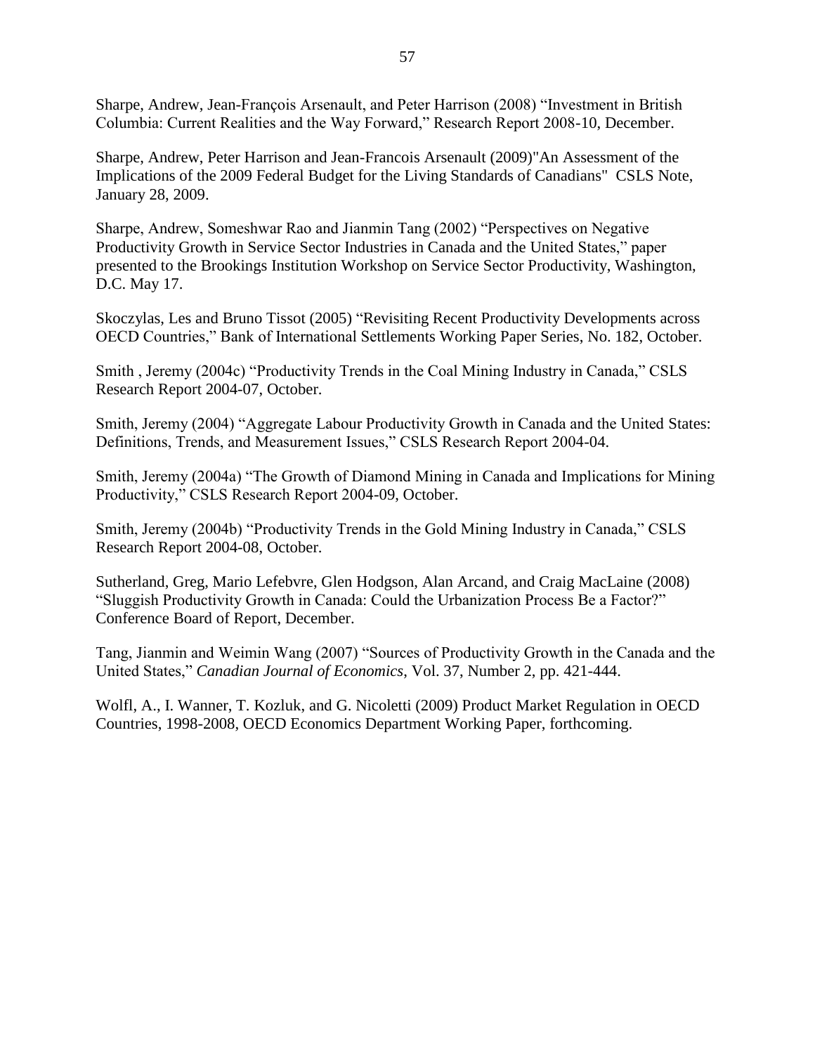Sharpe, Andrew, Jean-François Arsenault, and Peter Harrison (2008) "Investment in British Columbia: Current Realities and the Way Forward," Research Report 2008-10, December.

Sharpe, Andrew, Peter Harrison and Jean-Francois Arsenault (2009)"An Assessment of the Implications of the 2009 Federal Budget for the Living Standards of Canadians" CSLS Note, January 28, 2009.

Sharpe, Andrew, Someshwar Rao and Jianmin Tang (2002) "Perspectives on Negative Productivity Growth in Service Sector Industries in Canada and the United States," paper presented to the Brookings Institution Workshop on Service Sector Productivity, Washington, D.C. May 17.

Skoczylas, Les and Bruno Tissot (2005) "Revisiting Recent Productivity Developments across OECD Countries," Bank of International Settlements Working Paper Series, No. 182, October.

Smith , Jeremy (2004c) "Productivity Trends in the Coal Mining Industry in Canada," CSLS Research Report 2004-07, October.

Smith, Jeremy (2004) "Aggregate Labour Productivity Growth in Canada and the United States: Definitions, Trends, and Measurement Issues," CSLS Research Report 2004-04.

Smith, Jeremy (2004a) "The Growth of Diamond Mining in Canada and Implications for Mining Productivity," CSLS Research Report 2004-09, October.

Smith, Jeremy (2004b) "Productivity Trends in the Gold Mining Industry in Canada," CSLS Research Report 2004-08, October.

Sutherland, Greg, Mario Lefebvre, Glen Hodgson, Alan Arcand, and Craig MacLaine (2008) "Sluggish Productivity Growth in Canada: Could the Urbanization Process Be a Factor?" Conference Board of Report, December.

Tang, Jianmin and Weimin Wang (2007) "Sources of Productivity Growth in the Canada and the United States," *Canadian Journal of Economics*, Vol. 37, Number 2, pp. 421-444.

Wolfl, A., I. Wanner, T. Kozluk, and G. Nicoletti (2009) Product Market Regulation in OECD Countries, 1998-2008, OECD Economics Department Working Paper, forthcoming.